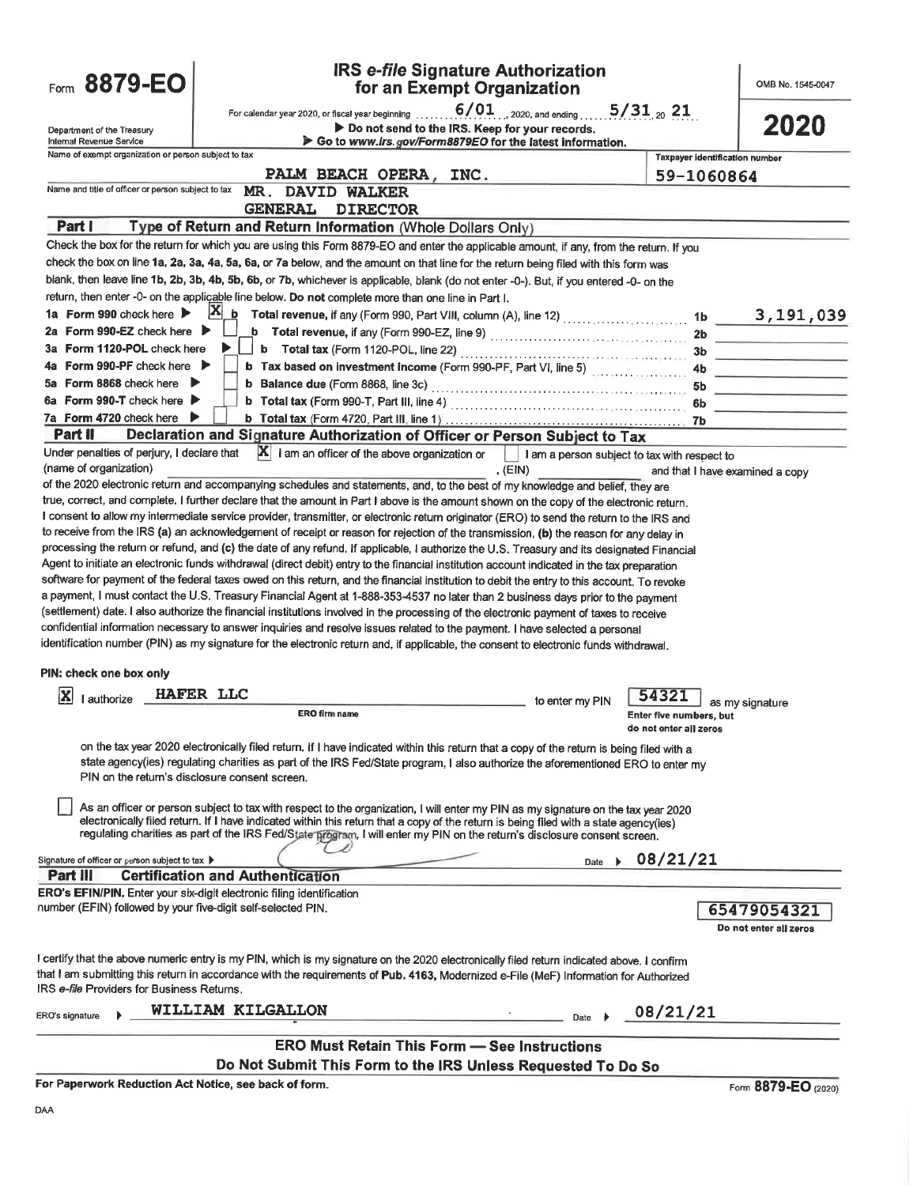# Form 8879-EO

## IRS *e-file* Signature Authorization for an Exempt Organization

OMB No. 1545-0047

**2020**

For calendar year 2020, or fiscal year beginning 6/01, 2020, and ending 5/31, 20 21

Department of the Treasury
Internal Revenue Service

▶ Do not send to the IRS. Keep for your records.
▶ Go to www.irs.gov/Form8879EO for the latest information.

Name of exempt organization or person subject to tax: PALM BEACH OPERA, INC.

Taxpayer identification number: 59-1060864

Name and title of officer or person subject to tax: MR. DAVID WALKER, GENERAL DIRECTOR

### Part I — Type of Return and Return Information (Whole Dollars Only)

Check the box for the return for which you are using this Form 8879-EO and enter the applicable amount, if any, from the return. If you check the box on line 1a, 2a, 3a, 4a, 5a, 6a, or 7a below, and the amount on that line for the return being filed with this form was blank, then leave line 1b, 2b, 3b, 4b, 5b, 6b, or 7b, whichever is applicable, blank (do not enter -0-). But, if you entered -0- on the return, then enter -0- on the applicable line below. **Do not** complete more than one line in Part I.

| | | | |
|---|---|---|---|
| 1a Form 990 check here ▶ [X] | b Total revenue, if any (Form 990, Part VIII, column (A), line 12) | 1b | 3,191,039 |
| 2a Form 990-EZ check here ▶ [ ] | b Total revenue, if any (Form 990-EZ, line 9) | 2b | |
| 3a Form 1120-POL check here ▶ [ ] | b Total tax (Form 1120-POL, line 22) | 3b | |
| 4a Form 990-PF check here ▶ [ ] | b Tax based on investment income (Form 990-PF, Part VI, line 5) | 4b | |
| 5a Form 8868 check here ▶ [ ] | b Balance due (Form 8868, line 3c) | 5b | |
| 6a Form 990-T check here ▶ [ ] | b Total tax (Form 990-T, Part III, line 4) | 6b | |
| 7a Form 4720 check here ▶ [ ] | b Total tax (Form 4720, Part III, line 1) | 7b | |

### Part II — Declaration and Signature Authorization of Officer or Person Subject to Tax

Under penalties of perjury, I declare that [X] I am an officer of the above organization or [ ] I am a person subject to tax with respect to (name of organization) ______, (EIN) ______ and that I have examined a copy of the 2020 electronic return and accompanying schedules and statements, and, to the best of my knowledge and belief, they are true, correct, and complete. I further declare that the amount in Part I above is the amount shown on the copy of the electronic return. I consent to allow my intermediate service provider, transmitter, or electronic return originator (ERO) to send the return to the IRS and to receive from the IRS (a) an acknowledgement of receipt or reason for rejection of the transmission, (b) the reason for any delay in processing the return or refund, and (c) the date of any refund. If applicable, I authorize the U.S. Treasury and its designated Financial Agent to initiate an electronic funds withdrawal (direct debit) entry to the financial institution account indicated in the tax preparation software for payment of the federal taxes owed on this return, and the financial institution to debit the entry to this account. To revoke a payment, I must contact the U.S. Treasury Financial Agent at 1-888-353-4537 no later than 2 business days prior to the payment (settlement) date. I also authorize the financial institutions involved in the processing of the electronic payment of taxes to receive confidential information necessary to answer inquiries and resolve issues related to the payment. I have selected a personal identification number (PIN) as my signature for the electronic return and, if applicable, the consent to electronic funds withdrawal.

**PIN: check one box only**

[X] I authorize HAFER LLC (ERO firm name) to enter my PIN 54321 (Enter five numbers, but do not enter all zeros) as my signature on the tax year 2020 electronically filed return. If I have indicated within this return that a copy of the return is being filed with a state agency(ies) regulating charities as part of the IRS Fed/State program, I also authorize the aforementioned ERO to enter my PIN on the return's disclosure consent screen.

[ ] As an officer or person subject to tax with respect to the organization, I will enter my PIN as my signature on the tax year 2020 electronically filed return. If I have indicated within this return that a copy of the return is being filed with a state agency(ies) regulating charities as part of the IRS Fed/State program, I will enter my PIN on the return's disclosure consent screen.

Signature of officer or person subject to tax ▶ [signature] Date ▶ 08/21/21

### Part III — Certification and Authentication

**ERO's EFIN/PIN.** Enter your six-digit electronic filing identification number (EFIN) followed by your five-digit self-selected PIN.

65479054321
Do not enter all zeros

I certify that the above numeric entry is my PIN, which is my signature on the 2020 electronically filed return indicated above. I confirm that I am submitting this return in accordance with the requirements of **Pub. 4163,** Modernized e-File (MeF) Information for Authorized IRS *e-file* Providers for Business Returns.

ERO's signature ▶ WILLIAM KILGALLON Date ▶ 08/21/21

**ERO Must Retain This Form — See Instructions**

**Do Not Submit This Form to the IRS Unless Requested To Do So**

**For Paperwork Reduction Act Notice, see back of form.**

Form **8879-EO** (2020)

DAA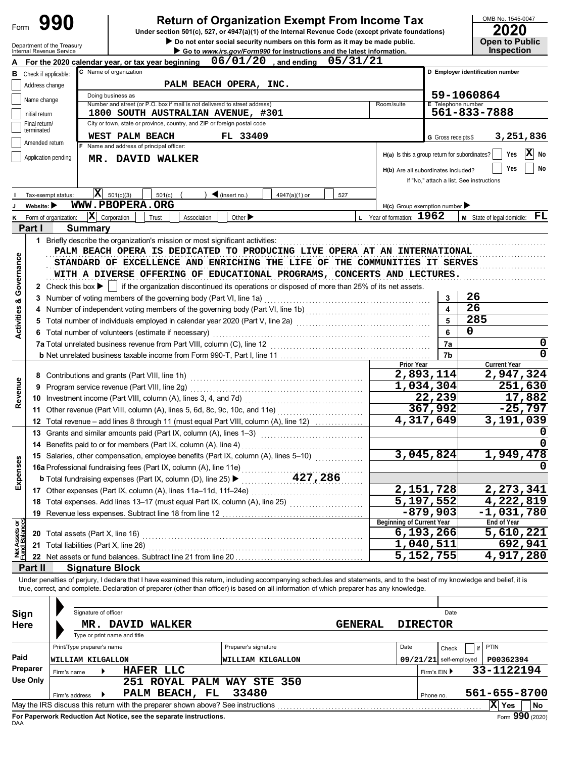Form **990** — **Return of Organization Exempt From Income Tax**

Under section 501(c), 527, or 4947(a)(1) of the Internal Revenue Code (except private foundations)

▶ Do not enter social security numbers on this form as it may be made public.

▶ Go to *www.irs.gov/Form990* for instructions and the latest information.

Department of the Treasury
Internal Revenue Service

OMB No. 1545-0047

**2020**

**Open to Public Inspection**

**A** For the 2020 calendar year, or tax year beginning 06/01/20, and ending 05/31/21

**B** Check if applicable:
- Address change
- Name change
- Initial return
- Final return/terminated
- Amended return
- Application pending

**C** Name of organization: PALM BEACH OPERA, INC.

Doing business as

Number and street (or P.O. box if mail is not delivered to street address): 1800 SOUTH AUSTRALIAN AVENUE, #301 — Room/suite

City or town, state or province, country, and ZIP or foreign postal code: WEST PALM BEACH FL 33409

**D** Employer identification number: 59-1060864

**E** Telephone number: 561-833-7888

**G** Gross receipts $ 3,251,836

**F** Name and address of principal officer: MR. DAVID WALKER

H(a) Is this a group return for subordinates? Yes [ ] No [X]

H(b) Are all subordinates included? Yes [ ] No [ ]
If "No," attach a list. See instructions

**I** Tax-exempt status: [X] 501(c)(3) [ ] 501(c) ( ) ◀ (insert no.) [ ] 4947(a)(1) or [ ] 527

**J** Website: ▶ WWW.PBOPERA.ORG

H(c) Group exemption number ▶

**K** Form of organization: [X] Corporation [ ] Trust [ ] Association [ ] Other ▶

**L** Year of formation: 1962

**M** State of legal domicile: FL

## Part I Summary

**Activities & Governance**

1 Briefly describe the organization's mission or most significant activities:
PALM BEACH OPERA IS DEDICATED TO PRODUCING LIVE OPERA AT AN INTERNATIONAL STANDARD OF EXCELLENCE AND ENRICHING THE LIFE OF THE COMMUNITIES IT SERVES WITH A DIVERSE OFFERING OF EDUCATIONAL PROGRAMS, CONCERTS AND LECTURES.

2 Check this box ▶ [ ] if the organization discontinued its operations or disposed of more than 25% of its net assets.

| Line | Description | No. | Value |
|---|---|---|---|
| 3 | Number of voting members of the governing body (Part VI, line 1a) | 3 | 26 |
| 4 | Number of independent voting members of the governing body (Part VI, line 1b) | 4 | 26 |
| 5 | Total number of individuals employed in calendar year 2020 (Part V, line 2a) | 5 | 285 |
| 6 | Total number of volunteers (estimate if necessary) | 6 | 0 |
| 7a | Total unrelated business revenue from Part VIII, column (C), line 12 | 7a | 0 |
| b | Net unrelated business taxable income from Form 990-T, Part I, line 11 | 7b | 0 |

| Section | Line | Description | Prior Year | Current Year |
|---|---|---|---|---|
| Revenue | 8 | Contributions and grants (Part VIII, line 1h) | 2,893,114 | 2,947,324 |
| | 9 | Program service revenue (Part VIII, line 2g) | 1,034,304 | 251,630 |
| | 10 | Investment income (Part VIII, column (A), lines 3, 4, and 7d) | 22,239 | 17,882 |
| | 11 | Other revenue (Part VIII, column (A), lines 5, 6d, 8c, 9c, 10c, and 11e) | 367,992 | -25,797 |
| | 12 | Total revenue – add lines 8 through 11 (must equal Part VIII, column (A), line 12) | 4,317,649 | 3,191,039 |
| Expenses | 13 | Grants and similar amounts paid (Part IX, column (A), lines 1–3) | | 0 |
| | 14 | Benefits paid to or for members (Part IX, column (A), line 4) | | 0 |
| | 15 | Salaries, other compensation, employee benefits (Part IX, column (A), lines 5–10) | 3,045,824 | 1,949,478 |
| | 16a | Professional fundraising fees (Part IX, column (A), line 11e) | | 0 |
| | b | Total fundraising expenses (Part IX, column (D), line 25) ▶ 427,286 | | |
| | 17 | Other expenses (Part IX, column (A), lines 11a–11d, 11f–24e) | 2,151,728 | 2,273,341 |
| | 18 | Total expenses. Add lines 13–17 (must equal Part IX, column (A), line 25) | 5,197,552 | 4,222,819 |
| | 19 | Revenue less expenses. Subtract line 18 from line 12 | -879,903 | -1,031,780 |

| Section | Line | Description | Beginning of Current Year | End of Year |
|---|---|---|---|---|
| Net Assets or Fund Balances | 20 | Total assets (Part X, line 16) | 6,193,266 | 5,610,221 |
| | 21 | Total liabilities (Part X, line 26) | 1,040,511 | 692,941 |
| | 22 | Net assets or fund balances. Subtract line 21 from line 20 | 5,152,755 | 4,917,280 |

## Part II Signature Block

Under penalties of perjury, I declare that I have examined this return, including accompanying schedules and statements, and to the best of my knowledge and belief, it is true, correct, and complete. Declaration of preparer (other than officer) is based on all information of which preparer has any knowledge.

**Sign Here**

Signature of officer — Date

MR. DAVID WALKER — GENERAL DIRECTOR

Type or print name and title

**Paid Preparer Use Only**

| Print/Type preparer's name | Preparer's signature | Date | Check [ ] if self-employed | PTIN |
|---|---|---|---|---|
| WILLIAM KILGALLON | WILLIAM KILGALLON | 09/21/21 | | P00362394 |

Firm's name ▶ HAFER LLC — Firm's EIN ▶ 33-1122194

Firm's address ▶ 251 ROYAL PALM WAY STE 350, PALM BEACH, FL 33480 — Phone no. 561-655-8700

May the IRS discuss this return with the preparer shown above? See instructions [X] Yes [ ] No

**For Paperwork Reduction Act Notice, see the separate instructions.**

DAA — Form **990** (2020)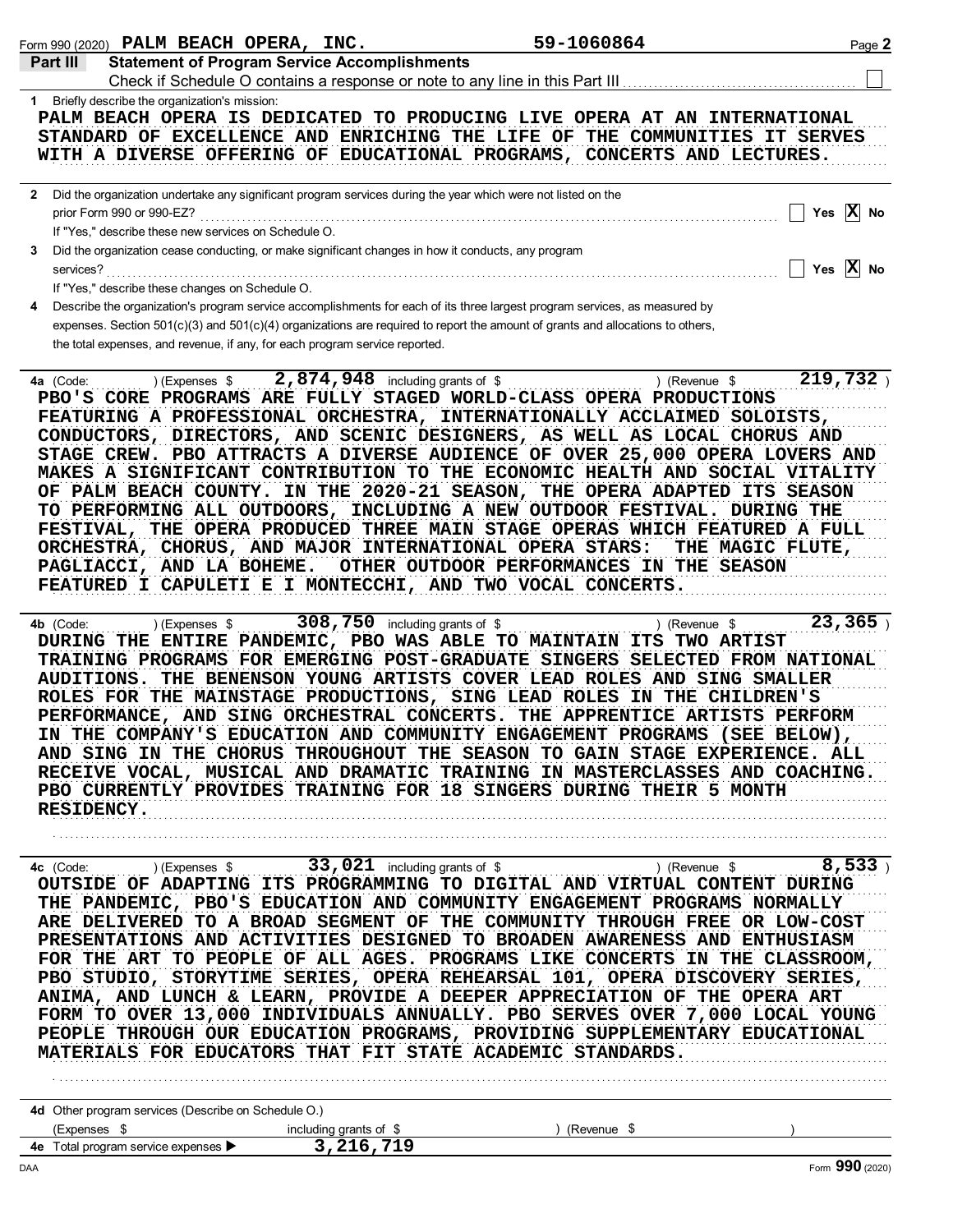Form 990 (2020) **PALM BEACH OPERA, INC.** **59-1060864** Page **2**

## Part III Statement of Program Service Accomplishments

Check if Schedule O contains a response or note to any line in this Part III ☐

**1** Briefly describe the organization's mission:

PALM BEACH OPERA IS DEDICATED TO PRODUCING LIVE OPERA AT AN INTERNATIONAL STANDARD OF EXCELLENCE AND ENRICHING THE LIFE OF THE COMMUNITIES IT SERVES WITH A DIVERSE OFFERING OF EDUCATIONAL PROGRAMS, CONCERTS AND LECTURES.

**2** Did the organization undertake any significant program services during the year which were not listed on the prior Form 990 or 990-EZ? ☐ Yes ☒ No

If "Yes," describe these new services on Schedule O.

**3** Did the organization cease conducting, or make significant changes in how it conducts, any program services? ☐ Yes ☒ No

If "Yes," describe these changes on Schedule O.

**4** Describe the organization's program service accomplishments for each of its three largest program services, as measured by expenses. Section 501(c)(3) and 501(c)(4) organizations are required to report the amount of grants and allocations to others, the total expenses, and revenue, if any, for each program service reported.

**4a** (Code: ) (Expenses $ 2,874,948 including grants of $ ) (Revenue $ 219,732 )

PBO'S CORE PROGRAMS ARE FULLY STAGED WORLD-CLASS OPERA PRODUCTIONS FEATURING A PROFESSIONAL ORCHESTRA, INTERNATIONALLY ACCLAIMED SOLOISTS, CONDUCTORS, DIRECTORS, AND SCENIC DESIGNERS, AS WELL AS LOCAL CHORUS AND STAGE CREW. PBO ATTRACTS A DIVERSE AUDIENCE OF OVER 25,000 OPERA LOVERS AND MAKES A SIGNIFICANT CONTRIBUTION TO THE ECONOMIC HEALTH AND SOCIAL VITALITY OF PALM BEACH COUNTY. IN THE 2020-21 SEASON, THE OPERA ADAPTED ITS SEASON TO PERFORMING ALL OUTDOORS, INCLUDING A NEW OUTDOOR FESTIVAL. DURING THE FESTIVAL, THE OPERA PRODUCED THREE MAIN STAGE OPERAS WHICH FEATURED A FULL ORCHESTRA, CHORUS, AND MAJOR INTERNATIONAL OPERA STARS: THE MAGIC FLUTE, PAGLIACCI, AND LA BOHEME. OTHER OUTDOOR PERFORMANCES IN THE SEASON FEATURED I CAPULETI E I MONTECCHI, AND TWO VOCAL CONCERTS.

**4b** (Code: ) (Expenses $ 308,750 including grants of $ ) (Revenue $ 23,365 )

DURING THE ENTIRE PANDEMIC, PBO WAS ABLE TO MAINTAIN ITS TWO ARTIST TRAINING PROGRAMS FOR EMERGING POST-GRADUATE SINGERS SELECTED FROM NATIONAL AUDITIONS. THE BENENSON YOUNG ARTISTS COVER LEAD ROLES AND SING SMALLER ROLES FOR THE MAINSTAGE PRODUCTIONS, SING LEAD ROLES IN THE CHILDREN'S PERFORMANCE, AND SING ORCHESTRAL CONCERTS. THE APPRENTICE ARTISTS PERFORM IN THE COMPANY'S EDUCATION AND COMMUNITY ENGAGEMENT PROGRAMS (SEE BELOW), AND SING IN THE CHORUS THROUGHOUT THE SEASON TO GAIN STAGE EXPERIENCE. ALL RECEIVE VOCAL, MUSICAL AND DRAMATIC TRAINING IN MASTERCLASSES AND COACHING. PBO CURRENTLY PROVIDES TRAINING FOR 18 SINGERS DURING THEIR 5 MONTH RESIDENCY.

**4c** (Code: ) (Expenses $ 33,021 including grants of $ ) (Revenue $ 8,533 )

OUTSIDE OF ADAPTING ITS PROGRAMMING TO DIGITAL AND VIRTUAL CONTENT DURING THE PANDEMIC, PBO'S EDUCATION AND COMMUNITY ENGAGEMENT PROGRAMS NORMALLY ARE DELIVERED TO A BROAD SEGMENT OF THE COMMUNITY THROUGH FREE OR LOW-COST PRESENTATIONS AND ACTIVITIES DESIGNED TO BROADEN AWARENESS AND ENTHUSIASM FOR THE ART TO PEOPLE OF ALL AGES. PROGRAMS LIKE CONCERTS IN THE CLASSROOM, PBO STUDIO, STORYTIME SERIES, OPERA REHEARSAL 101, OPERA DISCOVERY SERIES, ANIMA, AND LUNCH & LEARN, PROVIDE A DEEPER APPRECIATION OF THE OPERA ART FORM TO OVER 13,000 INDIVIDUALS ANNUALLY. PBO SERVES OVER 7,000 LOCAL YOUNG PEOPLE THROUGH OUR EDUCATION PROGRAMS, PROVIDING SUPPLEMENTARY EDUCATIONAL MATERIALS FOR EDUCATORS THAT FIT STATE ACADEMIC STANDARDS.

**4d** Other program services (Describe on Schedule O.)

(Expenses $ including grants of $ ) (Revenue $ )

**4e** Total program service expenses ▶ 3,216,719

Form **990** (2020)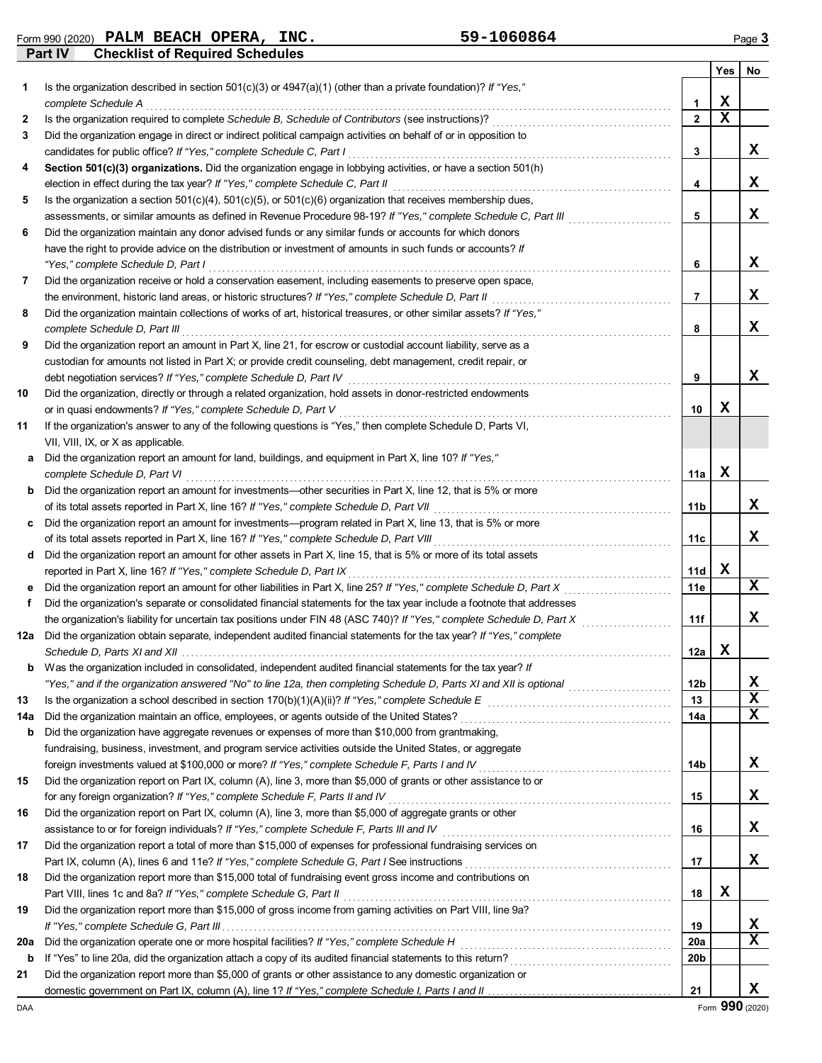Form 990 (2020) **PALM BEACH OPERA, INC.** **59-1060864**

## Part IV Checklist of Required Schedules

| | | | Yes | No |
|---|---|---|---|---|
| **1** | Is the organization described in section 501(c)(3) or 4947(a)(1) (other than a private foundation)? *If "Yes," complete Schedule A* | **1** | X | |
| **2** | Is the organization required to complete *Schedule B, Schedule of Contributors* (see instructions)? | **2** | X | |
| **3** | Did the organization engage in direct or indirect political campaign activities on behalf of or in opposition to candidates for public office? *If "Yes," complete Schedule C, Part I* | **3** | | X |
| **4** | **Section 501(c)(3) organizations.** Did the organization engage in lobbying activities, or have a section 501(h) election in effect during the tax year? *If "Yes," complete Schedule C, Part II* | **4** | | X |
| **5** | Is the organization a section 501(c)(4), 501(c)(5), or 501(c)(6) organization that receives membership dues, assessments, or similar amounts as defined in Revenue Procedure 98-19? *If "Yes," complete Schedule C, Part III* | **5** | | X |
| **6** | Did the organization maintain any donor advised funds or any similar funds or accounts for which donors have the right to provide advice on the distribution or investment of amounts in such funds or accounts? *If "Yes," complete Schedule D, Part I* | **6** | | X |
| **7** | Did the organization receive or hold a conservation easement, including easements to preserve open space, the environment, historic land areas, or historic structures? *If "Yes," complete Schedule D, Part II* | **7** | | X |
| **8** | Did the organization maintain collections of works of art, historical treasures, or other similar assets? *If "Yes," complete Schedule D, Part III* | **8** | | X |
| **9** | Did the organization report an amount in Part X, line 21, for escrow or custodial account liability, serve as a custodian for amounts not listed in Part X; or provide credit counseling, debt management, credit repair, or debt negotiation services? *If "Yes," complete Schedule D, Part IV* | **9** | | X |
| **10** | Did the organization, directly or through a related organization, hold assets in donor-restricted endowments or in quasi endowments? *If "Yes," complete Schedule D, Part V* | **10** | X | |
| **11** | If the organization's answer to any of the following questions is "Yes," then complete Schedule D, Parts VI, VII, VIII, IX, or X as applicable. | | | |
| **a** | Did the organization report an amount for land, buildings, and equipment in Part X, line 10? *If "Yes," complete Schedule D, Part VI* | **11a** | X | |
| **b** | Did the organization report an amount for investments—other securities in Part X, line 12, that is 5% or more of its total assets reported in Part X, line 16? *If "Yes," complete Schedule D, Part VII* | **11b** | | X |
| **c** | Did the organization report an amount for investments—program related in Part X, line 13, that is 5% or more of its total assets reported in Part X, line 16? *If "Yes," complete Schedule D, Part VIII* | **11c** | | X |
| **d** | Did the organization report an amount for other assets in Part X, line 15, that is 5% or more of its total assets reported in Part X, line 16? *If "Yes," complete Schedule D, Part IX* | **11d** | X | |
| **e** | Did the organization report an amount for other liabilities in Part X, line 25? *If "Yes," complete Schedule D, Part X* | **11e** | | X |
| **f** | Did the organization's separate or consolidated financial statements for the tax year include a footnote that addresses the organization's liability for uncertain tax positions under FIN 48 (ASC 740)? *If "Yes," complete Schedule D, Part X* | **11f** | | X |
| **12a** | Did the organization obtain separate, independent audited financial statements for the tax year? *If "Yes," complete Schedule D, Parts XI and XII* | **12a** | X | |
| **b** | Was the organization included in consolidated, independent audited financial statements for the tax year? *If "Yes," and if the organization answered "No" to line 12a, then completing Schedule D, Parts XI and XII is optional* | **12b** | | X |
| **13** | Is the organization a school described in section 170(b)(1)(A)(ii)? *If "Yes," complete Schedule E* | **13** | | X |
| **14a** | Did the organization maintain an office, employees, or agents outside of the United States? | **14a** | | X |
| **b** | Did the organization have aggregate revenues or expenses of more than $10,000 from grantmaking, fundraising, business, investment, and program service activities outside the United States, or aggregate foreign investments valued at $100,000 or more? *If "Yes," complete Schedule F, Parts I and IV* | **14b** | | X |
| **15** | Did the organization report on Part IX, column (A), line 3, more than $5,000 of grants or other assistance to or for any foreign organization? *If "Yes," complete Schedule F, Parts II and IV* | **15** | | X |
| **16** | Did the organization report on Part IX, column (A), line 3, more than $5,000 of aggregate grants or other assistance to or for foreign individuals? *If "Yes," complete Schedule F, Parts III and IV* | **16** | | X |
| **17** | Did the organization report a total of more than $15,000 of expenses for professional fundraising services on Part IX, column (A), lines 6 and 11e? *If "Yes," complete Schedule G, Part I* See instructions | **17** | | X |
| **18** | Did the organization report more than $15,000 total of fundraising event gross income and contributions on Part VIII, lines 1c and 8a? *If "Yes," complete Schedule G, Part II* | **18** | X | |
| **19** | Did the organization report more than $15,000 of gross income from gaming activities on Part VIII, line 9a? *If "Yes," complete Schedule G, Part III* | **19** | | X |
| **20a** | Did the organization operate one or more hospital facilities? *If "Yes," complete Schedule H* | **20a** | | X |
| **b** | If "Yes" to line 20a, did the organization attach a copy of its audited financial statements to this return? | **20b** | | |
| **21** | Did the organization report more than $5,000 of grants or other assistance to any domestic organization or domestic government on Part IX, column (A), line 1? *If "Yes," complete Schedule I, Parts I and II* | **21** | | X |

DAA Form **990** (2020)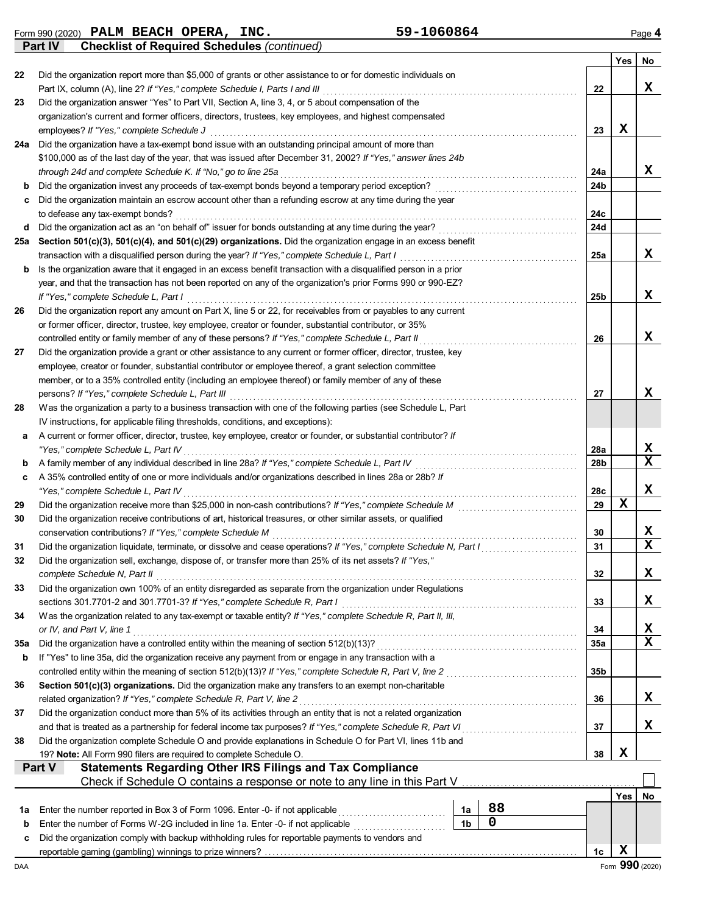Form 990 (2020) **PALM BEACH OPERA, INC.** **59-1060864** Page **4**

**Part IV Checklist of Required Schedules** *(continued)*

| | | | Yes | No |
|---|---|---|---|---|
| 22 | Did the organization report more than $5,000 of grants or other assistance to or for domestic individuals on Part IX, column (A), line 2? *If "Yes," complete Schedule I, Parts I and III* | 22 | | X |
| 23 | Did the organization answer "Yes" to Part VII, Section A, line 3, 4, or 5 about compensation of the organization's current and former officers, directors, trustees, key employees, and highest compensated employees? *If "Yes," complete Schedule J* | 23 | X | |
| 24a | Did the organization have a tax-exempt bond issue with an outstanding principal amount of more than $100,000 as of the last day of the year, that was issued after December 31, 2002? *If "Yes," answer lines 24b through 24d and complete Schedule K. If "No," go to line 25a* | 24a | | X |
| b | Did the organization invest any proceeds of tax-exempt bonds beyond a temporary period exception? | 24b | | |
| c | Did the organization maintain an escrow account other than a refunding escrow at any time during the year to defease any tax-exempt bonds? | 24c | | |
| d | Did the organization act as an "on behalf of" issuer for bonds outstanding at any time during the year? | 24d | | |
| 25a | **Section 501(c)(3), 501(c)(4), and 501(c)(29) organizations.** Did the organization engage in an excess benefit transaction with a disqualified person during the year? *If "Yes," complete Schedule L, Part I* | 25a | | X |
| b | Is the organization aware that it engaged in an excess benefit transaction with a disqualified person in a prior year, and that the transaction has not been reported on any of the organization's prior Forms 990 or 990-EZ? *If "Yes," complete Schedule L, Part I* | 25b | | X |
| 26 | Did the organization report any amount on Part X, line 5 or 22, for receivables from or payables to any current or former officer, director, trustee, key employee, creator or founder, substantial contributor, or 35% controlled entity or family member of any of these persons? *If "Yes," complete Schedule L, Part II* | 26 | | X |
| 27 | Did the organization provide a grant or other assistance to any current or former officer, director, trustee, key employee, creator or founder, substantial contributor or employee thereof, a grant selection committee member, or to a 35% controlled entity (including an employee thereof) or family member of any of these persons? *If "Yes," complete Schedule L, Part III* | 27 | | X |
| 28 | Was the organization a party to a business transaction with one of the following parties (see Schedule L, Part IV instructions, for applicable filing thresholds, conditions, and exceptions): | | | |
| a | A current or former officer, director, trustee, key employee, creator or founder, or substantial contributor? *If "Yes," complete Schedule L, Part IV* | 28a | | X |
| b | A family member of any individual described in line 28a? *If "Yes," complete Schedule L, Part IV* | 28b | | X |
| c | A 35% controlled entity of one or more individuals and/or organizations described in lines 28a or 28b? *If "Yes," complete Schedule L, Part IV* | 28c | | X |
| 29 | Did the organization receive more than $25,000 in non-cash contributions? *If "Yes," complete Schedule M* | 29 | X | |
| 30 | Did the organization receive contributions of art, historical treasures, or other similar assets, or qualified conservation contributions? *If "Yes," complete Schedule M* | 30 | | X |
| 31 | Did the organization liquidate, terminate, or dissolve and cease operations? *If "Yes," complete Schedule N, Part I* | 31 | | X |
| 32 | Did the organization sell, exchange, dispose of, or transfer more than 25% of its net assets? *If "Yes," complete Schedule N, Part II* | 32 | | X |
| 33 | Did the organization own 100% of an entity disregarded as separate from the organization under Regulations sections 301.7701-2 and 301.7701-3? *If "Yes," complete Schedule R, Part I* | 33 | | X |
| 34 | Was the organization related to any tax-exempt or taxable entity? *If "Yes," complete Schedule R, Part II, III, or IV, and Part V, line 1* | 34 | | X |
| 35a | Did the organization have a controlled entity within the meaning of section 512(b)(13)? | 35a | | X |
| b | If "Yes" to line 35a, did the organization receive any payment from or engage in any transaction with a controlled entity within the meaning of section 512(b)(13)? *If "Yes," complete Schedule R, Part V, line 2* | 35b | | |
| 36 | **Section 501(c)(3) organizations.** Did the organization make any transfers to an exempt non-charitable related organization? *If "Yes," complete Schedule R, Part V, line 2* | 36 | | X |
| 37 | Did the organization conduct more than 5% of its activities through an entity that is not a related organization and that is treated as a partnership for federal income tax purposes? *If "Yes," complete Schedule R, Part VI* | 37 | | X |
| 38 | Did the organization complete Schedule O and provide explanations in Schedule O for Part VI, lines 11b and 19? **Note:** All Form 990 filers are required to complete Schedule O. | 38 | X | |

**Part V Statements Regarding Other IRS Filings and Tax Compliance**

Check if Schedule O contains a response or note to any line in this Part V ☐

| | | | | | Yes | No |
|---|---|---|---|---|---|---|
| 1a | Enter the number reported in Box 3 of Form 1096. Enter -0- if not applicable | 1a | 88 | | | |
| b | Enter the number of Forms W-2G included in line 1a. Enter -0- if not applicable | 1b | 0 | | | |
| c | Did the organization comply with backup withholding rules for reportable payments to vendors and reportable gaming (gambling) winnings to prize winners? | | | 1c | X | |

DAA Form **990** (2020)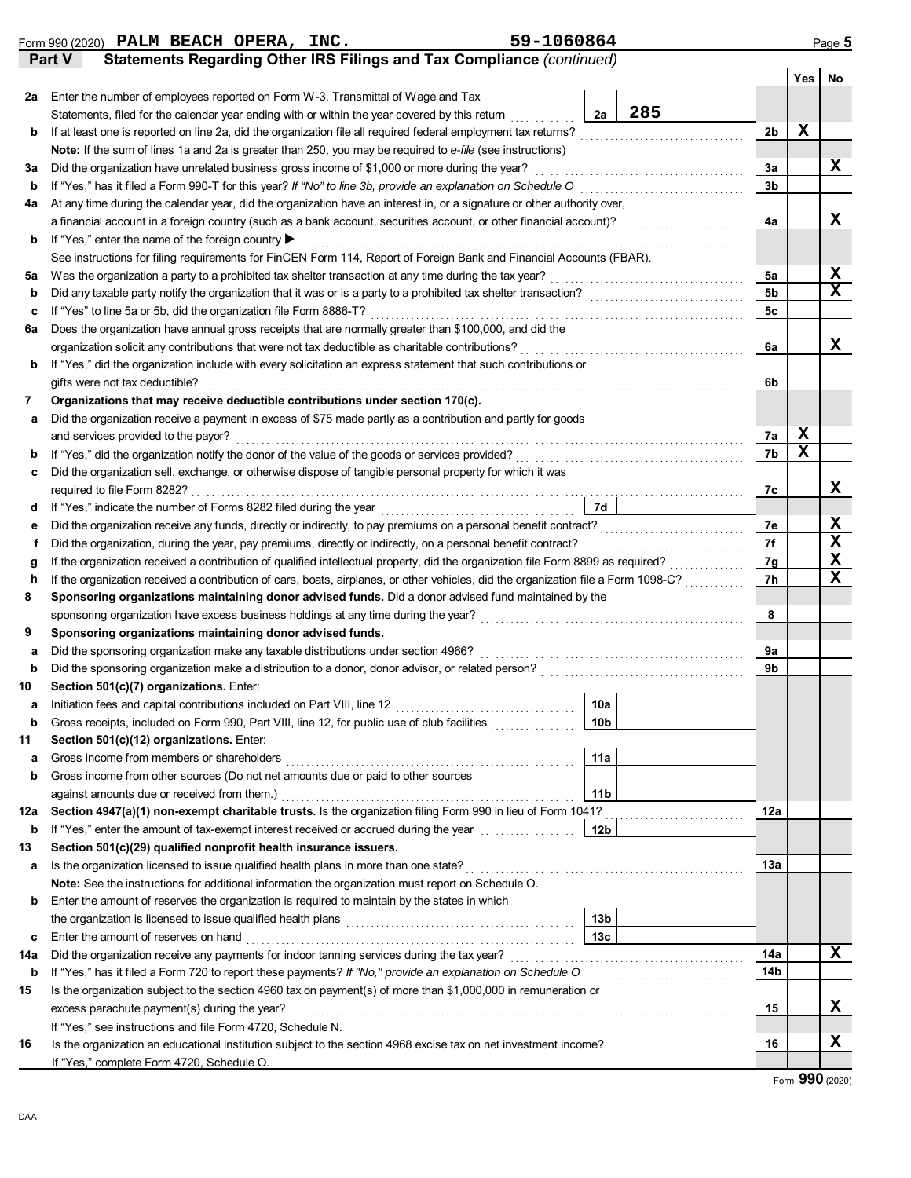Form 990 (2020) **PALM BEACH OPERA, INC.** **59-1060864** Page **5**

## Part V Statements Regarding Other IRS Filings and Tax Compliance *(continued)*

| | | | | | Yes | No |
|---|---|---|---|---|---|---|
| **2a** | Enter the number of employees reported on Form W-3, Transmittal of Wage and Tax Statements, filed for the calendar year ending with or within the year covered by this return | 2a | 285 | | | |
| **b** | If at least one is reported on line 2a, did the organization file all required federal employment tax returns? | | | 2b | X | |
| | **Note:** If the sum of lines 1a and 2a is greater than 250, you may be required to *e-file* (see instructions) | | | | | |
| **3a** | Did the organization have unrelated business gross income of $1,000 or more during the year? | | | 3a | | X |
| **b** | If "Yes," has it filed a Form 990-T for this year? *If "No" to line 3b, provide an explanation on Schedule O* | | | 3b | | |
| **4a** | At any time during the calendar year, did the organization have an interest in, or a signature or other authority over, a financial account in a foreign country (such as a bank account, securities account, or other financial account)? | | | 4a | | X |
| **b** | If "Yes," enter the name of the foreign country ▶ | | | | | |
| | See instructions for filing requirements for FinCEN Form 114, Report of Foreign Bank and Financial Accounts (FBAR). | | | | | |
| **5a** | Was the organization a party to a prohibited tax shelter transaction at any time during the tax year? | | | 5a | | X |
| **b** | Did any taxable party notify the organization that it was or is a party to a prohibited tax shelter transaction? | | | 5b | | X |
| **c** | If "Yes" to line 5a or 5b, did the organization file Form 8886-T? | | | 5c | | |
| **6a** | Does the organization have annual gross receipts that are normally greater than $100,000, and did the organization solicit any contributions that were not tax deductible as charitable contributions? | | | 6a | | X |
| **b** | If "Yes," did the organization include with every solicitation an express statement that such contributions or gifts were not tax deductible? | | | 6b | | |
| **7** | **Organizations that may receive deductible contributions under section 170(c).** | | | | | |
| **a** | Did the organization receive a payment in excess of $75 made partly as a contribution and partly for goods and services provided to the payor? | | | 7a | X | |
| **b** | If "Yes," did the organization notify the donor of the value of the goods or services provided? | | | 7b | X | |
| **c** | Did the organization sell, exchange, or otherwise dispose of tangible personal property for which it was required to file Form 8282? | | | 7c | | X |
| **d** | If "Yes," indicate the number of Forms 8282 filed during the year | 7d | | | | |
| **e** | Did the organization receive any funds, directly or indirectly, to pay premiums on a personal benefit contract? | | | 7e | | X |
| **f** | Did the organization, during the year, pay premiums, directly or indirectly, on a personal benefit contract? | | | 7f | | X |
| **g** | If the organization received a contribution of qualified intellectual property, did the organization file Form 8899 as required? | | | 7g | | X |
| **h** | If the organization received a contribution of cars, boats, airplanes, or other vehicles, did the organization file a Form 1098-C? | | | 7h | | X |
| **8** | **Sponsoring organizations maintaining donor advised funds.** Did a donor advised fund maintained by the sponsoring organization have excess business holdings at any time during the year? | | | 8 | | |
| **9** | **Sponsoring organizations maintaining donor advised funds.** | | | | | |
| **a** | Did the sponsoring organization make any taxable distributions under section 4966? | | | 9a | | |
| **b** | Did the sponsoring organization make a distribution to a donor, donor advisor, or related person? | | | 9b | | |
| **10** | **Section 501(c)(7) organizations.** Enter: | | | | | |
| **a** | Initiation fees and capital contributions included on Part VIII, line 12 | 10a | | | | |
| **b** | Gross receipts, included on Form 990, Part VIII, line 12, for public use of club facilities | 10b | | | | |
| **11** | **Section 501(c)(12) organizations.** Enter: | | | | | |
| **a** | Gross income from members or shareholders | 11a | | | | |
| **b** | Gross income from other sources (Do not net amounts due or paid to other sources against amounts due or received from them.) | 11b | | | | |
| **12a** | **Section 4947(a)(1) non-exempt charitable trusts.** Is the organization filing Form 990 in lieu of Form 1041? | | | 12a | | |
| **b** | If "Yes," enter the amount of tax-exempt interest received or accrued during the year | 12b | | | | |
| **13** | **Section 501(c)(29) qualified nonprofit health insurance issuers.** | | | | | |
| **a** | Is the organization licensed to issue qualified health plans in more than one state? | | | 13a | | |
| | **Note:** See the instructions for additional information the organization must report on Schedule O. | | | | | |
| **b** | Enter the amount of reserves the organization is required to maintain by the states in which the organization is licensed to issue qualified health plans | 13b | | | | |
| **c** | Enter the amount of reserves on hand | 13c | | | | |
| **14a** | Did the organization receive any payments for indoor tanning services during the tax year? | | | 14a | | X |
| **b** | If "Yes," has it filed a Form 720 to report these payments? *If "No," provide an explanation on Schedule O* | | | 14b | | |
| **15** | Is the organization subject to the section 4960 tax on payment(s) of more than $1,000,000 in remuneration or excess parachute payment(s) during the year? | | | 15 | | X |
| | If "Yes," see instructions and file Form 4720, Schedule N. | | | | | |
| **16** | Is the organization an educational institution subject to the section 4968 excise tax on net investment income? | | | 16 | | X |
| | If "Yes," complete Form 4720, Schedule O. | | | | | |

Form **990** (2020)

DAA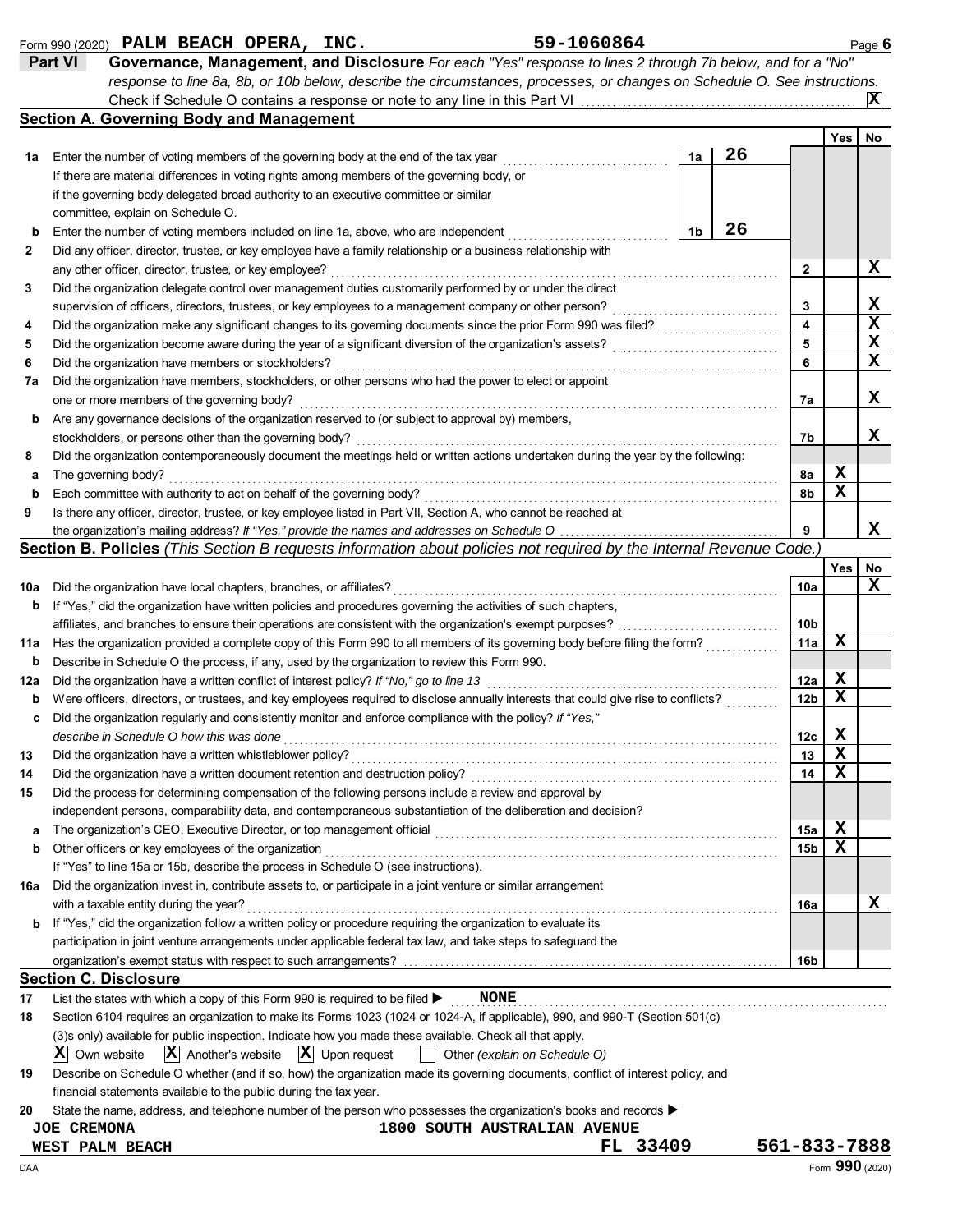Form 990 (2020) **PALM BEACH OPERA, INC.** **59-1060864** Page **6**

## Part VI Governance, Management, and Disclosure

*For each "Yes" response to lines 2 through 7b below, and for a "No" response to line 8a, 8b, or 10b below, describe the circumstances, processes, or changes on Schedule O. See instructions.*

Check if Schedule O contains a response or note to any line in this Part VI . . . . . **X**

### Section A. Governing Body and Management

| | | | | Yes | No |
|---|---|---|---|---|---|
| **1a** | Enter the number of voting members of the governing body at the end of the tax year . . . **1a** 26<br>If there are material differences in voting rights among members of the governing body, or if the governing body delegated broad authority to an executive committee or similar committee, explain on Schedule O. | | | | |
| **b** | Enter the number of voting members included on line 1a, above, who are independent . . . **1b** 26 | | | | |
| **2** | Did any officer, director, trustee, or key employee have a family relationship or a business relationship with any other officer, director, trustee, or key employee? | | **2** | | X |
| **3** | Did the organization delegate control over management duties customarily performed by or under the direct supervision of officers, directors, trustees, or key employees to a management company or other person? | | **3** | | X |
| **4** | Did the organization make any significant changes to its governing documents since the prior Form 990 was filed? | | **4** | | X |
| **5** | Did the organization become aware during the year of a significant diversion of the organization's assets? | | **5** | | X |
| **6** | Did the organization have members or stockholders? | | **6** | | X |
| **7a** | Did the organization have members, stockholders, or other persons who had the power to elect or appoint one or more members of the governing body? | | **7a** | | X |
| **b** | Are any governance decisions of the organization reserved to (or subject to approval by) members, stockholders, or persons other than the governing body? | | **7b** | | X |
| **8** | Did the organization contemporaneously document the meetings held or written actions undertaken during the year by the following: | | | | |
| **a** | The governing body? | | **8a** | X | |
| **b** | Each committee with authority to act on behalf of the governing body? | | **8b** | X | |
| **9** | Is there any officer, director, trustee, or key employee listed in Part VII, Section A, who cannot be reached at the organization's mailing address? *If "Yes," provide the names and addresses on Schedule O* | | **9** | | X |

### Section B. Policies *(This Section B requests information about policies not required by the Internal Revenue Code.)*

| | | | Yes | No |
|---|---|---|---|---|
| **10a** | Did the organization have local chapters, branches, or affiliates? | **10a** | | X |
| **b** | If "Yes," did the organization have written policies and procedures governing the activities of such chapters, affiliates, and branches to ensure their operations are consistent with the organization's exempt purposes? | **10b** | | |
| **11a** | Has the organization provided a complete copy of this Form 990 to all members of its governing body before filing the form? | **11a** | X | |
| **b** | Describe in Schedule O the process, if any, used by the organization to review this Form 990. | | | |
| **12a** | Did the organization have a written conflict of interest policy? *If "No," go to line 13* | **12a** | X | |
| **b** | Were officers, directors, or trustees, and key employees required to disclose annually interests that could give rise to conflicts? | **12b** | X | |
| **c** | Did the organization regularly and consistently monitor and enforce compliance with the policy? *If "Yes," describe in Schedule O how this was done* | **12c** | X | |
| **13** | Did the organization have a written whistleblower policy? | **13** | X | |
| **14** | Did the organization have a written document retention and destruction policy? | **14** | X | |
| **15** | Did the process for determining compensation of the following persons include a review and approval by independent persons, comparability data, and contemporaneous substantiation of the deliberation and decision? | | | |
| **a** | The organization's CEO, Executive Director, or top management official | **15a** | X | |
| **b** | Other officers or key employees of the organization<br>If "Yes" to line 15a or 15b, describe the process in Schedule O (see instructions). | **15b** | X | |
| **16a** | Did the organization invest in, contribute assets to, or participate in a joint venture or similar arrangement with a taxable entity during the year? | **16a** | | X |
| **b** | If "Yes," did the organization follow a written policy or procedure requiring the organization to evaluate its participation in joint venture arrangements under applicable federal tax law, and take steps to safeguard the organization's exempt status with respect to such arrangements? | **16b** | | |

### Section C. Disclosure

**17** List the states with which a copy of this Form 990 is required to be filed ▶ **NONE**

**18** Section 6104 requires an organization to make its Forms 1023 (1024 or 1024-A, if applicable), 990, and 990-T (Section 501(c)(3)s only) available for public inspection. Indicate how you made these available. Check all that apply.

**X** Own website **X** Another's website **X** Upon request ☐ Other *(explain on Schedule O)*

**19** Describe on Schedule O whether (and if so, how) the organization made its governing documents, conflict of interest policy, and financial statements available to the public during the tax year.

**20** State the name, address, and telephone number of the person who possesses the organization's books and records ▶

**JOE CREMONA** **1800 SOUTH AUSTRALIAN AVENUE**
**WEST PALM BEACH** **FL 33409** **561-833-7888**

DAA Form **990** (2020)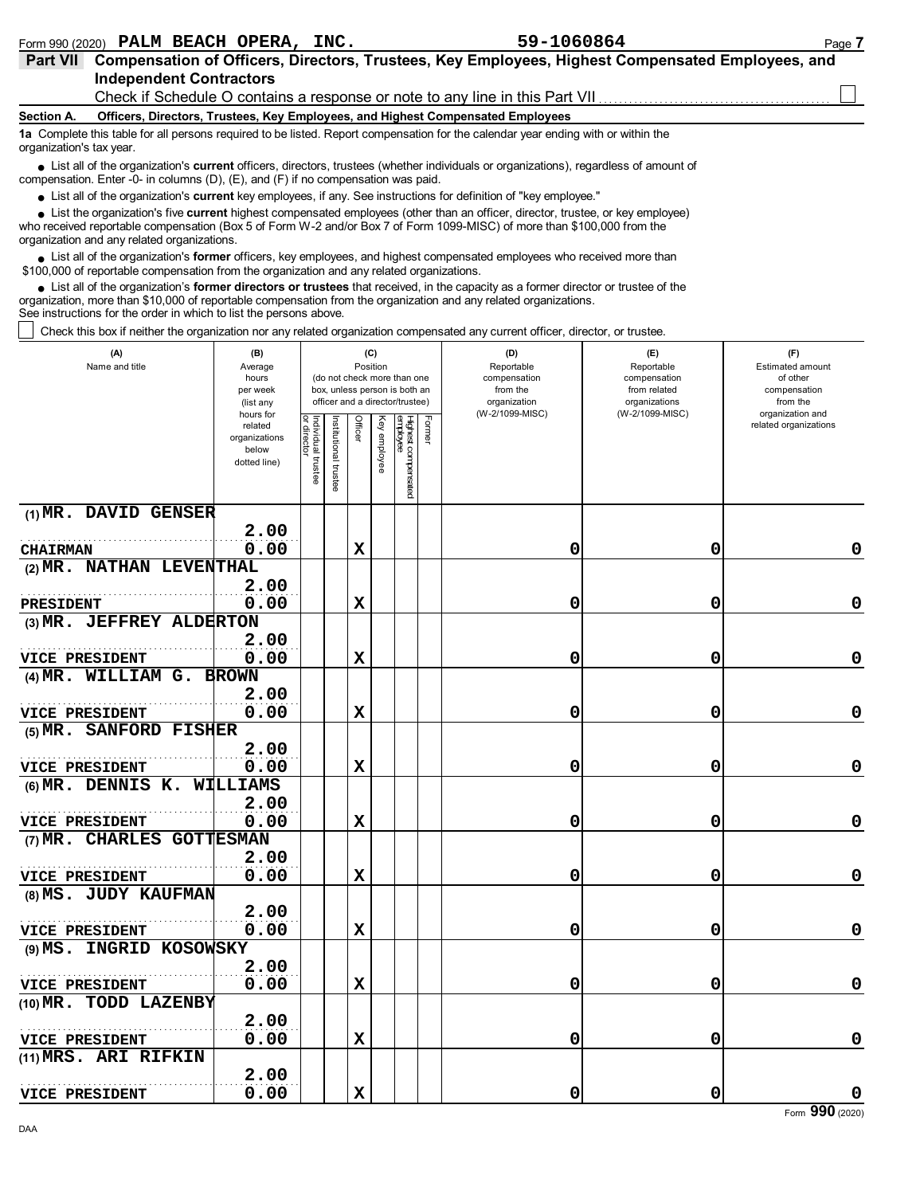Form 990 (2020) **PALM BEACH OPERA, INC.** **59-1060864**

## Part VII Compensation of Officers, Directors, Trustees, Key Employees, Highest Compensated Employees, and Independent Contractors

Check if Schedule O contains a response or note to any line in this Part VII ☐

**Section A. Officers, Directors, Trustees, Key Employees, and Highest Compensated Employees**

**1a** Complete this table for all persons required to be listed. Report compensation for the calendar year ending with or within the organization's tax year.

- List all of the organization's **current** officers, directors, trustees (whether individuals or organizations), regardless of amount of compensation. Enter -0- in columns (D), (E), and (F) if no compensation was paid.
- List all of the organization's **current** key employees, if any. See instructions for definition of "key employee."
- List the organization's five **current** highest compensated employees (other than an officer, director, trustee, or key employee) who received reportable compensation (Box 5 of Form W-2 and/or Box 7 of Form 1099-MISC) of more than $100,000 from the organization and any related organizations.
- List all of the organization's **former** officers, key employees, and highest compensated employees who received more than $100,000 of reportable compensation from the organization and any related organizations.
- List all of the organization's **former directors or trustees** that received, in the capacity as a former director or trustee of the organization, more than $10,000 of reportable compensation from the organization and any related organizations.

See instructions for the order in which to list the persons above.

☐ Check this box if neither the organization nor any related organization compensated any current officer, director, or trustee.

| (A) Name and title | (B) Average hours per week (list any hours for related organizations below dotted line) | (C) Position: Individual trustee or director | Institutional trustee | Officer | Key employee | Highest compensated employee | Former | (D) Reportable compensation from the organization (W-2/1099-MISC) | (E) Reportable compensation from related organizations (W-2/1099-MISC) | (F) Estimated amount of other compensation from the organization and related organizations |
|---|---|---|---|---|---|---|---|---|---|---|
| (1) MR. DAVID GENSER<br>CHAIRMAN | 2.00<br>0.00 | | | X | | | | 0 | 0 | 0 |
| (2) MR. NATHAN LEVENTHAL<br>PRESIDENT | 2.00<br>0.00 | | | X | | | | 0 | 0 | 0 |
| (3) MR. JEFFREY ALDERTON<br>VICE PRESIDENT | 2.00<br>0.00 | | | X | | | | 0 | 0 | 0 |
| (4) MR. WILLIAM G. BROWN<br>VICE PRESIDENT | 2.00<br>0.00 | | | X | | | | 0 | 0 | 0 |
| (5) MR. SANFORD FISHER<br>VICE PRESIDENT | 2.00<br>0.00 | | | X | | | | 0 | 0 | 0 |
| (6) MR. DENNIS K. WILLIAMS<br>VICE PRESIDENT | 2.00<br>0.00 | | | X | | | | 0 | 0 | 0 |
| (7) MR. CHARLES GOTTESMAN<br>VICE PRESIDENT | 2.00<br>0.00 | | | X | | | | 0 | 0 | 0 |
| (8) MS. JUDY KAUFMAN<br>VICE PRESIDENT | 2.00<br>0.00 | | | X | | | | 0 | 0 | 0 |
| (9) MS. INGRID KOSOWSKY<br>VICE PRESIDENT | 2.00<br>0.00 | | | X | | | | 0 | 0 | 0 |
| (10) MR. TODD LAZENBY<br>VICE PRESIDENT | 2.00<br>0.00 | | | X | | | | 0 | 0 | 0 |
| (11) MRS. ARI RIFKIN<br>VICE PRESIDENT | 2.00<br>0.00 | | | X | | | | 0 | 0 | 0 |

Form **990** (2020)

DAA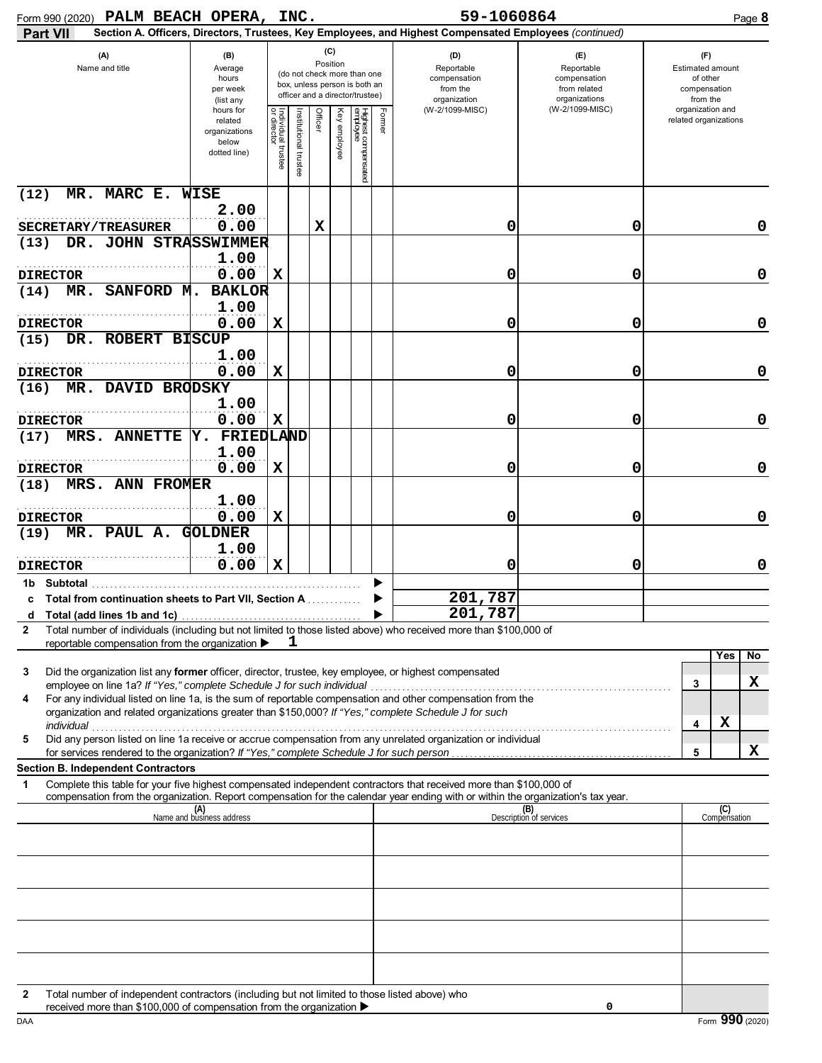Form 990 (2020) **PALM BEACH OPERA, INC.** **59-1060864** Page **8**

## Part VII Section A. Officers, Directors, Trustees, Key Employees, and Highest Compensated Employees *(continued)*

| (A) Name and title | (B) Average hours per week (list any hours for related organizations below dotted line) | (C) Position: Individual trustee or director | Institutional trustee | Officer | Key employee | Highest compensated employee | Former | (D) Reportable compensation from the organization (W-2/1099-MISC) | (E) Reportable compensation from related organizations (W-2/1099-MISC) | (F) Estimated amount of other compensation from the organization and related organizations |
|---|---|---|---|---|---|---|---|---|---|---|
| (12) MR. MARC E. WISE<br>SECRETARY/TREASURER | 2.00<br>0.00 | | | X | | | | 0 | 0 | 0 |
| (13) DR. JOHN STRASSWIMMER<br>DIRECTOR | 1.00<br>0.00 | X | | | | | | 0 | 0 | 0 |
| (14) MR. SANFORD M. BAKLOR<br>DIRECTOR | 1.00<br>0.00 | X | | | | | | 0 | 0 | 0 |
| (15) DR. ROBERT BISCUP<br>DIRECTOR | 1.00<br>0.00 | X | | | | | | 0 | 0 | 0 |
| (16) MR. DAVID BRODSKY<br>DIRECTOR | 1.00<br>0.00 | X | | | | | | 0 | 0 | 0 |
| (17) MRS. ANNETTE Y. FRIEDLAND<br>DIRECTOR | 1.00<br>0.00 | X | | | | | | 0 | 0 | 0 |
| (18) MRS. ANN FROMER<br>DIRECTOR | 1.00<br>0.00 | X | | | | | | 0 | 0 | 0 |
| (19) MR. PAUL A. GOLDNER<br>DIRECTOR | 1.00<br>0.00 | X | | | | | | 0 | 0 | 0 |
| **1b Subtotal** | | | | | | | | | | |
| **c Total from continuation sheets to Part VII, Section A** | | | | | | | | 201,787 | | |
| **d Total (add lines 1b and 1c)** | | | | | | | | 201,787 | | |

**2** Total number of individuals (including but not limited to those listed above) who received more than $100,000 of reportable compensation from the organization ▶ 1

| | | | Yes | No |
|---|---|---|---|---|
| **3** | Did the organization list any **former** officer, director, trustee, key employee, or highest compensated employee on line 1a? *If "Yes," complete Schedule J for such individual* | 3 | | X |
| **4** | For any individual listed on line 1a, is the sum of reportable compensation and other compensation from the organization and related organizations greater than $150,000? *If "Yes," complete Schedule J for such individual* | 4 | X | |
| **5** | Did any person listed on line 1a receive or accrue compensation from any unrelated organization or individual for services rendered to the organization? *If "Yes," complete Schedule J for such person* | 5 | | X |

### Section B. Independent Contractors

**1** Complete this table for your five highest compensated independent contractors that received more than $100,000 of compensation from the organization. Report compensation for the calendar year ending with or within the organization's tax year.

| (A) Name and business address | (B) Description of services | (C) Compensation |
|---|---|---|
| | | |
| | | |
| | | |
| | | |
| | | |

**2** Total number of independent contractors (including but not limited to those listed above) who received more than $100,000 of compensation from the organization ▶ 0

DAA Form **990** (2020)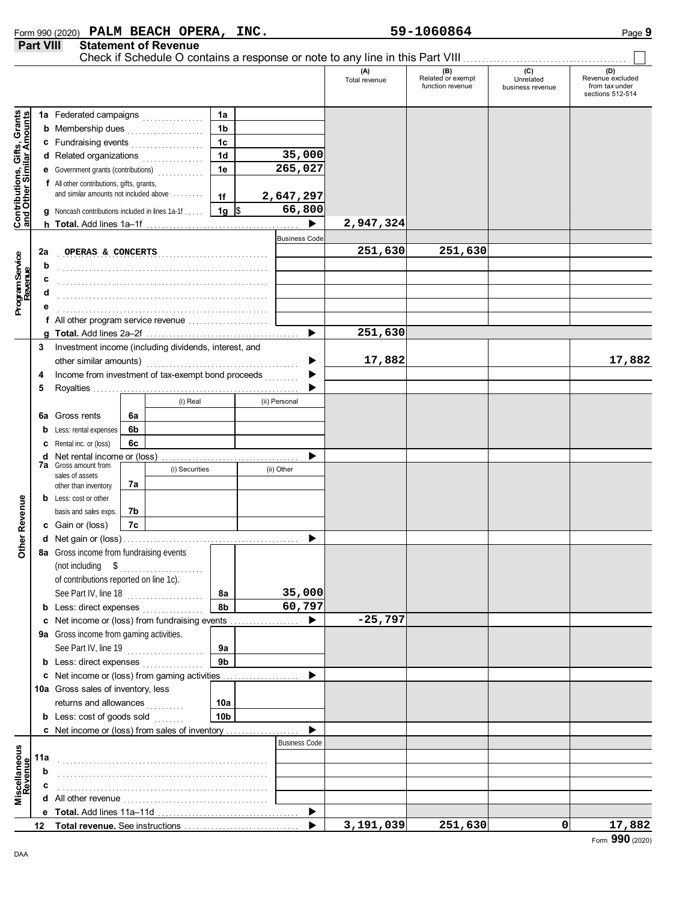Form 990 (2020) **PALM BEACH OPERA, INC.** **59-1060864** Page 9

## Part VIII Statement of Revenue

Check if Schedule O contains a response or note to any line in this Part VIII ☐

| | | | | (A) Total revenue | (B) Related or exempt function revenue | (C) Unrelated business revenue | (D) Revenue excluded from tax under sections 512-514 |
|---|---|---|---|---|---|---|---|
| **Contributions, Gifts, Grants and Other Similar Amounts** | 1a Federated campaigns | 1a | | | | | |
| | b Membership dues | 1b | | | | | |
| | c Fundraising events | 1c | | | | | |
| | d Related organizations | 1d | 35,000 | | | | |
| | e Government grants (contributions) | 1e | 265,027 | | | | |
| | f All other contributions, gifts, grants, and similar amounts not included above | 1f | 2,647,297 | | | | |
| | g Noncash contributions included in lines 1a-1f | 1g | $ 66,800 | | | | |
| | h **Total.** Add lines 1a–1f | | ▶ | 2,947,324 | | | |
| **Program Service Revenue** | | | Business Code | | | | |
| | 2a OPERAS & CONCERTS | | | 251,630 | 251,630 | | |
| | b | | | | | | |
| | c | | | | | | |
| | d | | | | | | |
| | e | | | | | | |
| | f All other program service revenue | | | | | | |
| | g **Total.** Add lines 2a–2f | | ▶ | 251,630 | | | |
| **Other Revenue** | 3 Investment income (including dividends, interest, and other similar amounts) | | ▶ | 17,882 | | | 17,882 |
| | 4 Income from investment of tax-exempt bond proceeds | | ▶ | | | | |
| | 5 Royalties | | ▶ | | | | |
| | | (i) Real | (ii) Personal | | | | |
| | 6a Gross rents (6a) | | | | | | |
| | b Less: rental expenses (6b) | | | | | | |
| | c Rental inc. or (loss) (6c) | | | | | | |
| | d Net rental income or (loss) | | ▶ | | | | |
| | | (i) Securities | (ii) Other | | | | |
| | 7a Gross amount from sales of assets other than inventory (7a) | | | | | | |
| | b Less: cost or other basis and sales exps. (7b) | | | | | | |
| | c Gain or (loss) (7c) | | | | | | |
| | d Net gain or (loss) | | ▶ | | | | |
| | 8a Gross income from fundraising events (not including $ of contributions reported on line 1c). See Part IV, line 18 | 8a | 35,000 | | | | |
| | b Less: direct expenses | 8b | 60,797 | | | | |
| | c Net income or (loss) from fundraising events | | ▶ | -25,797 | | | |
| | 9a Gross income from gaming activities. See Part IV, line 19 | 9a | | | | | |
| | b Less: direct expenses | 9b | | | | | |
| | c Net income or (loss) from gaming activities | | ▶ | | | | |
| | 10a Gross sales of inventory, less returns and allowances | 10a | | | | | |
| | b Less: cost of goods sold | 10b | | | | | |
| | c Net income or (loss) from sales of inventory | | ▶ | | | | |
| **Miscellaneous Revenue** | | | Business Code | | | | |
| | 11a | | | | | | |
| | b | | | | | | |
| | c | | | | | | |
| | d All other revenue | | | | | | |
| | e **Total.** Add lines 11a–11d | | ▶ | | | | |
| | 12 **Total revenue.** See instructions | | ▶ | 3,191,039 | 251,630 | 0 | 17,882 |

Form **990** (2020)

DAA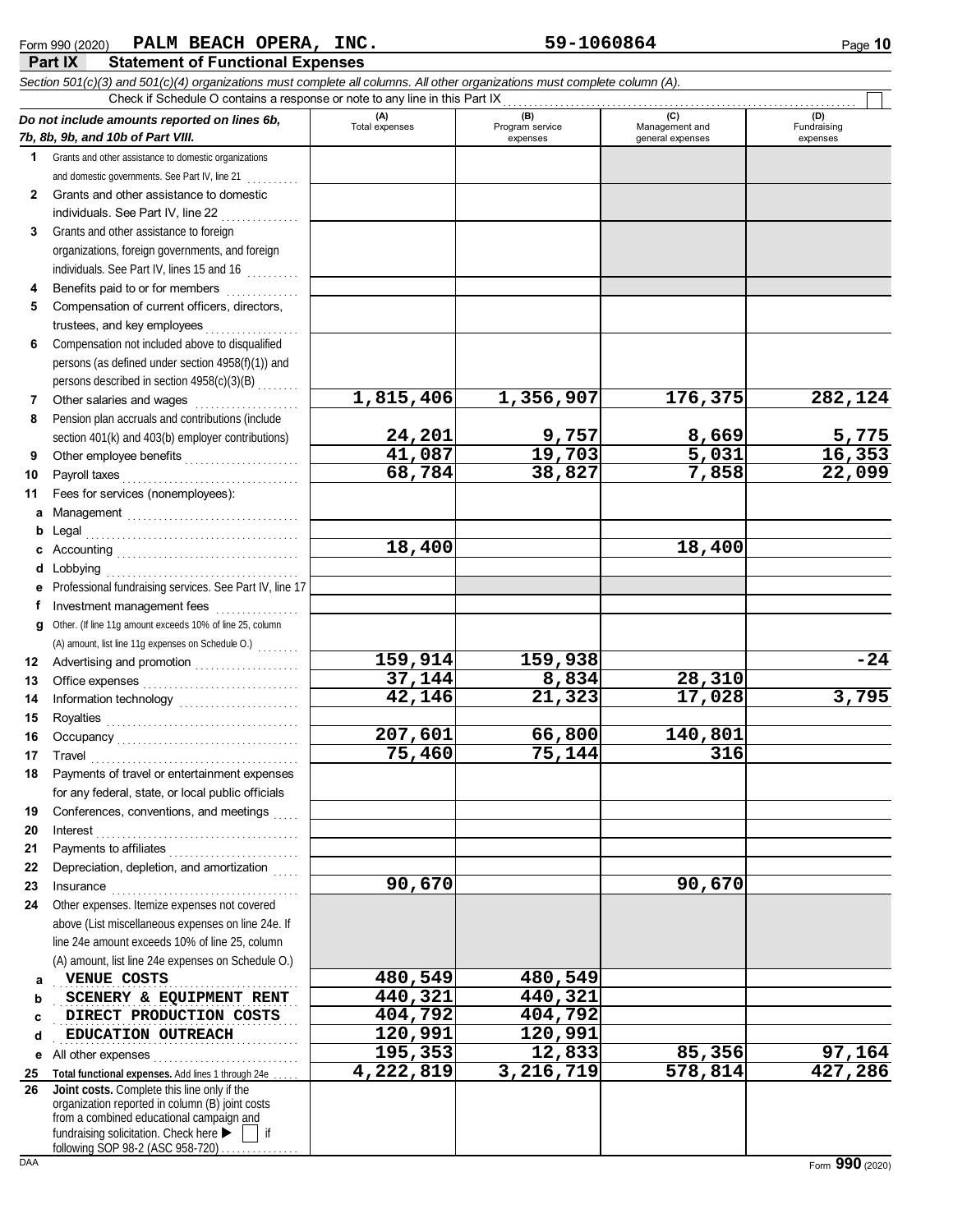Form 990 (2020) **PALM BEACH OPERA, INC.** **59-1060864**

## Part IX Statement of Functional Expenses

*Section 501(c)(3) and 501(c)(4) organizations must complete all columns. All other organizations must complete column (A).*

Check if Schedule O contains a response or note to any line in this Part IX ☐

| *Do not include amounts reported on lines 6b, 7b, 8b, 9b, and 10b of Part VIII.* | (A) Total expenses | (B) Program service expenses | (C) Management and general expenses | (D) Fundraising expenses |
|---|---|---|---|---|
| **1** Grants and other assistance to domestic organizations and domestic governments. See Part IV, line 21 | | | | |
| **2** Grants and other assistance to domestic individuals. See Part IV, line 22 | | | | |
| **3** Grants and other assistance to foreign organizations, foreign governments, and foreign individuals. See Part IV, lines 15 and 16 | | | | |
| **4** Benefits paid to or for members | | | | |
| **5** Compensation of current officers, directors, trustees, and key employees | | | | |
| **6** Compensation not included above to disqualified persons (as defined under section 4958(f)(1)) and persons described in section 4958(c)(3)(B) | | | | |
| **7** Other salaries and wages | 1,815,406 | 1,356,907 | 176,375 | 282,124 |
| **8** Pension plan accruals and contributions (include section 401(k) and 403(b) employer contributions) | 24,201 | 9,757 | 8,669 | 5,775 |
| **9** Other employee benefits | 41,087 | 19,703 | 5,031 | 16,353 |
| **10** Payroll taxes | 68,784 | 38,827 | 7,858 | 22,099 |
| **11** Fees for services (nonemployees): | | | | |
| **a** Management | | | | |
| **b** Legal | | | | |
| **c** Accounting | 18,400 | | 18,400 | |
| **d** Lobbying | | | | |
| **e** Professional fundraising services. See Part IV, line 17 | | | | |
| **f** Investment management fees | | | | |
| **g** Other. (If line 11g amount exceeds 10% of line 25, column (A) amount, list line 11g expenses on Schedule O.) | | | | |
| **12** Advertising and promotion | 159,914 | 159,938 | | -24 |
| **13** Office expenses | 37,144 | 8,834 | 28,310 | |
| **14** Information technology | 42,146 | 21,323 | 17,028 | 3,795 |
| **15** Royalties | | | | |
| **16** Occupancy | 207,601 | 66,800 | 140,801 | |
| **17** Travel | 75,460 | 75,144 | 316 | |
| **18** Payments of travel or entertainment expenses for any federal, state, or local public officials | | | | |
| **19** Conferences, conventions, and meetings | | | | |
| **20** Interest | | | | |
| **21** Payments to affiliates | | | | |
| **22** Depreciation, depletion, and amortization | | | | |
| **23** Insurance | 90,670 | | 90,670 | |
| **24** Other expenses. Itemize expenses not covered above (List miscellaneous expenses on line 24e. If line 24e amount exceeds 10% of line 25, column (A) amount, list line 24e expenses on Schedule O.) | | | | |
| **a** VENUE COSTS | 480,549 | 480,549 | | |
| **b** SCENERY & EQUIPMENT RENT | 440,321 | 440,321 | | |
| **c** DIRECT PRODUCTION COSTS | 404,792 | 404,792 | | |
| **d** EDUCATION OUTREACH | 120,991 | 120,991 | | |
| **e** All other expenses | 195,353 | 12,833 | 85,356 | 97,164 |
| **25** **Total functional expenses.** Add lines 1 through 24e | 4,222,819 | 3,216,719 | 578,814 | 427,286 |
| **26** **Joint costs.** Complete this line only if the organization reported in column (B) joint costs from a combined educational campaign and fundraising solicitation. Check here ▶ ☐ if following SOP 98-2 (ASC 958-720) | | | | |

Form **990** (2020)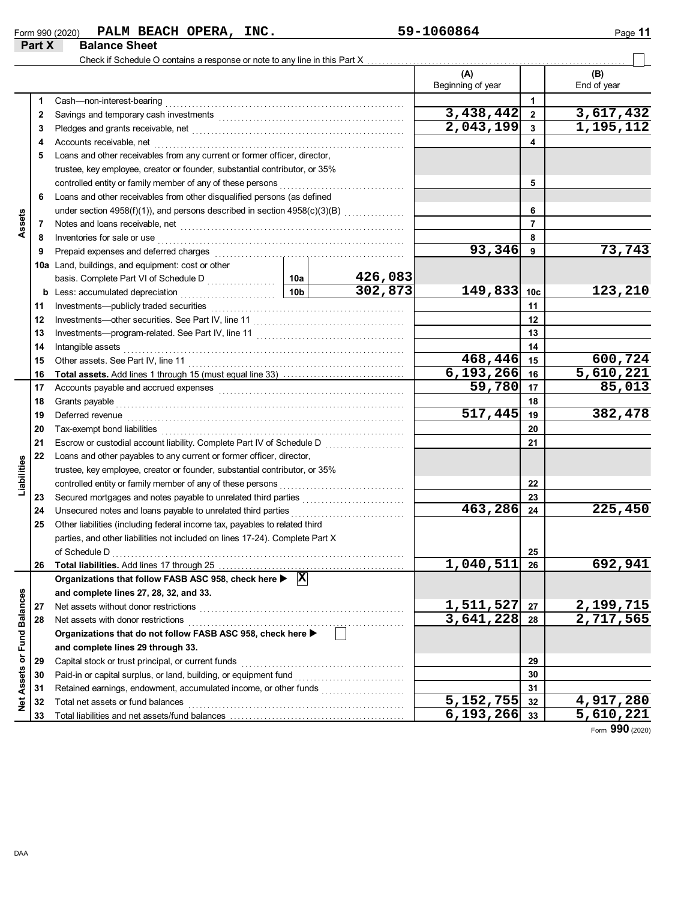Form 990 (2020) PALM BEACH OPERA, INC. 59-1060864

## Part X Balance Sheet

Check if Schedule O contains a response or note to any line in this Part X ☐

| | | Line | | | (A) Beginning of year | | (B) End of year |
|---|---|---|---|---|---|---|---|
| Assets | 1 | Cash—non-interest-bearing | | | | 1 | |
| | 2 | Savings and temporary cash investments | | | 3,438,442 | 2 | 3,617,432 |
| | 3 | Pledges and grants receivable, net | | | 2,043,199 | 3 | 1,195,112 |
| | 4 | Accounts receivable, net | | | | 4 | |
| | 5 | Loans and other receivables from any current or former officer, director, trustee, key employee, creator or founder, substantial contributor, or 35% controlled entity or family member of any of these persons | | | | 5 | |
| | 6 | Loans and other receivables from other disqualified persons (as defined under section 4958(f)(1)), and persons described in section 4958(c)(3)(B) | | | | 6 | |
| | 7 | Notes and loans receivable, net | | | | 7 | |
| | 8 | Inventories for sale or use | | | | 8 | |
| | 9 | Prepaid expenses and deferred charges | | | 93,346 | 9 | 73,743 |
| | 10a | Land, buildings, and equipment: cost or other basis. Complete Part VI of Schedule D | 10a | 426,083 | | | |
| | b | Less: accumulated depreciation | 10b | 302,873 | 149,833 | 10c | 123,210 |
| | 11 | Investments—publicly traded securities | | | | 11 | |
| | 12 | Investments—other securities. See Part IV, line 11 | | | | 12 | |
| | 13 | Investments—program-related. See Part IV, line 11 | | | | 13 | |
| | 14 | Intangible assets | | | | 14 | |
| | 15 | Other assets. See Part IV, line 11 | | | 468,446 | 15 | 600,724 |
| | 16 | **Total assets.** Add lines 1 through 15 (must equal line 33) | | | 6,193,266 | 16 | 5,610,221 |
| Liabilities | 17 | Accounts payable and accrued expenses | | | 59,780 | 17 | 85,013 |
| | 18 | Grants payable | | | | 18 | |
| | 19 | Deferred revenue | | | 517,445 | 19 | 382,478 |
| | 20 | Tax-exempt bond liabilities | | | | 20 | |
| | 21 | Escrow or custodial account liability. Complete Part IV of Schedule D | | | | 21 | |
| | 22 | Loans and other payables to any current or former officer, director, trustee, key employee, creator or founder, substantial contributor, or 35% controlled entity or family member of any of these persons | | | | 22 | |
| | 23 | Secured mortgages and notes payable to unrelated third parties | | | | 23 | |
| | 24 | Unsecured notes and loans payable to unrelated third parties | | | 463,286 | 24 | 225,450 |
| | 25 | Other liabilities (including federal income tax, payables to related third parties, and other liabilities not included on lines 17-24). Complete Part X of Schedule D | | | | 25 | |
| | 26 | **Total liabilities.** Add lines 17 through 25 | | | 1,040,511 | 26 | 692,941 |
| Net Assets or Fund Balances | | **Organizations that follow FASB ASC 958, check here ▶ ☒ and complete lines 27, 28, 32, and 33.** | | | | | |
| | 27 | Net assets without donor restrictions | | | 1,511,527 | 27 | 2,199,715 |
| | 28 | Net assets with donor restrictions | | | 3,641,228 | 28 | 2,717,565 |
| | | **Organizations that do not follow FASB ASC 958, check here ▶ ☐ and complete lines 29 through 33.** | | | | | |
| | 29 | Capital stock or trust principal, or current funds | | | | 29 | |
| | 30 | Paid-in or capital surplus, or land, building, or equipment fund | | | | 30 | |
| | 31 | Retained earnings, endowment, accumulated income, or other funds | | | | 31 | |
| | 32 | Total net assets or fund balances | | | 5,152,755 | 32 | 4,917,280 |
| | 33 | Total liabilities and net assets/fund balances | | | 6,193,266 | 33 | 5,610,221 |

Form **990** (2020)

DAA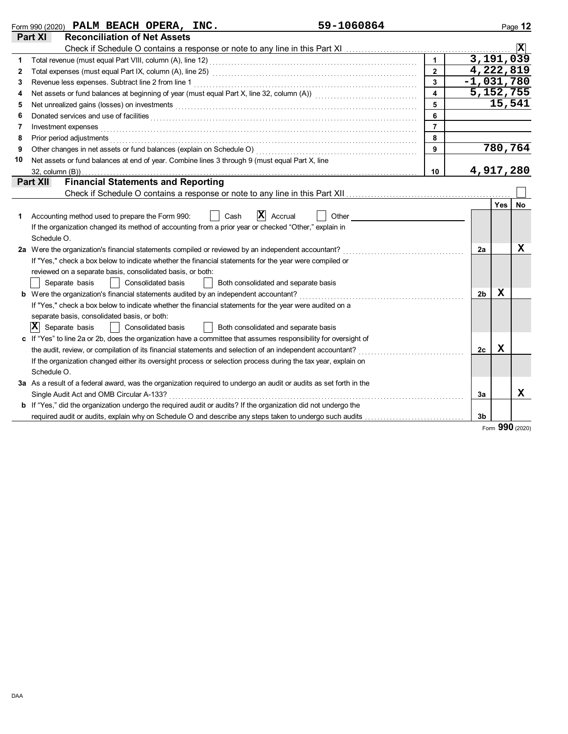Form 990 (2020) **PALM BEACH OPERA, INC.** **59-1060864**

## Part XI Reconciliation of Net Assets

Check if Schedule O contains a response or note to any line in this Part XI .......... [X]

| | | | |
|---|---|---|---|
| 1 | Total revenue (must equal Part VIII, column (A), line 12) | 1 | 3,191,039 |
| 2 | Total expenses (must equal Part IX, column (A), line 25) | 2 | 4,222,819 |
| 3 | Revenue less expenses. Subtract line 2 from line 1 | 3 | -1,031,780 |
| 4 | Net assets or fund balances at beginning of year (must equal Part X, line 32, column (A)) | 4 | 5,152,755 |
| 5 | Net unrealized gains (losses) on investments | 5 | 15,541 |
| 6 | Donated services and use of facilities | 6 | |
| 7 | Investment expenses | 7 | |
| 8 | Prior period adjustments | 8 | |
| 9 | Other changes in net assets or fund balances (explain on Schedule O) | 9 | 780,764 |
| 10 | Net assets or fund balances at end of year. Combine lines 3 through 9 (must equal Part X, line 32, column (B)) | 10 | 4,917,280 |

## Part XII Financial Statements and Reporting

Check if Schedule O contains a response or note to any line in this Part XII .......... [ ]

| | | | Yes | No |
|---|---|---|---|---|
| 1 | Accounting method used to prepare the Form 990: [ ] Cash [X] Accrual [ ] Other<br>If the organization changed its method of accounting from a prior year or checked "Other," explain in Schedule O. | | | |
| 2a | Were the organization's financial statements compiled or reviewed by an independent accountant?<br>If "Yes," check a box below to indicate whether the financial statements for the year were compiled or reviewed on a separate basis, consolidated basis, or both:<br>[ ] Separate basis [ ] Consolidated basis [ ] Both consolidated and separate basis | 2a | | X |
| b | Were the organization's financial statements audited by an independent accountant?<br>If "Yes," check a box below to indicate whether the financial statements for the year were audited on a separate basis, consolidated basis, or both:<br>[X] Separate basis [ ] Consolidated basis [ ] Both consolidated and separate basis | 2b | X | |
| c | If "Yes" to line 2a or 2b, does the organization have a committee that assumes responsibility for oversight of the audit, review, or compilation of its financial statements and selection of an independent accountant?<br>If the organization changed either its oversight process or selection process during the tax year, explain on Schedule O. | 2c | X | |
| 3a | As a result of a federal award, was the organization required to undergo an audit or audits as set forth in the Single Audit Act and OMB Circular A-133? | 3a | | X |
| b | If "Yes," did the organization undergo the required audit or audits? If the organization did not undergo the required audit or audits, explain why on Schedule O and describe any steps taken to undergo such audits | 3b | | |

Form **990** (2020)

DAA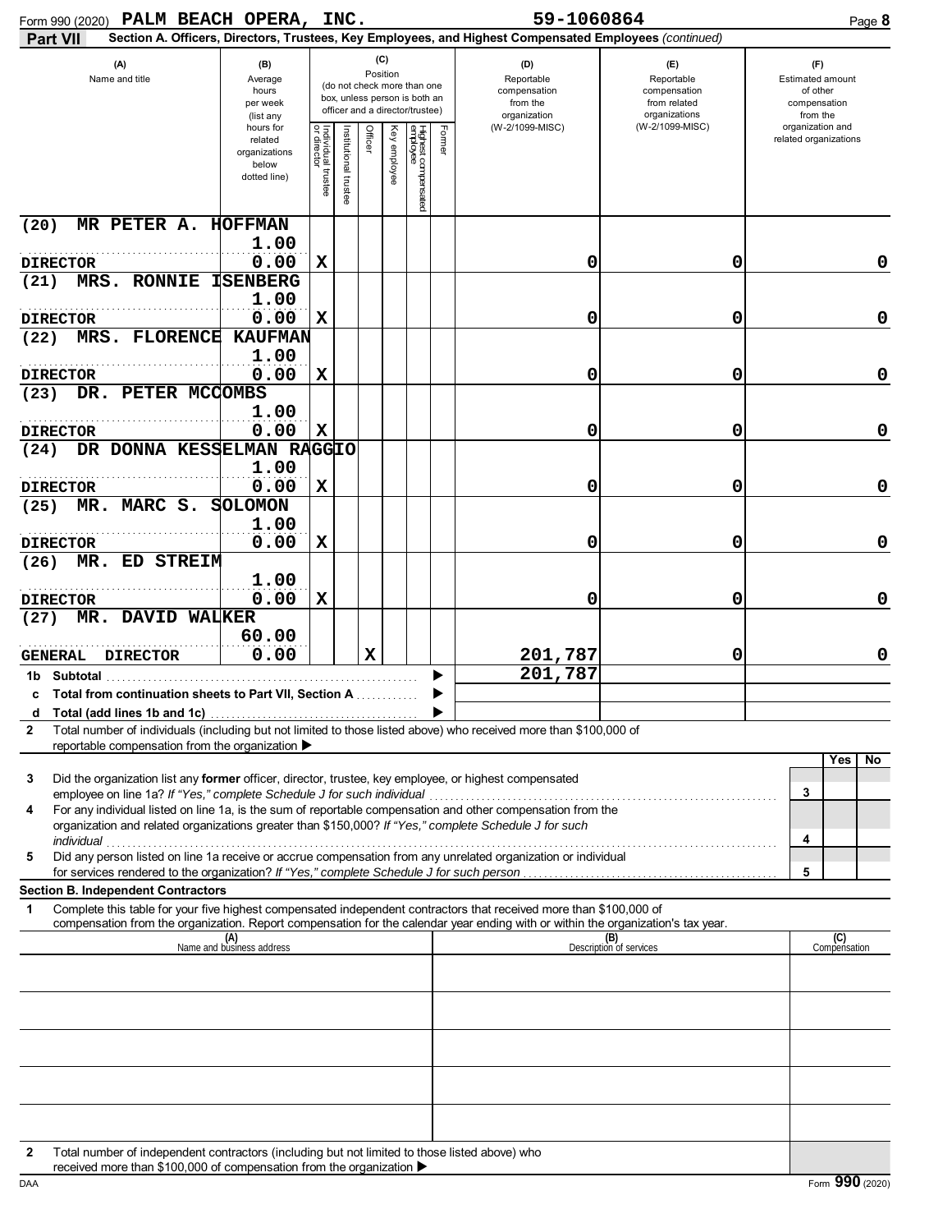Form 990 (2020) **PALM BEACH OPERA, INC.** **59-1060864** Page **8**

## Part VII Section A. Officers, Directors, Trustees, Key Employees, and Highest Compensated Employees *(continued)*

| (A) Name and title | (B) Average hours per week (list any hours for related organizations below dotted line) | (C) Position: Individual trustee or director | Institutional trustee | Officer | Key employee | Highest compensated employee | Former | (D) Reportable compensation from the organization (W-2/1099-MISC) | (E) Reportable compensation from related organizations (W-2/1099-MISC) | (F) Estimated amount of other compensation from the organization and related organizations |
|---|---|---|---|---|---|---|---|---|---|---|
| (20) MR PETER A. HOFFMAN<br>DIRECTOR | 1.00<br>0.00 | X | | | | | | 0 | 0 | 0 |
| (21) MRS. RONNIE ISENBERG<br>DIRECTOR | 1.00<br>0.00 | X | | | | | | 0 | 0 | 0 |
| (22) MRS. FLORENCE KAUFMAN<br>DIRECTOR | 1.00<br>0.00 | X | | | | | | 0 | 0 | 0 |
| (23) DR. PETER MCCOMBS<br>DIRECTOR | 1.00<br>0.00 | X | | | | | | 0 | 0 | 0 |
| (24) DR DONNA KESSELMAN RAGGIO<br>DIRECTOR | 1.00<br>0.00 | X | | | | | | 0 | 0 | 0 |
| (25) MR. MARC S. SOLOMON<br>DIRECTOR | 1.00<br>0.00 | X | | | | | | 0 | 0 | 0 |
| (26) MR. ED STREIM<br>DIRECTOR | 1.00<br>0.00 | X | | | | | | 0 | 0 | 0 |
| (27) MR. DAVID WALKER<br>GENERAL DIRECTOR | 60.00<br>0.00 | | | X | | | | 201,787 | 0 | 0 |
| 1b Subtotal | | | | | | | | 201,787 | | |
| c Total from continuation sheets to Part VII, Section A | | | | | | | | | | |
| d Total (add lines 1b and 1c) | | | | | | | | | | |

2 Total number of individuals (including but not limited to those listed above) who received more than $100,000 of reportable compensation from the organization ▶

| | | Yes | No |
|---|---|---|---|
| 3 Did the organization list any **former** officer, director, trustee, key employee, or highest compensated employee on line 1a? *If "Yes," complete Schedule J for such individual* | 3 | | |
| 4 For any individual listed on line 1a, is the sum of reportable compensation and other compensation from the organization and related organizations greater than $150,000? *If "Yes," complete Schedule J for such individual* | 4 | | |
| 5 Did any person listed on line 1a receive or accrue compensation from any unrelated organization or individual for services rendered to the organization? *If "Yes," complete Schedule J for such person* | 5 | | |

### Section B. Independent Contractors

1 Complete this table for your five highest compensated independent contractors that received more than $100,000 of compensation from the organization. Report compensation for the calendar year ending with or within the organization's tax year.

| (A) Name and business address | (B) Description of services | (C) Compensation |
|---|---|---|
| | | |
| | | |
| | | |
| | | |
| | | |

2 Total number of independent contractors (including but not limited to those listed above) who received more than $100,000 of compensation from the organization ▶

DAA Form **990** (2020)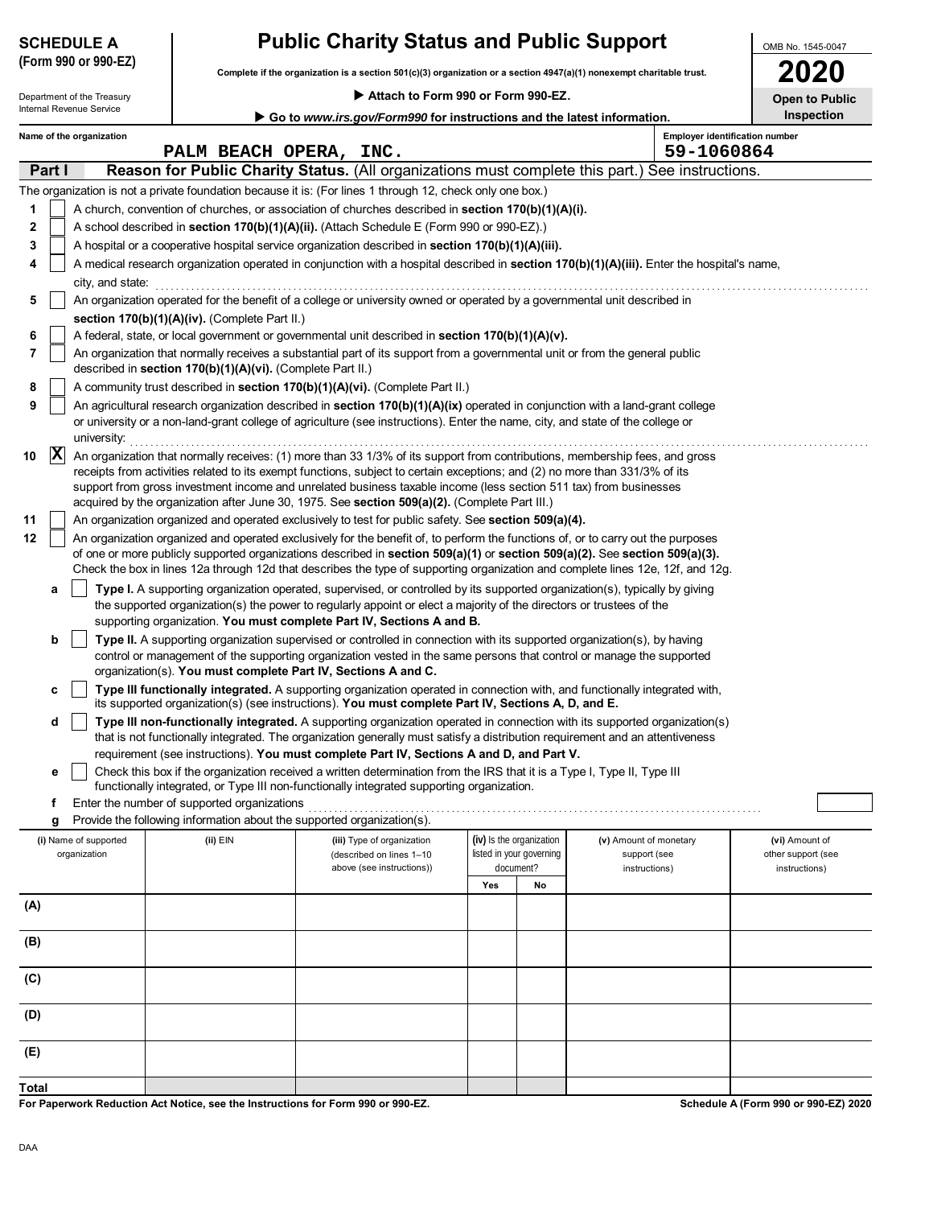**SCHEDULE A**
**(Form 990 or 990-EZ)**

Department of the Treasury
Internal Revenue Service

# Public Charity Status and Public Support

**Complete if the organization is a section 501(c)(3) organization or a section 4947(a)(1) nonexempt charitable trust.**

▶ **Attach to Form 990 or Form 990-EZ.**

▶ **Go to *www.irs.gov/Form990* for instructions and the latest information.**

OMB No. 1545-0047

**2020**

**Open to Public Inspection**

**Name of the organization**
PALM BEACH OPERA, INC.

**Employer identification number**
59-1060864

**Part I** **Reason for Public Charity Status.** (All organizations must complete this part.) See instructions.

The organization is not a private foundation because it is: (For lines 1 through 12, check only one box.)

1 [ ] A church, convention of churches, or association of churches described in **section 170(b)(1)(A)(i).**

2 [ ] A school described in **section 170(b)(1)(A)(ii).** (Attach Schedule E (Form 990 or 990-EZ).)

3 [ ] A hospital or a cooperative hospital service organization described in **section 170(b)(1)(A)(iii).**

4 [ ] A medical research organization operated in conjunction with a hospital described in **section 170(b)(1)(A)(iii).** Enter the hospital's name, city, and state:

5 [ ] An organization operated for the benefit of a college or university owned or operated by a governmental unit described in **section 170(b)(1)(A)(iv).** (Complete Part II.)

6 [ ] A federal, state, or local government or governmental unit described in **section 170(b)(1)(A)(v).**

7 [ ] An organization that normally receives a substantial part of its support from a governmental unit or from the general public described in **section 170(b)(1)(A)(vi).** (Complete Part II.)

8 [ ] A community trust described in **section 170(b)(1)(A)(vi).** (Complete Part II.)

9 [ ] An agricultural research organization described in **section 170(b)(1)(A)(ix)** operated in conjunction with a land-grant college or university or a non-land-grant college of agriculture (see instructions). Enter the name, city, and state of the college or university:

10 [X] An organization that normally receives: (1) more than 33 1/3% of its support from contributions, membership fees, and gross receipts from activities related to its exempt functions, subject to certain exceptions; and (2) no more than 331/3% of its support from gross investment income and unrelated business taxable income (less section 511 tax) from businesses acquired by the organization after June 30, 1975. See **section 509(a)(2).** (Complete Part III.)

11 [ ] An organization organized and operated exclusively to test for public safety. See **section 509(a)(4).**

12 [ ] An organization organized and operated exclusively for the benefit of, to perform the functions of, or to carry out the purposes of one or more publicly supported organizations described in **section 509(a)(1)** or **section 509(a)(2).** See **section 509(a)(3).** Check the box in lines 12a through 12d that describes the type of supporting organization and complete lines 12e, 12f, and 12g.

a [ ] **Type I.** A supporting organization operated, supervised, or controlled by its supported organization(s), typically by giving the supported organization(s) the power to regularly appoint or elect a majority of the directors or trustees of the supporting organization. **You must complete Part IV, Sections A and B.**

b [ ] **Type II.** A supporting organization supervised or controlled in connection with its supported organization(s), by having control or management of the supporting organization vested in the same persons that control or manage the supported organization(s). **You must complete Part IV, Sections A and C.**

c [ ] **Type III functionally integrated.** A supporting organization operated in connection with, and functionally integrated with, its supported organization(s) (see instructions). **You must complete Part IV, Sections A, D, and E.**

d [ ] **Type III non-functionally integrated.** A supporting organization operated in connection with its supported organization(s) that is not functionally integrated. The organization generally must satisfy a distribution requirement and an attentiveness requirement (see instructions). **You must complete Part IV, Sections A and D, and Part V.**

e [ ] Check this box if the organization received a written determination from the IRS that it is a Type I, Type II, Type III functionally integrated, or Type III non-functionally integrated supporting organization.

f Enter the number of supported organizations

g Provide the following information about the supported organization(s).

| (i) Name of supported organization | (ii) EIN | (iii) Type of organization (described on lines 1–10 above (see instructions)) | (iv) Is the organization listed in your governing document? Yes | No | (v) Amount of monetary support (see instructions) | (vi) Amount of other support (see instructions) |
|---|---|---|---|---|---|---|
| (A) | | | | | | |
| (B) | | | | | | |
| (C) | | | | | | |
| (D) | | | | | | |
| (E) | | | | | | |
| Total | | | | | | |

**For Paperwork Reduction Act Notice, see the Instructions for Form 990 or 990-EZ.** **Schedule A (Form 990 or 990-EZ) 2020**

DAA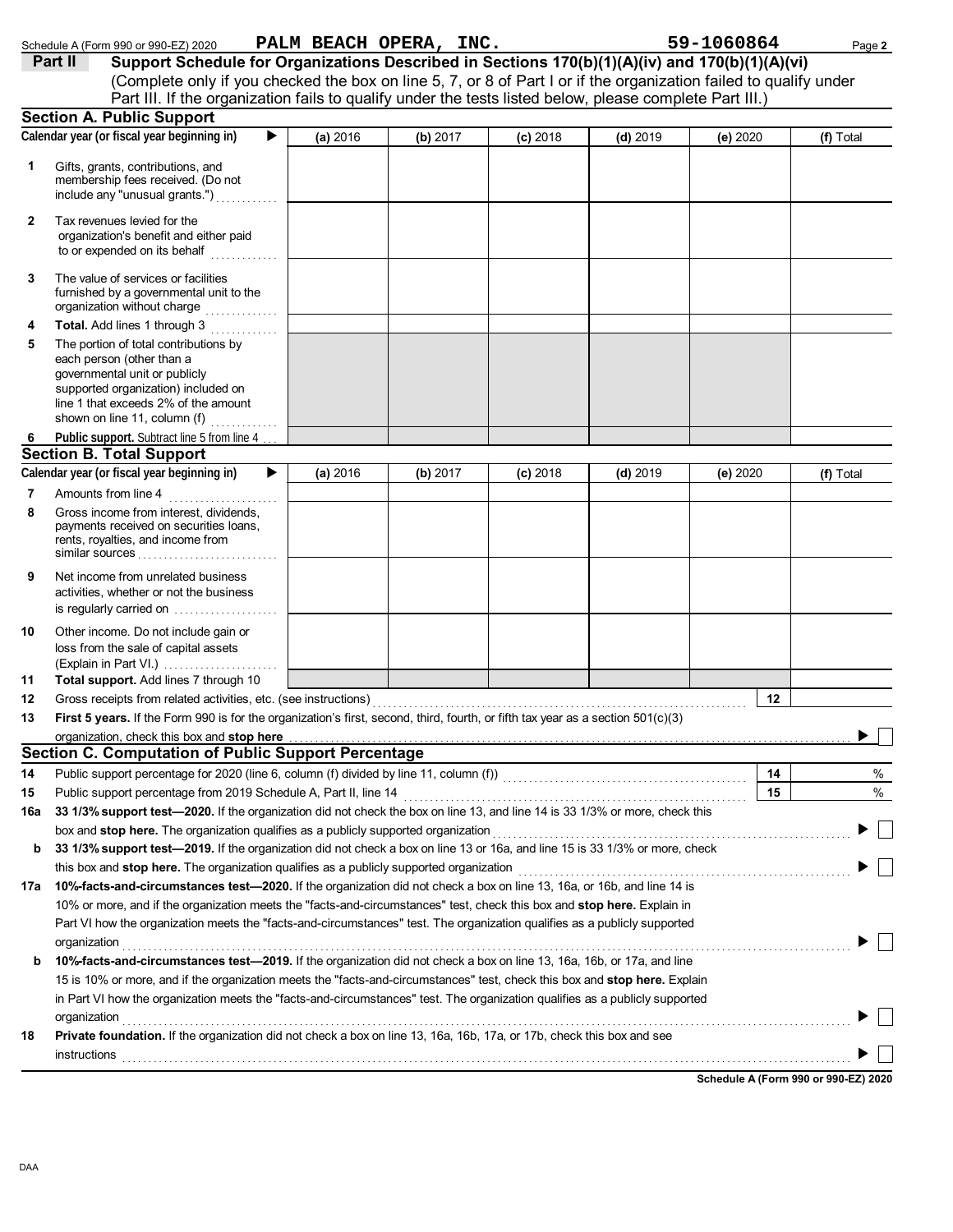Schedule A (Form 990 or 990-EZ) 2020 PALM BEACH OPERA, INC. 59-1060864 Page 2

**Part II Support Schedule for Organizations Described in Sections 170(b)(1)(A)(iv) and 170(b)(1)(A)(vi)**

(Complete only if you checked the box on line 5, 7, or 8 of Part I or if the organization failed to qualify under Part III. If the organization fails to qualify under the tests listed below, please complete Part III.)

## Section A. Public Support

| Calendar year (or fiscal year beginning in) ▶ | (a) 2016 | (b) 2017 | (c) 2018 | (d) 2019 | (e) 2020 | (f) Total |
|---|---|---|---|---|---|---|
| 1 Gifts, grants, contributions, and membership fees received. (Do not include any "unusual grants.") | | | | | | |
| 2 Tax revenues levied for the organization's benefit and either paid to or expended on its behalf | | | | | | |
| 3 The value of services or facilities furnished by a governmental unit to the organization without charge | | | | | | |
| 4 Total. Add lines 1 through 3 | | | | | | |
| 5 The portion of total contributions by each person (other than a governmental unit or publicly supported organization) included on line 1 that exceeds 2% of the amount shown on line 11, column (f) | | | | | | |
| 6 Public support. Subtract line 5 from line 4 | | | | | | |

## Section B. Total Support

| Calendar year (or fiscal year beginning in) ▶ | (a) 2016 | (b) 2017 | (c) 2018 | (d) 2019 | (e) 2020 | (f) Total |
|---|---|---|---|---|---|---|
| 7 Amounts from line 4 | | | | | | |
| 8 Gross income from interest, dividends, payments received on securities loans, rents, royalties, and income from similar sources | | | | | | |
| 9 Net income from unrelated business activities, whether or not the business is regularly carried on | | | | | | |
| 10 Other income. Do not include gain or loss from the sale of capital assets (Explain in Part VI.) | | | | | | |
| 11 Total support. Add lines 7 through 10 | | | | | | |

12 Gross receipts from related activities, etc. (see instructions) | 12 |

13 **First 5 years.** If the Form 990 is for the organization's first, second, third, fourth, or fifth tax year as a section 501(c)(3) organization, check this box and **stop here** ▶ ☐

## Section C. Computation of Public Support Percentage

14 Public support percentage for 2020 (line 6, column (f) divided by line 11, column (f)) | 14 | %

15 Public support percentage from 2019 Schedule A, Part II, line 14 | 15 | %

16a **33 1/3% support test—2020.** If the organization did not check the box on line 13, and line 14 is 33 1/3% or more, check this box and **stop here.** The organization qualifies as a publicly supported organization ▶ ☐

b **33 1/3% support test—2019.** If the organization did not check a box on line 13 or 16a, and line 15 is 33 1/3% or more, check this box and **stop here.** The organization qualifies as a publicly supported organization ▶ ☐

17a **10%-facts-and-circumstances test—2020.** If the organization did not check a box on line 13, 16a, or 16b, and line 14 is 10% or more, and if the organization meets the "facts-and-circumstances" test, check this box and **stop here.** Explain in Part VI how the organization meets the "facts-and-circumstances" test. The organization qualifies as a publicly supported organization ▶ ☐

b **10%-facts-and-circumstances test—2019.** If the organization did not check a box on line 13, 16a, 16b, or 17a, and line 15 is 10% or more, and if the organization meets the "facts-and-circumstances" test, check this box and **stop here.** Explain in Part VI how the organization meets the "facts-and-circumstances" test. The organization qualifies as a publicly supported organization ▶ ☐

18 **Private foundation.** If the organization did not check a box on line 13, 16a, 16b, 17a, or 17b, check this box and see instructions ▶ ☐

**Schedule A (Form 990 or 990-EZ) 2020**

DAA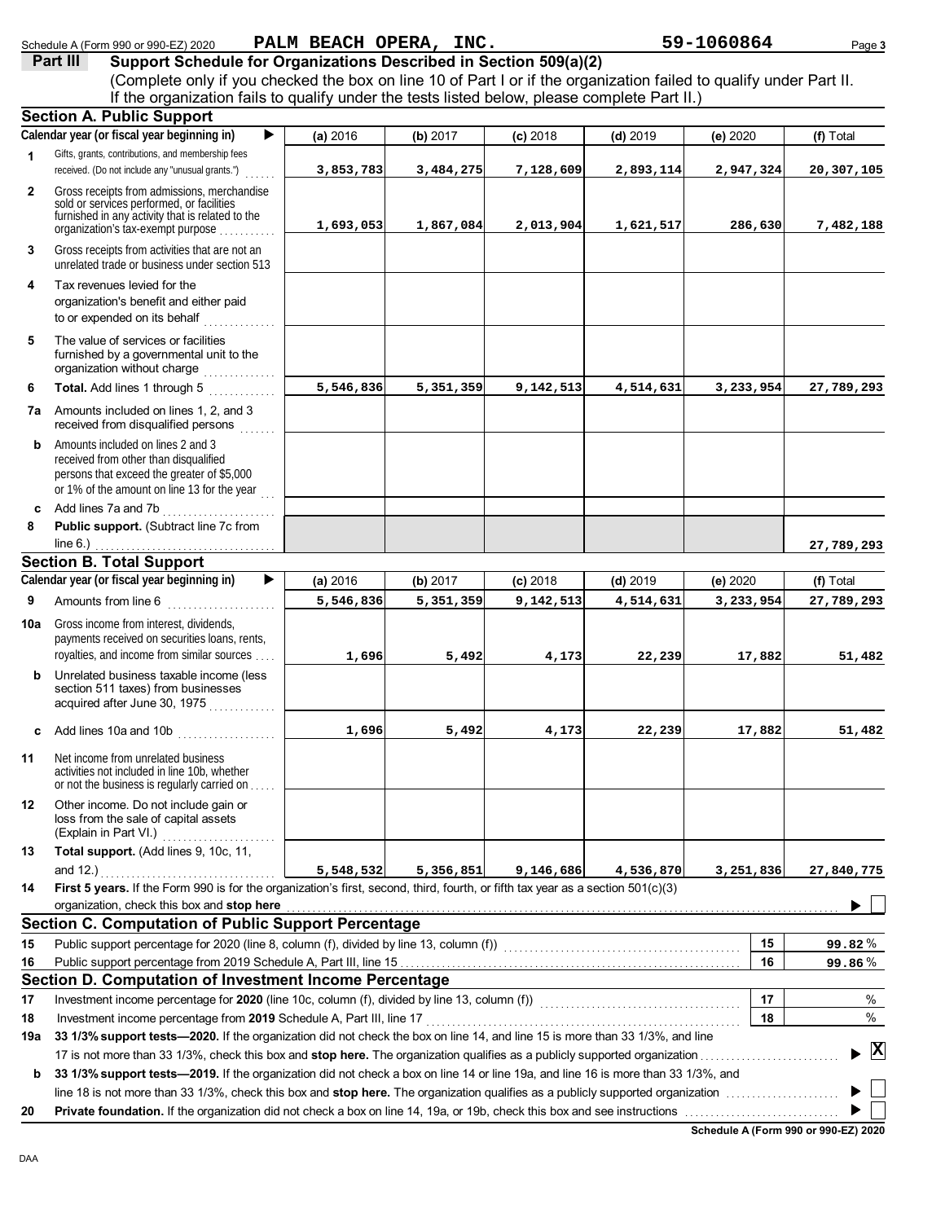Schedule A (Form 990 or 990-EZ) 2020 **PALM BEACH OPERA, INC.** **59-1060864**

## Part III Support Schedule for Organizations Described in Section 509(a)(2)

(Complete only if you checked the box on line 10 of Part I or if the organization failed to qualify under Part II. If the organization fails to qualify under the tests listed below, please complete Part II.)

### Section A. Public Support

| Calendar year (or fiscal year beginning in) | (a) 2016 | (b) 2017 | (c) 2018 | (d) 2019 | (e) 2020 | (f) Total |
|---|---|---|---|---|---|---|
| **1** Gifts, grants, contributions, and membership fees received. (Do not include any "unusual grants.") | 3,853,783 | 3,484,275 | 7,128,609 | 2,893,114 | 2,947,324 | 20,307,105 |
| **2** Gross receipts from admissions, merchandise sold or services performed, or facilities furnished in any activity that is related to the organization's tax-exempt purpose | 1,693,053 | 1,867,084 | 2,013,904 | 1,621,517 | 286,630 | 7,482,188 |
| **3** Gross receipts from activities that are not an unrelated trade or business under section 513 | | | | | | |
| **4** Tax revenues levied for the organization's benefit and either paid to or expended on its behalf | | | | | | |
| **5** The value of services or facilities furnished by a governmental unit to the organization without charge | | | | | | |
| **6** **Total.** Add lines 1 through 5 | 5,546,836 | 5,351,359 | 9,142,513 | 4,514,631 | 3,233,954 | 27,789,293 |
| **7a** Amounts included on lines 1, 2, and 3 received from disqualified persons | | | | | | |
| **b** Amounts included on lines 2 and 3 received from other than disqualified persons that exceed the greater of $5,000 or 1% of the amount on line 13 for the year | | | | | | |
| **c** Add lines 7a and 7b | | | | | | |
| **8** **Public support.** (Subtract line 7c from line 6.) | | | | | | 27,789,293 |

### Section B. Total Support

| Calendar year (or fiscal year beginning in) | (a) 2016 | (b) 2017 | (c) 2018 | (d) 2019 | (e) 2020 | (f) Total |
|---|---|---|---|---|---|---|
| **9** Amounts from line 6 | 5,546,836 | 5,351,359 | 9,142,513 | 4,514,631 | 3,233,954 | 27,789,293 |
| **10a** Gross income from interest, dividends, payments received on securities loans, rents, royalties, and income from similar sources | 1,696 | 5,492 | 4,173 | 22,239 | 17,882 | 51,482 |
| **b** Unrelated business taxable income (less section 511 taxes) from businesses acquired after June 30, 1975 | | | | | | |
| **c** Add lines 10a and 10b | 1,696 | 5,492 | 4,173 | 22,239 | 17,882 | 51,482 |
| **11** Net income from unrelated business activities not included in line 10b, whether or not the business is regularly carried on | | | | | | |
| **12** Other income. Do not include gain or loss from the sale of capital assets (Explain in Part VI.) | | | | | | |
| **13** **Total support.** (Add lines 9, 10c, 11, and 12.) | 5,548,532 | 5,356,851 | 9,146,686 | 4,536,870 | 3,251,836 | 27,840,775 |

**14** **First 5 years.** If the Form 990 is for the organization's first, second, third, fourth, or fifth tax year as a section 501(c)(3) organization, check this box and **stop here** ☐

### Section C. Computation of Public Support Percentage

| | | | |
|---|---|---|---|
| **15** | Public support percentage for 2020 (line 8, column (f), divided by line 13, column (f)) | 15 | 99.82 % |
| **16** | Public support percentage from 2019 Schedule A, Part III, line 15 | 16 | 99.86 % |

### Section D. Computation of Investment Income Percentage

| | | | |
|---|---|---|---|
| **17** | Investment income percentage for **2020** (line 10c, column (f), divided by line 13, column (f)) | 17 | % |
| **18** | Investment income percentage from **2019** Schedule A, Part III, line 17 | 18 | % |

**19a** **33 1/3% support tests—2020.** If the organization did not check the box on line 14, and line 15 is more than 33 1/3%, and line 17 is not more than 33 1/3%, check this box and **stop here.** The organization qualifies as a publicly supported organization ☒

**b** **33 1/3% support tests—2019.** If the organization did not check a box on line 14 or line 19a, and line 16 is more than 33 1/3%, and line 18 is not more than 33 1/3%, check this box and **stop here.** The organization qualifies as a publicly supported organization ☐

**20** **Private foundation.** If the organization did not check a box on line 14, 19a, or 19b, check this box and see instructions ☐

**Schedule A (Form 990 or 990-EZ) 2020**

DAA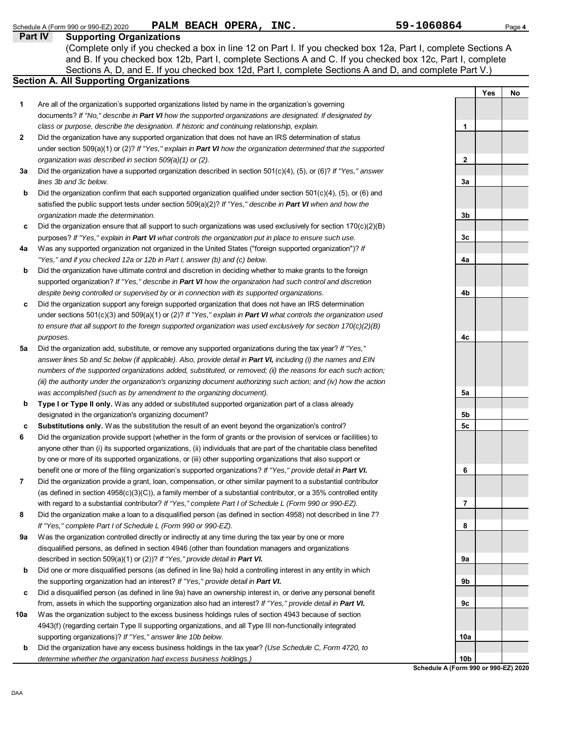Schedule A (Form 990 or 990-EZ) 2020 PALM BEACH OPERA, INC. 59-1060864

## Part IV Supporting Organizations

(Complete only if you checked a box in line 12 on Part I. If you checked box 12a, Part I, complete Sections A and B. If you checked box 12b, Part I, complete Sections A and C. If you checked box 12c, Part I, complete Sections A, D, and E. If you checked box 12d, Part I, complete Sections A and D, and complete Part V.)

### Section A. All Supporting Organizations

| | | | Yes | No |
|---|---|---|---|---|
| **1** | Are all of the organization's supported organizations listed by name in the organization's governing documents? *If "No," describe in **Part VI** how the supported organizations are designated. If designated by class or purpose, describe the designation. If historic and continuing relationship, explain.* | 1 | | |
| **2** | Did the organization have any supported organization that does not have an IRS determination of status under section 509(a)(1) or (2)? *If "Yes," explain in **Part VI** how the organization determined that the supported organization was described in section 509(a)(1) or (2).* | 2 | | |
| **3a** | Did the organization have a supported organization described in section 501(c)(4), (5), or (6)? *If "Yes," answer lines 3b and 3c below.* | 3a | | |
| **b** | Did the organization confirm that each supported organization qualified under section 501(c)(4), (5), or (6) and satisfied the public support tests under section 509(a)(2)? *If "Yes," describe in **Part VI** when and how the organization made the determination.* | 3b | | |
| **c** | Did the organization ensure that all support to such organizations was used exclusively for section 170(c)(2)(B) purposes? *If "Yes," explain in **Part VI** what controls the organization put in place to ensure such use.* | 3c | | |
| **4a** | Was any supported organization not organized in the United States ("foreign supported organization")? *If "Yes," and if you checked 12a or 12b in Part I, answer (b) and (c) below.* | 4a | | |
| **b** | Did the organization have ultimate control and discretion in deciding whether to make grants to the foreign supported organization? *If "Yes," describe in **Part VI** how the organization had such control and discretion despite being controlled or supervised by or in connection with its supported organizations.* | 4b | | |
| **c** | Did the organization support any foreign supported organization that does not have an IRS determination under sections 501(c)(3) and 509(a)(1) or (2)? *If "Yes," explain in **Part VI** what controls the organization used to ensure that all support to the foreign supported organization was used exclusively for section 170(c)(2)(B) purposes.* | 4c | | |
| **5a** | Did the organization add, substitute, or remove any supported organizations during the tax year? *If "Yes," answer lines 5b and 5c below (if applicable). Also, provide detail in **Part VI,** including (i) the names and EIN numbers of the supported organizations added, substituted, or removed; (ii) the reasons for each such action; (iii) the authority under the organization's organizing document authorizing such action; and (iv) how the action was accomplished (such as by amendment to the organizing document).* | 5a | | |
| **b** | **Type I or Type II only.** Was any added or substituted supported organization part of a class already designated in the organization's organizing document? | 5b | | |
| **c** | **Substitutions only.** Was the substitution the result of an event beyond the organization's control? | 5c | | |
| **6** | Did the organization provide support (whether in the form of grants or the provision of services or facilities) to anyone other than (i) its supported organizations, (ii) individuals that are part of the charitable class benefited by one or more of its supported organizations, or (iii) other supporting organizations that also support or benefit one or more of the filing organization's supported organizations? *If "Yes," provide detail in **Part VI.*** | 6 | | |
| **7** | Did the organization provide a grant, loan, compensation, or other similar payment to a substantial contributor (as defined in section 4958(c)(3)(C)), a family member of a substantial contributor, or a 35% controlled entity with regard to a substantial contributor? *If "Yes," complete Part I of Schedule L (Form 990 or 990-EZ).* | 7 | | |
| **8** | Did the organization make a loan to a disqualified person (as defined in section 4958) not described in line 7? *If "Yes," complete Part I of Schedule L (Form 990 or 990-EZ).* | 8 | | |
| **9a** | Was the organization controlled directly or indirectly at any time during the tax year by one or more disqualified persons, as defined in section 4946 (other than foundation managers and organizations described in section 509(a)(1) or (2))? *If "Yes," provide detail in **Part VI.*** | 9a | | |
| **b** | Did one or more disqualified persons (as defined in line 9a) hold a controlling interest in any entity in which the supporting organization had an interest? *If "Yes," provide detail in **Part VI.*** | 9b | | |
| **c** | Did a disqualified person (as defined in line 9a) have an ownership interest in, or derive any personal benefit from, assets in which the supporting organization also had an interest? *If "Yes," provide detail in **Part VI.*** | 9c | | |
| **10a** | Was the organization subject to the excess business holdings rules of section 4943 because of section 4943(f) (regarding certain Type II supporting organizations, and all Type III non-functionally integrated supporting organizations)? *If "Yes," answer line 10b below.* | 10a | | |
| **b** | Did the organization have any excess business holdings in the tax year? *(Use Schedule C, Form 4720, to determine whether the organization had excess business holdings.)* | 10b | | |

**Schedule A (Form 990 or 990-EZ) 2020**

DAA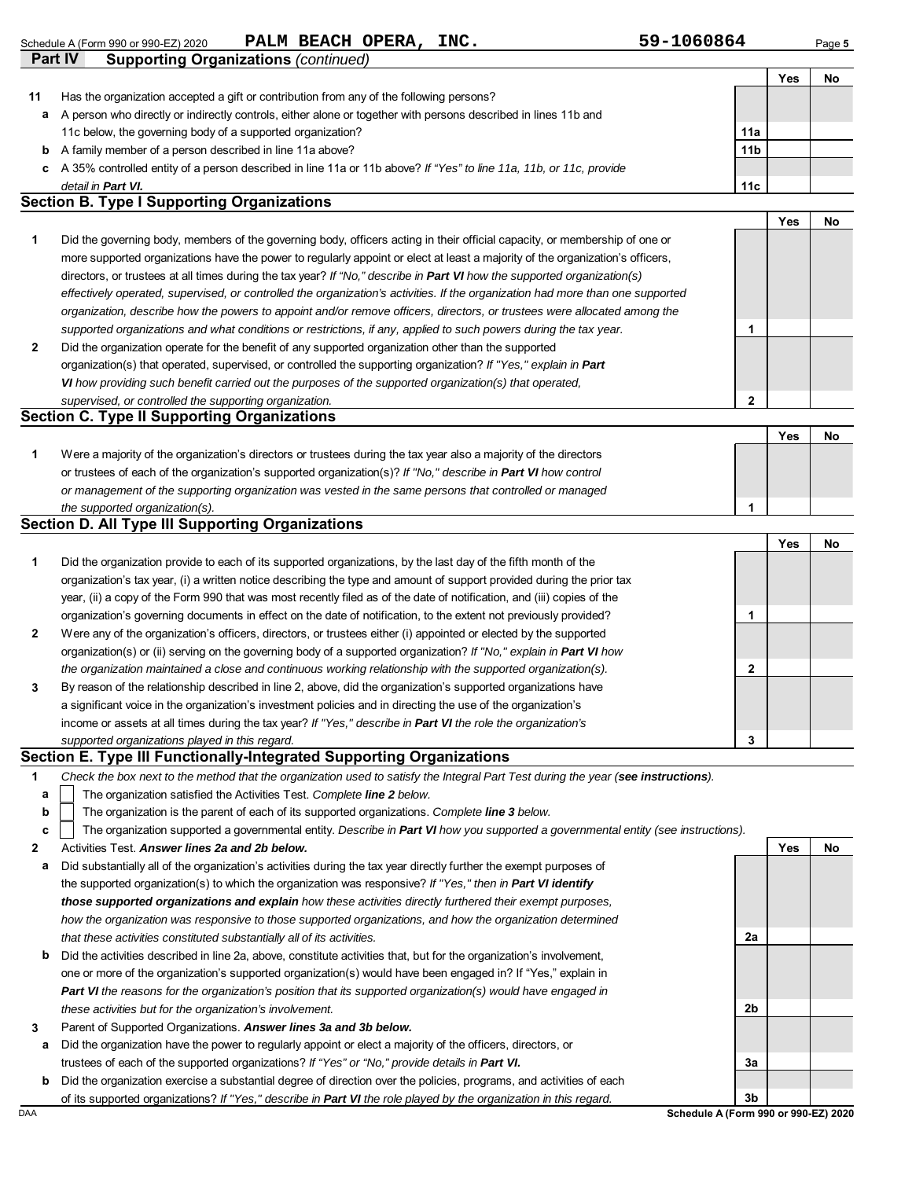Schedule A (Form 990 or 990-EZ) 2020 **PALM BEACH OPERA, INC.** 59-1060864

## Part IV Supporting Organizations *(continued)*

| | | | Yes | No |
|---|---|---|---|---|
| **11** | Has the organization accepted a gift or contribution from any of the following persons? | | | |
| **a** | A person who directly or indirectly controls, either alone or together with persons described in lines 11b and 11c below, the governing body of a supported organization? | 11a | | |
| **b** | A family member of a person described in line 11a above? | 11b | | |
| **c** | A 35% controlled entity of a person described in line 11a or 11b above? *If "Yes" to line 11a, 11b, or 11c, provide detail in **Part VI.*** | 11c | | |

### Section B. Type I Supporting Organizations

| | | | Yes | No |
|---|---|---|---|---|
| **1** | Did the governing body, members of the governing body, officers acting in their official capacity, or membership of one or more supported organizations have the power to regularly appoint or elect at least a majority of the organization's officers, directors, or trustees at all times during the tax year? *If "No," describe in **Part VI** how the supported organization(s) effectively operated, supervised, or controlled the organization's activities. If the organization had more than one supported organization, describe how the powers to appoint and/or remove officers, directors, or trustees were allocated among the supported organizations and what conditions or restrictions, if any, applied to such powers during the tax year.* | 1 | | |
| **2** | Did the organization operate for the benefit of any supported organization other than the supported organization(s) that operated, supervised, or controlled the supporting organization? *If "Yes," explain in **Part VI** how providing such benefit carried out the purposes of the supported organization(s) that operated, supervised, or controlled the supporting organization.* | 2 | | |

### Section C. Type II Supporting Organizations

| | | | Yes | No |
|---|---|---|---|---|
| **1** | Were a majority of the organization's directors or trustees during the tax year also a majority of the directors or trustees of each of the organization's supported organization(s)? *If "No," describe in **Part VI** how control or management of the supporting organization was vested in the same persons that controlled or managed the supported organization(s).* | 1 | | |

### Section D. All Type III Supporting Organizations

| | | | Yes | No |
|---|---|---|---|---|
| **1** | Did the organization provide to each of its supported organizations, by the last day of the fifth month of the organization's tax year, (i) a written notice describing the type and amount of support provided during the prior tax year, (ii) a copy of the Form 990 that was most recently filed as of the date of notification, and (iii) copies of the organization's governing documents in effect on the date of notification, to the extent not previously provided? | 1 | | |
| **2** | Were any of the organization's officers, directors, or trustees either (i) appointed or elected by the supported organization(s) or (ii) serving on the governing body of a supported organization? *If "No," explain in **Part VI** how the organization maintained a close and continuous working relationship with the supported organization(s).* | 2 | | |
| **3** | By reason of the relationship described in line 2, above, did the organization's supported organizations have a significant voice in the organization's investment policies and in directing the use of the organization's income or assets at all times during the tax year? *If "Yes," describe in **Part VI** the role the organization's supported organizations played in this regard.* | 3 | | |

### Section E. Type III Functionally-Integrated Supporting Organizations

**1** *Check the box next to the method that the organization used to satisfy the Integral Part Test during the year (**see instructions**).*

- **a** ☐ The organization satisfied the Activities Test. *Complete **line 2** below.*
- **b** ☐ The organization is the parent of each of its supported organizations. *Complete **line 3** below.*
- **c** ☐ The organization supported a governmental entity. *Describe in **Part VI** how you supported a governmental entity (see instructions).*

| | | | Yes | No |
|---|---|---|---|---|
| **2** | Activities Test. ***Answer lines 2a and 2b below.*** | | | |
| **a** | Did substantially all of the organization's activities during the tax year directly further the exempt purposes of the supported organization(s) to which the organization was responsive? *If "Yes," then in **Part VI identify those supported organizations and explain** how these activities directly furthered their exempt purposes, how the organization was responsive to those supported organizations, and how the organization determined that these activities constituted substantially all of its activities.* | 2a | | |
| **b** | Did the activities described in line 2a, above, constitute activities that, but for the organization's involvement, one or more of the organization's supported organization(s) would have been engaged in? If "Yes," explain in ***Part VI** the reasons for the organization's position that its supported organization(s) would have engaged in these activities but for the organization's involvement.* | 2b | | |
| **3** | Parent of Supported Organizations. ***Answer lines 3a and 3b below.*** | | | |
| **a** | Did the organization have the power to regularly appoint or elect a majority of the officers, directors, or trustees of each of the supported organizations? *If "Yes" or "No," provide details in **Part VI.*** | 3a | | |
| **b** | Did the organization exercise a substantial degree of direction over the policies, programs, and activities of each of its supported organizations? *If "Yes," describe in **Part VI** the role played by the organization in this regard.* | 3b | | |

DAA **Schedule A (Form 990 or 990-EZ) 2020**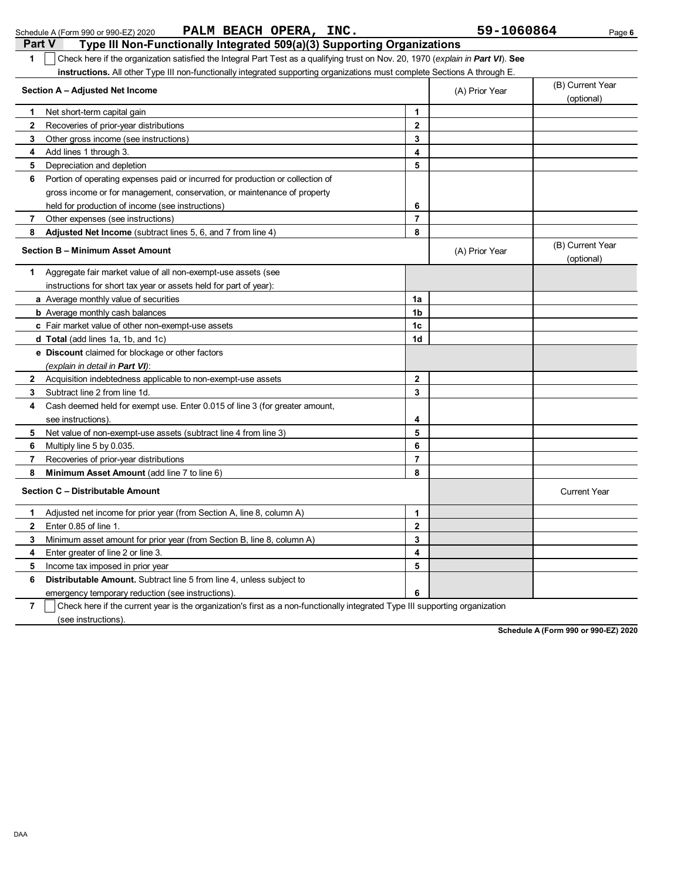Schedule A (Form 990 or 990-EZ) 2020 PALM BEACH OPERA, INC. 59-1060864

## Part V Type III Non-Functionally Integrated 509(a)(3) Supporting Organizations

**1** ☐ Check here if the organization satisfied the Integral Part Test as a qualifying trust on Nov. 20, 1970 (*explain in **Part VI***). **See instructions.** All other Type III non-functionally integrated supporting organizations must complete Sections A through E.

| **Section A – Adjusted Net Income** | | (A) Prior Year | (B) Current Year (optional) |
|---|---|---|---|
| **1** Net short-term capital gain | 1 | | |
| **2** Recoveries of prior-year distributions | 2 | | |
| **3** Other gross income (see instructions) | 3 | | |
| **4** Add lines 1 through 3. | 4 | | |
| **5** Depreciation and depletion | 5 | | |
| **6** Portion of operating expenses paid or incurred for production or collection of gross income or for management, conservation, or maintenance of property held for production of income (see instructions) | 6 | | |
| **7** Other expenses (see instructions) | 7 | | |
| **8** **Adjusted Net Income** (subtract lines 5, 6, and 7 from line 4) | 8 | | |

| **Section B – Minimum Asset Amount** | | (A) Prior Year | (B) Current Year (optional) |
|---|---|---|---|
| **1** Aggregate fair market value of all non-exempt-use assets (see instructions for short tax year or assets held for part of year): | | | |
| **a** Average monthly value of securities | 1a | | |
| **b** Average monthly cash balances | 1b | | |
| **c** Fair market value of other non-exempt-use assets | 1c | | |
| **d** **Total** (add lines 1a, 1b, and 1c) | 1d | | |
| **e** **Discount** claimed for blockage or other factors (*explain in detail in **Part VI***): | | | |
| **2** Acquisition indebtedness applicable to non-exempt-use assets | 2 | | |
| **3** Subtract line 2 from line 1d. | 3 | | |
| **4** Cash deemed held for exempt use. Enter 0.015 of line 3 (for greater amount, see instructions). | 4 | | |
| **5** Net value of non-exempt-use assets (subtract line 4 from line 3) | 5 | | |
| **6** Multiply line 5 by 0.035. | 6 | | |
| **7** Recoveries of prior-year distributions | 7 | | |
| **8** **Minimum Asset Amount** (add line 7 to line 6) | 8 | | |

| **Section C – Distributable Amount** | | | Current Year |
|---|---|---|---|
| **1** Adjusted net income for prior year (from Section A, line 8, column A) | 1 | | |
| **2** Enter 0.85 of line 1. | 2 | | |
| **3** Minimum asset amount for prior year (from Section B, line 8, column A) | 3 | | |
| **4** Enter greater of line 2 or line 3. | 4 | | |
| **5** Income tax imposed in prior year | 5 | | |
| **6** **Distributable Amount.** Subtract line 5 from line 4, unless subject to emergency temporary reduction (see instructions). | 6 | | |

**7** ☐ Check here if the current year is the organization's first as a non-functionally integrated Type III supporting organization (see instructions).

**Schedule A (Form 990 or 990-EZ) 2020**

DAA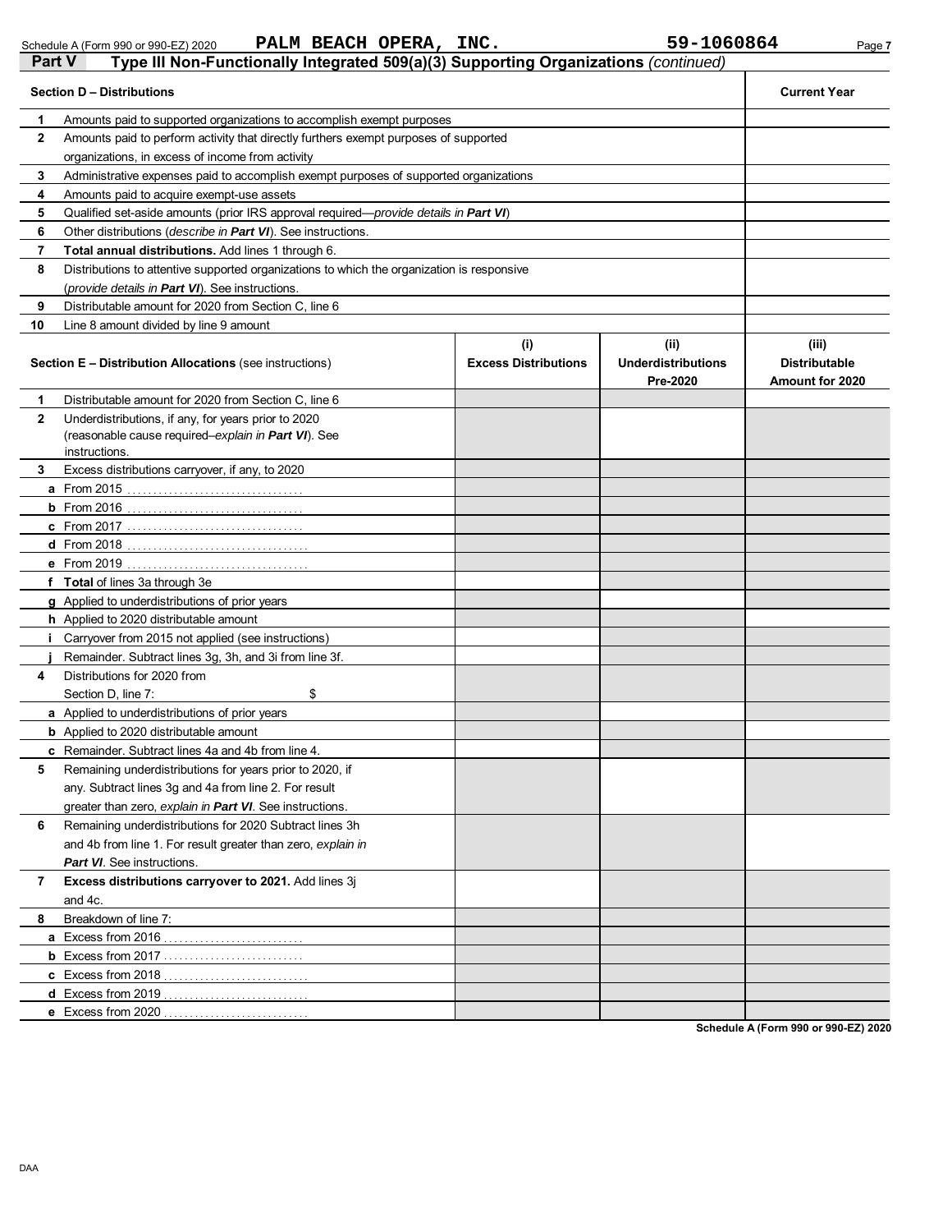Schedule A (Form 990 or 990-EZ) 2020 **PALM BEACH OPERA, INC.** **59-1060864**

## Part V — Type III Non-Functionally Integrated 509(a)(3) Supporting Organizations *(continued)*

| Section D – Distributions | | Current Year |
|---|---|---|
| 1 | Amounts paid to supported organizations to accomplish exempt purposes | |
| 2 | Amounts paid to perform activity that directly furthers exempt purposes of supported organizations, in excess of income from activity | |
| 3 | Administrative expenses paid to accomplish exempt purposes of supported organizations | |
| 4 | Amounts paid to acquire exempt-use assets | |
| 5 | Qualified set-aside amounts (prior IRS approval required—*provide details in **Part VI***) | |
| 6 | Other distributions (*describe in **Part VI***). See instructions. | |
| 7 | **Total annual distributions.** Add lines 1 through 6. | |
| 8 | Distributions to attentive supported organizations to which the organization is responsive (*provide details in **Part VI***). See instructions. | |
| 9 | Distributable amount for 2020 from Section C, line 6 | |
| 10 | Line 8 amount divided by line 9 amount | |

| | Section E – Distribution Allocations (see instructions) | (i) Excess Distributions | (ii) Underdistributions Pre-2020 | (iii) Distributable Amount for 2020 |
|---|---|---|---|---|
| 1 | Distributable amount for 2020 from Section C, line 6 | | | |
| 2 | Underdistributions, if any, for years prior to 2020 (reasonable cause required–*explain in **Part VI***). See instructions. | | | |
| 3 | Excess distributions carryover, if any, to 2020 | | | |
| a | From 2015 | | | |
| b | From 2016 | | | |
| c | From 2017 | | | |
| d | From 2018 | | | |
| e | From 2019 | | | |
| f | **Total** of lines 3a through 3e | | | |
| g | Applied to underdistributions of prior years | | | |
| h | Applied to 2020 distributable amount | | | |
| i | Carryover from 2015 not applied (see instructions) | | | |
| j | Remainder. Subtract lines 3g, 3h, and 3i from line 3f. | | | |
| 4 | Distributions for 2020 from Section D, line 7: $ | | | |
| a | Applied to underdistributions of prior years | | | |
| b | Applied to 2020 distributable amount | | | |
| c | Remainder. Subtract lines 4a and 4b from line 4. | | | |
| 5 | Remaining underdistributions for years prior to 2020, if any. Subtract lines 3g and 4a from line 2. For result greater than zero, *explain in **Part VI***. See instructions. | | | |
| 6 | Remaining underdistributions for 2020 Subtract lines 3h and 4b from line 1. For result greater than zero, *explain in **Part VI***. See instructions. | | | |
| 7 | **Excess distributions carryover to 2021.** Add lines 3j and 4c. | | | |
| 8 | Breakdown of line 7: | | | |
| a | Excess from 2016 | | | |
| b | Excess from 2017 | | | |
| c | Excess from 2018 | | | |
| d | Excess from 2019 | | | |
| e | Excess from 2020 | | | |

**Schedule A (Form 990 or 990-EZ) 2020**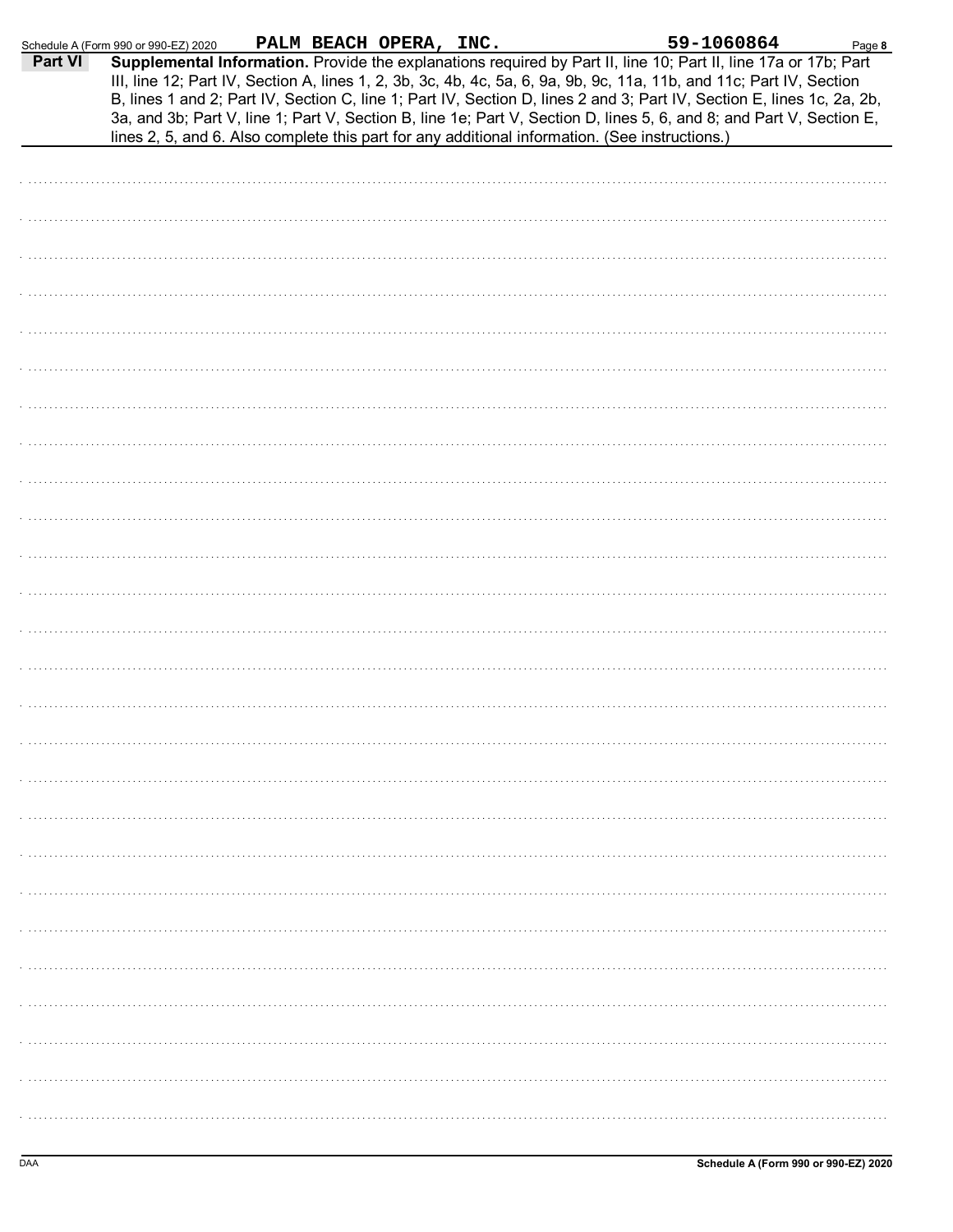Schedule A (Form 990 or 990-EZ) 2020 PALM BEACH OPERA, INC. 59-1060864

## Part VI Supplemental Information.

Provide the explanations required by Part II, line 10; Part II, line 17a or 17b; Part III, line 12; Part IV, Section A, lines 1, 2, 3b, 3c, 4b, 4c, 5a, 6, 9a, 9b, 9c, 11a, 11b, and 11c; Part IV, Section B, lines 1 and 2; Part IV, Section C, line 1; Part IV, Section D, lines 2 and 3; Part IV, Section E, lines 1c, 2a, 2b, 3a, and 3b; Part V, line 1; Part V, Section B, line 1e; Part V, Section D, lines 5, 6, and 8; and Part V, Section E, lines 2, 5, and 6. Also complete this part for any additional information. (See instructions.)

Schedule A (Form 990 or 990-EZ) 2020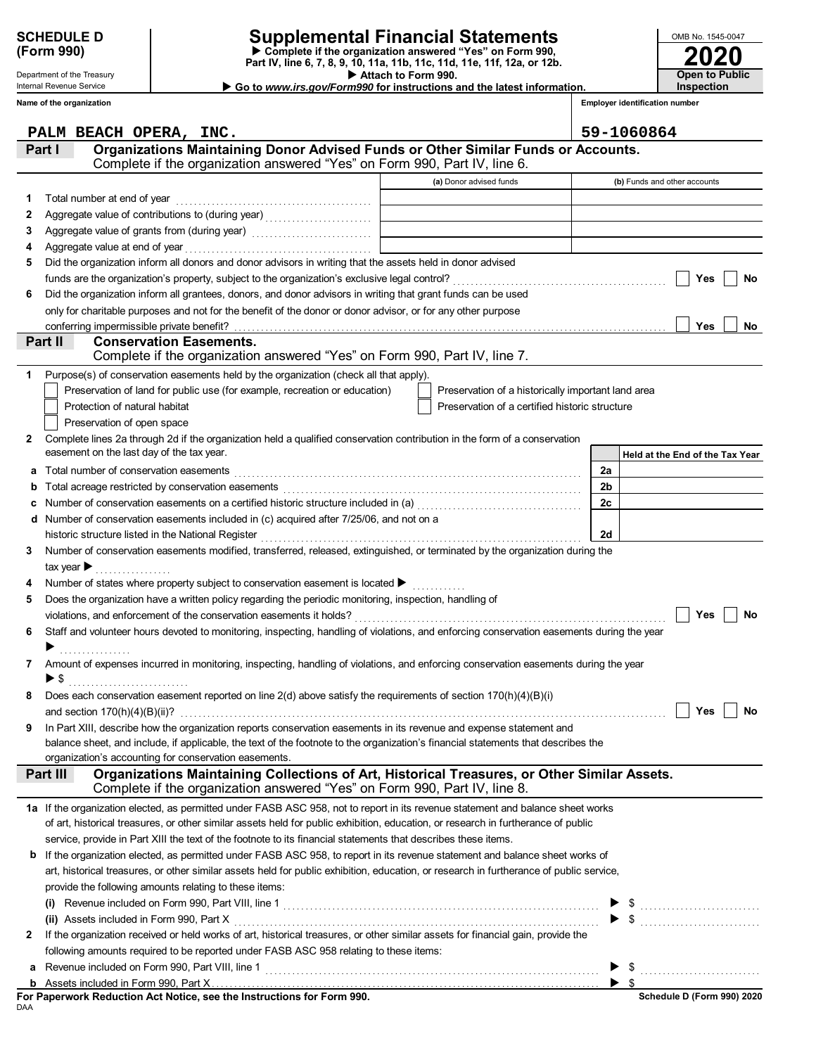**SCHEDULE D (Form 990)**

Department of the Treasury
Internal Revenue Service

# Supplemental Financial Statements

▶ Complete if the organization answered "Yes" on Form 990, Part IV, line 6, 7, 8, 9, 10, 11a, 11b, 11c, 11d, 11e, 11f, 12a, or 12b.
▶ Attach to Form 990.
▶ Go to *www.irs.gov/Form990* for instructions and the latest information.

OMB No. 1545-0047

**2020**

**Open to Public Inspection**

Name of the organization: PALM BEACH OPERA, INC.

Employer identification number: 59-1060864

## Part I Organizations Maintaining Donor Advised Funds or Other Similar Funds or Accounts.

Complete if the organization answered "Yes" on Form 990, Part IV, line 6.

| | | (a) Donor advised funds | (b) Funds and other accounts |
|---|---|---|---|
| 1 | Total number at end of year | | |
| 2 | Aggregate value of contributions to (during year) | | |
| 3 | Aggregate value of grants from (during year) | | |
| 4 | Aggregate value at end of year | | |

5 Did the organization inform all donors and donor advisors in writing that the assets held in donor advised funds are the organization's property, subject to the organization's exclusive legal control? ☐ Yes ☐ No

6 Did the organization inform all grantees, donors, and donor advisors in writing that grant funds can be used only for charitable purposes and not for the benefit of the donor or donor advisor, or for any other purpose conferring impermissible private benefit? ☐ Yes ☐ No

## Part II Conservation Easements.

Complete if the organization answered "Yes" on Form 990, Part IV, line 7.

1 Purpose(s) of conservation easements held by the organization (check all that apply).

☐ Preservation of land for public use (for example, recreation or education)
☐ Protection of natural habitat
☐ Preservation of open space
☐ Preservation of a historically important land area
☐ Preservation of a certified historic structure

2 Complete lines 2a through 2d if the organization held a qualified conservation contribution in the form of a conservation easement on the last day of the tax year.

| | | | Held at the End of the Tax Year |
|---|---|---|---|
| a | Total number of conservation easements | 2a | |
| b | Total acreage restricted by conservation easements | 2b | |
| c | Number of conservation easements on a certified historic structure included in (a) | 2c | |
| d | Number of conservation easements included in (c) acquired after 7/25/06, and not on a historic structure listed in the National Register | 2d | |

3 Number of conservation easements modified, transferred, released, extinguished, or terminated by the organization during the tax year ▶

4 Number of states where property subject to conservation easement is located ▶

5 Does the organization have a written policy regarding the periodic monitoring, inspection, handling of violations, and enforcement of the conservation easements it holds? ☐ Yes ☐ No

6 Staff and volunteer hours devoted to monitoring, inspecting, handling of violations, and enforcing conservation easements during the year ▶

7 Amount of expenses incurred in monitoring, inspecting, handling of violations, and enforcing conservation easements during the year ▶ $

8 Does each conservation easement reported on line 2(d) above satisfy the requirements of section 170(h)(4)(B)(i) and section 170(h)(4)(B)(ii)? ☐ Yes ☐ No

9 In Part XIII, describe how the organization reports conservation easements in its revenue and expense statement and balance sheet, and include, if applicable, the text of the footnote to the organization's financial statements that describes the organization's accounting for conservation easements.

## Part III Organizations Maintaining Collections of Art, Historical Treasures, or Other Similar Assets.

Complete if the organization answered "Yes" on Form 990, Part IV, line 8.

1a If the organization elected, as permitted under FASB ASC 958, not to report in its revenue statement and balance sheet works of art, historical treasures, or other similar assets held for public exhibition, education, or research in furtherance of public service, provide in Part XIII the text of the footnote to its financial statements that describes these items.

b If the organization elected, as permitted under FASB ASC 958, to report in its revenue statement and balance sheet works of art, historical treasures, or other similar assets held for public exhibition, education, or research in furtherance of public service, provide the following amounts relating to these items:

(i) Revenue included on Form 990, Part VIII, line 1 ▶ $

(ii) Assets included in Form 990, Part X ▶ $

2 If the organization received or held works of art, historical treasures, or other similar assets for financial gain, provide the following amounts required to be reported under FASB ASC 958 relating to these items:

a Revenue included on Form 990, Part VIII, line 1 ▶ $

b Assets included in Form 990, Part X ▶ $

**For Paperwork Reduction Act Notice, see the Instructions for Form 990.**

DAA

**Schedule D (Form 990) 2020**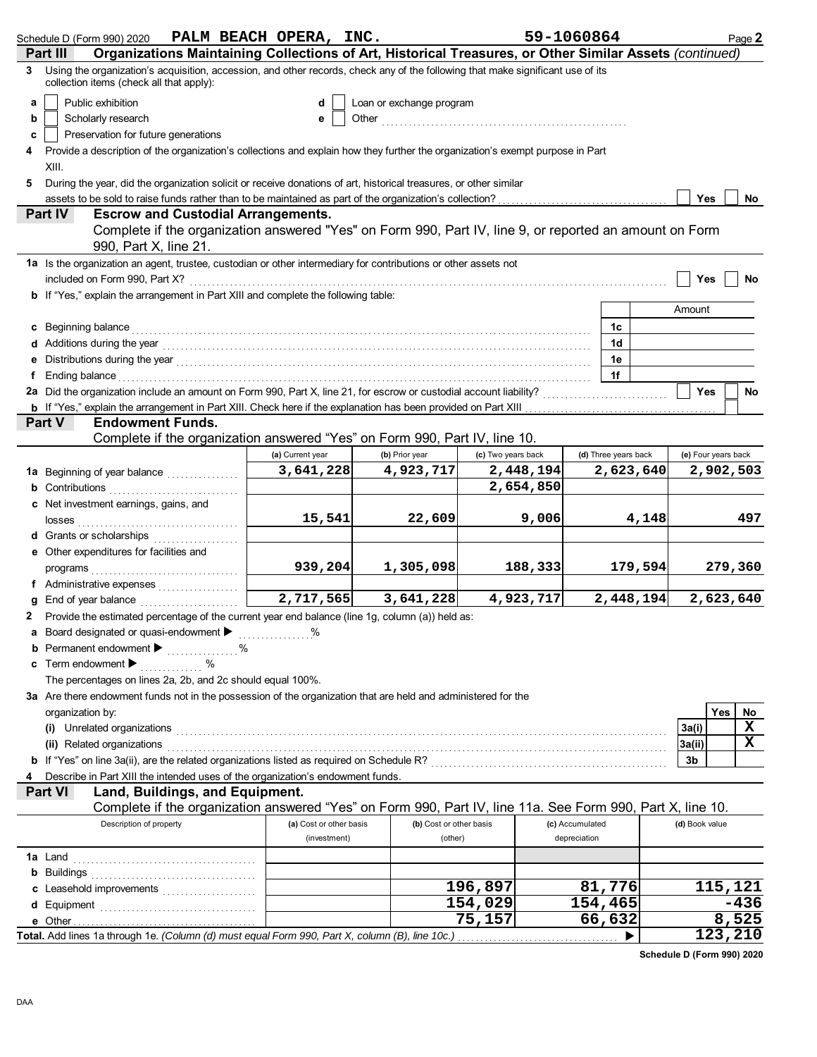Schedule D (Form 990) 2020 **PALM BEACH OPERA, INC.** **59-1060864**

## Part III Organizations Maintaining Collections of Art, Historical Treasures, or Other Similar Assets *(continued)*

**3** Using the organization's acquisition, accession, and other records, check any of the following that make significant use of its collection items (check all that apply):

- **a** ☐ Public exhibition
- **b** ☐ Scholarly research
- **c** ☐ Preservation for future generations
- **d** ☐ Loan or exchange program
- **e** ☐ Other

**4** Provide a description of the organization's collections and explain how they further the organization's exempt purpose in Part XIII.

**5** During the year, did the organization solicit or receive donations of art, historical treasures, or other similar assets to be sold to raise funds rather than to be maintained as part of the organization's collection? ☐ Yes ☐ No

## Part IV Escrow and Custodial Arrangements.

Complete if the organization answered "Yes" on Form 990, Part IV, line 9, or reported an amount on Form 990, Part X, line 21.

**1a** Is the organization an agent, trustee, custodian or other intermediary for contributions or other assets not included on Form 990, Part X? ☐ Yes ☐ No

**b** If "Yes," explain the arrangement in Part XIII and complete the following table:

| | | Amount |
|---|---|---|
| **c** Beginning balance | 1c | |
| **d** Additions during the year | 1d | |
| **e** Distributions during the year | 1e | |
| **f** Ending balance | 1f | |

**2a** Did the organization include an amount on Form 990, Part X, line 21, for escrow or custodial account liability? ☐ Yes ☐ No

**b** If "Yes," explain the arrangement in Part XIII. Check here if the explanation has been provided on Part XIII ☐

## Part V Endowment Funds.

Complete if the organization answered "Yes" on Form 990, Part IV, line 10.

| | (a) Current year | (b) Prior year | (c) Two years back | (d) Three years back | (e) Four years back |
|---|---|---|---|---|---|
| **1a** Beginning of year balance | 3,641,228 | 4,923,717 | 2,448,194 | 2,623,640 | 2,902,503 |
| **b** Contributions | | | 2,654,850 | | |
| **c** Net investment earnings, gains, and losses | 15,541 | 22,609 | 9,006 | 4,148 | 497 |
| **d** Grants or scholarships | | | | | |
| **e** Other expenditures for facilities and programs | 939,204 | 1,305,098 | 188,333 | 179,594 | 279,360 |
| **f** Administrative expenses | | | | | |
| **g** End of year balance | 2,717,565 | 3,641,228 | 4,923,717 | 2,448,194 | 2,623,640 |

**2** Provide the estimated percentage of the current year end balance (line 1g, column (a)) held as:

- **a** Board designated or quasi-endowment ▶ %
- **b** Permanent endowment ▶ %
- **c** Term endowment ▶ %

The percentages on lines 2a, 2b, and 2c should equal 100%.

**3a** Are there endowment funds not in the possession of the organization that are held and administered for the organization by:

| | | Yes | No |
|---|---|---|---|
| **(i)** Unrelated organizations | 3a(i) | | X |
| **(ii)** Related organizations | 3a(ii) | | X |
| **b** If "Yes" on line 3a(ii), are the related organizations listed as required on Schedule R? | 3b | | |

**4** Describe in Part XIII the intended uses of the organization's endowment funds.

## Part VI Land, Buildings, and Equipment.

Complete if the organization answered "Yes" on Form 990, Part IV, line 11a. See Form 990, Part X, line 10.

| Description of property | (a) Cost or other basis (investment) | (b) Cost or other basis (other) | (c) Accumulated depreciation | (d) Book value |
|---|---|---|---|---|
| **1a** Land | | | | |
| **b** Buildings | | | | |
| **c** Leasehold improvements | | 196,897 | 81,776 | 115,121 |
| **d** Equipment | | 154,029 | 154,465 | -436 |
| **e** Other | | 75,157 | 66,632 | 8,525 |
| **Total.** Add lines 1a through 1e. *(Column (d) must equal Form 990, Part X, column (B), line 10c.)* ▶ | | | | 123,210 |

Schedule D (Form 990) 2020

DAA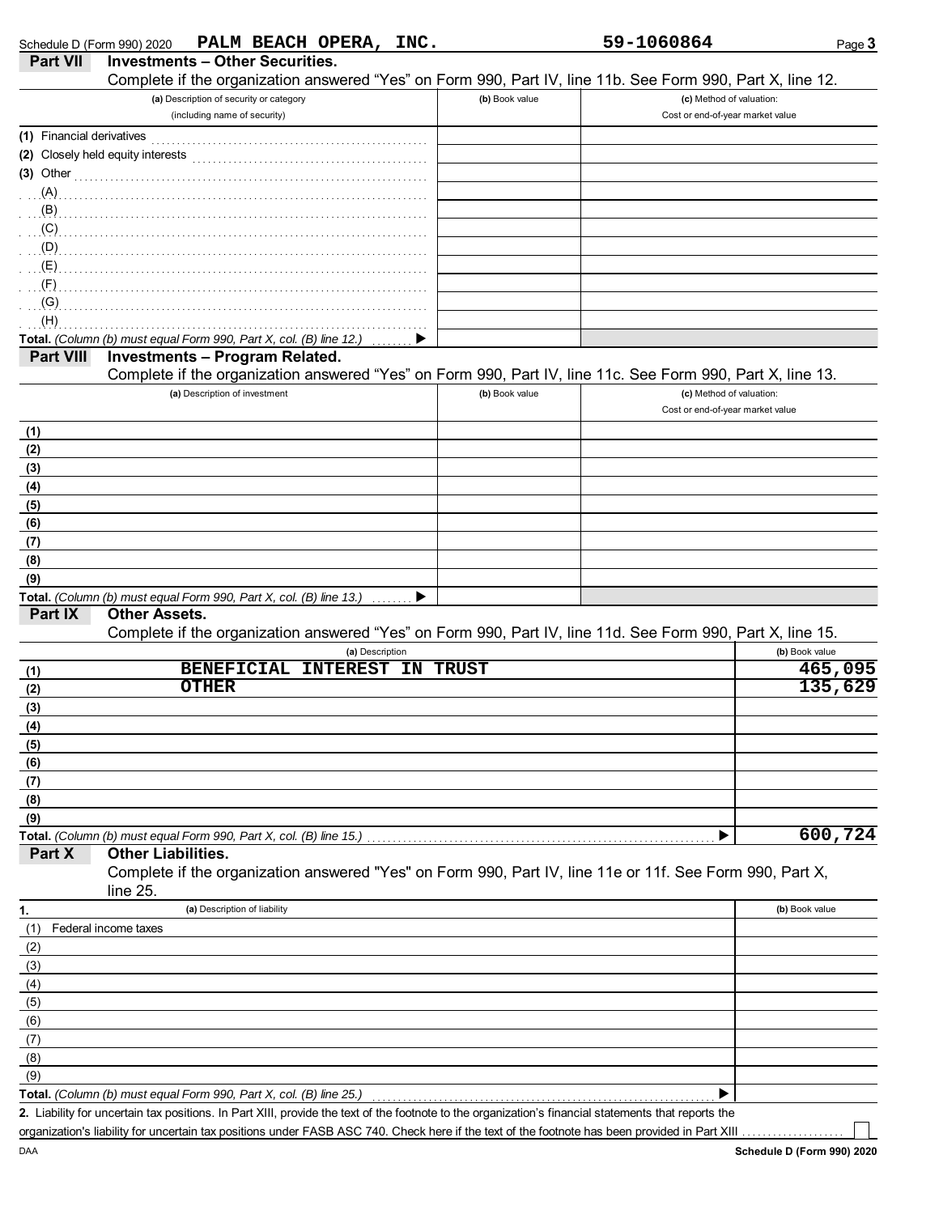Schedule D (Form 990) 2020 PALM BEACH OPERA, INC. 59-1060864 Page 3

## Part VII Investments – Other Securities.

Complete if the organization answered "Yes" on Form 990, Part IV, line 11b. See Form 990, Part X, line 12.

| (a) Description of security or category (including name of security) | (b) Book value | (c) Method of valuation: Cost or end-of-year market value |
|---|---|---|
| (1) Financial derivatives | | |
| (2) Closely held equity interests | | |
| (3) Other | | |
| (A) | | |
| (B) | | |
| (C) | | |
| (D) | | |
| (E) | | |
| (F) | | |
| (G) | | |
| (H) | | |
| **Total.** *(Column (b) must equal Form 990, Part X, col. (B) line 12.)* ▶ | | |

## Part VIII Investments – Program Related.

Complete if the organization answered "Yes" on Form 990, Part IV, line 11c. See Form 990, Part X, line 13.

| (a) Description of investment | (b) Book value | (c) Method of valuation: Cost or end-of-year market value |
|---|---|---|
| (1) | | |
| (2) | | |
| (3) | | |
| (4) | | |
| (5) | | |
| (6) | | |
| (7) | | |
| (8) | | |
| (9) | | |
| **Total.** *(Column (b) must equal Form 990, Part X, col. (B) line 13.)* ▶ | | |

## Part IX Other Assets.

Complete if the organization answered "Yes" on Form 990, Part IV, line 11d. See Form 990, Part X, line 15.

| | (a) Description | (b) Book value |
|---|---|---|
| (1) | BENEFICIAL INTEREST IN TRUST | 465,095 |
| (2) | OTHER | 135,629 |
| (3) | | |
| (4) | | |
| (5) | | |
| (6) | | |
| (7) | | |
| (8) | | |
| (9) | | |
| **Total.** | *(Column (b) must equal Form 990, Part X, col. (B) line 15.)* ▶ | 600,724 |

## Part X Other Liabilities.

Complete if the organization answered "Yes" on Form 990, Part IV, line 11e or 11f. See Form 990, Part X, line 25.

| 1. | (a) Description of liability | (b) Book value |
|---|---|---|
| (1) | Federal income taxes | |
| (2) | | |
| (3) | | |
| (4) | | |
| (5) | | |
| (6) | | |
| (7) | | |
| (8) | | |
| (9) | | |
| **Total.** | *(Column (b) must equal Form 990, Part X, col. (B) line 25.)* ▶ | |

**2.** Liability for uncertain tax positions. In Part XIII, provide the text of the footnote to the organization's financial statements that reports the organization's liability for uncertain tax positions under FASB ASC 740. Check here if the text of the footnote has been provided in Part XIII ☐

DAA Schedule D (Form 990) 2020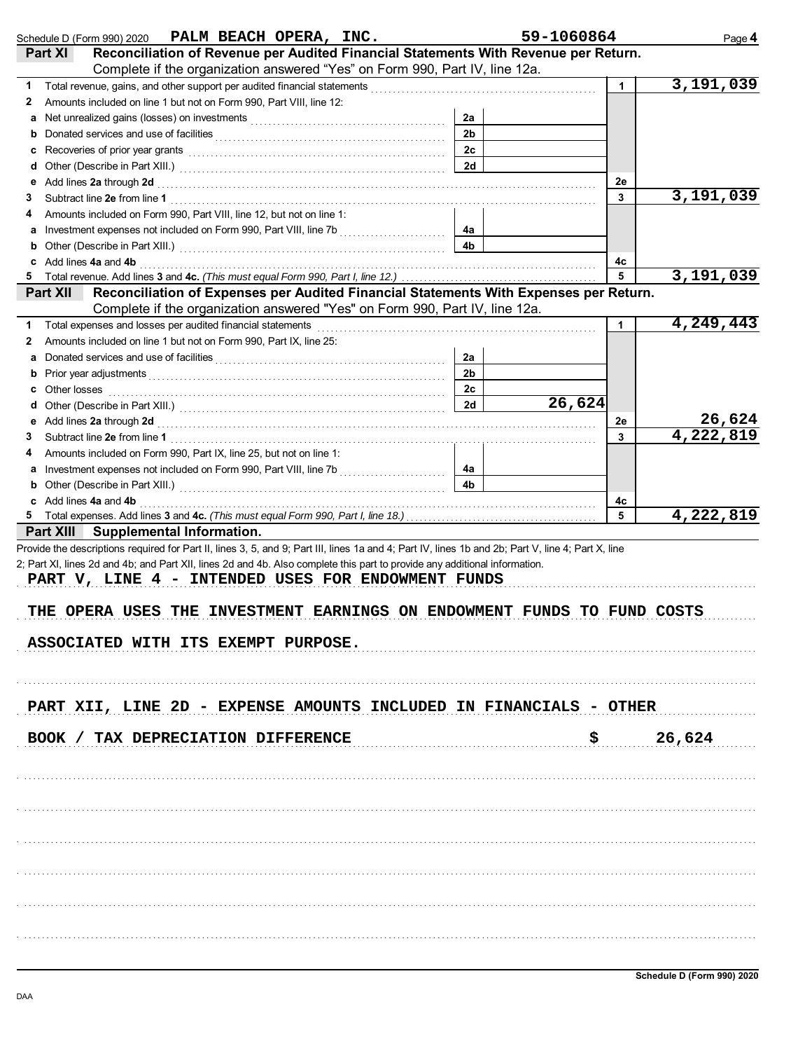Schedule D (Form 990) 2020 PALM BEACH OPERA, INC. 59-1060864 Page 4

## Part XI Reconciliation of Revenue per Audited Financial Statements With Revenue per Return.

Complete if the organization answered "Yes" on Form 990, Part IV, line 12a.

| | | | | | |
|---|---|---|---|---|---|
| 1 | Total revenue, gains, and other support per audited financial statements | | | 1 | 3,191,039 |
| 2 | Amounts included on line 1 but not on Form 990, Part VIII, line 12: | | | | |
| a | Net unrealized gains (losses) on investments | 2a | | | |
| b | Donated services and use of facilities | 2b | | | |
| c | Recoveries of prior year grants | 2c | | | |
| d | Other (Describe in Part XIII.) | 2d | | | |
| e | Add lines **2a** through **2d** | | | 2e | |
| 3 | Subtract line **2e** from line **1** | | | 3 | 3,191,039 |
| 4 | Amounts included on Form 990, Part VIII, line 12, but not on line 1: | | | | |
| a | Investment expenses not included on Form 990, Part VIII, line 7b | 4a | | | |
| b | Other (Describe in Part XIII.) | 4b | | | |
| c | Add lines **4a** and **4b** | | | 4c | |
| 5 | Total revenue. Add lines **3** and **4c.** *(This must equal Form 990, Part I, line 12.)* | | | 5 | 3,191,039 |

## Part XII Reconciliation of Expenses per Audited Financial Statements With Expenses per Return.

Complete if the organization answered "Yes" on Form 990, Part IV, line 12a.

| | | | | | |
|---|---|---|---|---|---|
| 1 | Total expenses and losses per audited financial statements | | | 1 | 4,249,443 |
| 2 | Amounts included on line 1 but not on Form 990, Part IX, line 25: | | | | |
| a | Donated services and use of facilities | 2a | | | |
| b | Prior year adjustments | 2b | | | |
| c | Other losses | 2c | | | |
| d | Other (Describe in Part XIII.) | 2d | 26,624 | | |
| e | Add lines **2a** through **2d** | | | 2e | 26,624 |
| 3 | Subtract line **2e** from line **1** | | | 3 | 4,222,819 |
| 4 | Amounts included on Form 990, Part IX, line 25, but not on line 1: | | | | |
| a | Investment expenses not included on Form 990, Part VIII, line 7b | 4a | | | |
| b | Other (Describe in Part XIII.) | 4b | | | |
| c | Add lines **4a** and **4b** | | | 4c | |
| 5 | Total expenses. Add lines **3** and **4c.** *(This must equal Form 990, Part I, line 18.)* | | | 5 | 4,222,819 |

## Part XIII Supplemental Information.

Provide the descriptions required for Part II, lines 3, 5, and 9; Part III, lines 1a and 4; Part IV, lines 1b and 2b; Part V, line 4; Part X, line 2; Part XI, lines 2d and 4b; and Part XII, lines 2d and 4b. Also complete this part to provide any additional information.

PART V, LINE 4 - INTENDED USES FOR ENDOWMENT FUNDS

THE OPERA USES THE INVESTMENT EARNINGS ON ENDOWMENT FUNDS TO FUND COSTS ASSOCIATED WITH ITS EXEMPT PURPOSE.

PART XII, LINE 2D - EXPENSE AMOUNTS INCLUDED IN FINANCIALS - OTHER

BOOK / TAX DEPRECIATION DIFFERENCE $ 26,624

Schedule D (Form 990) 2020

DAA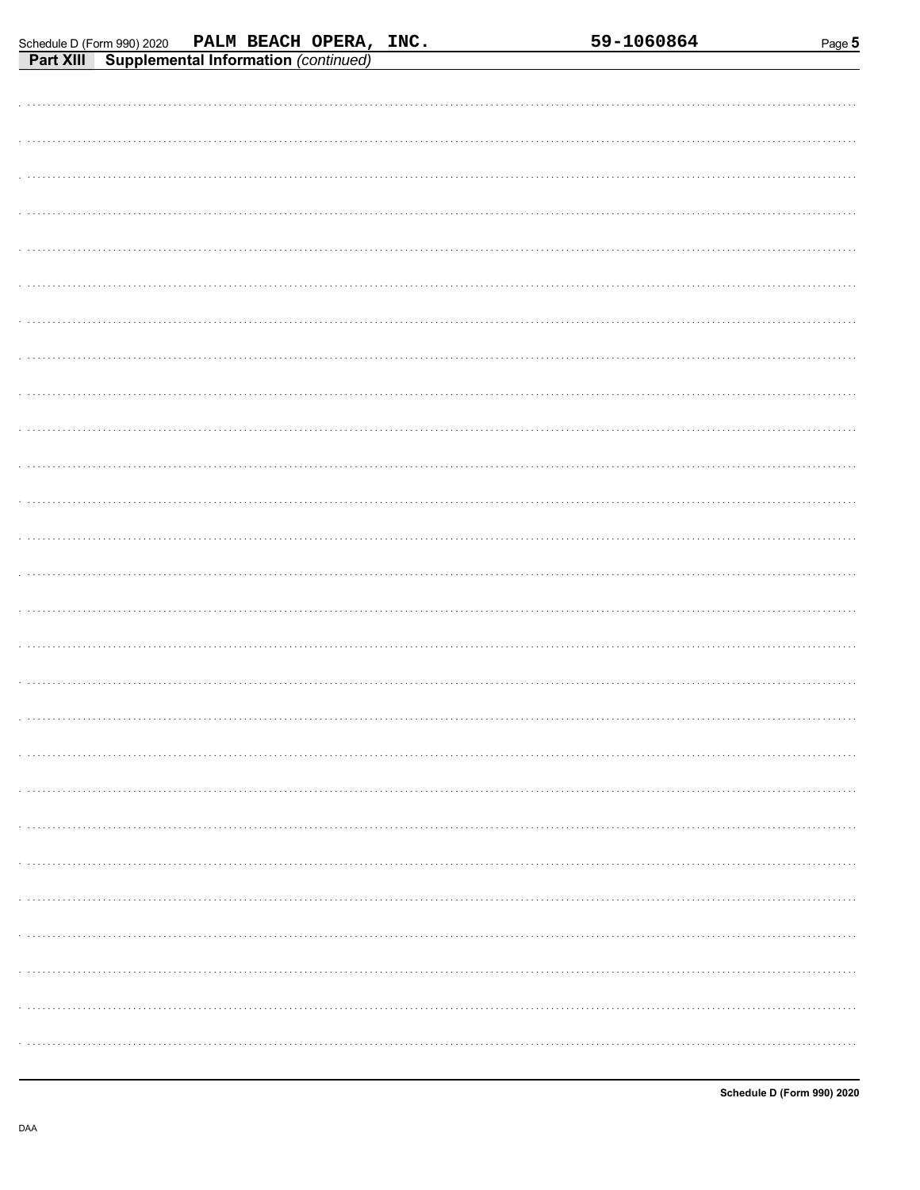Schedule D (Form 990) 2020 PALM BEACH OPERA, INC. 59-1060864

**Part XIII Supplemental Information** *(continued)*

Schedule D (Form 990) 2020

DAA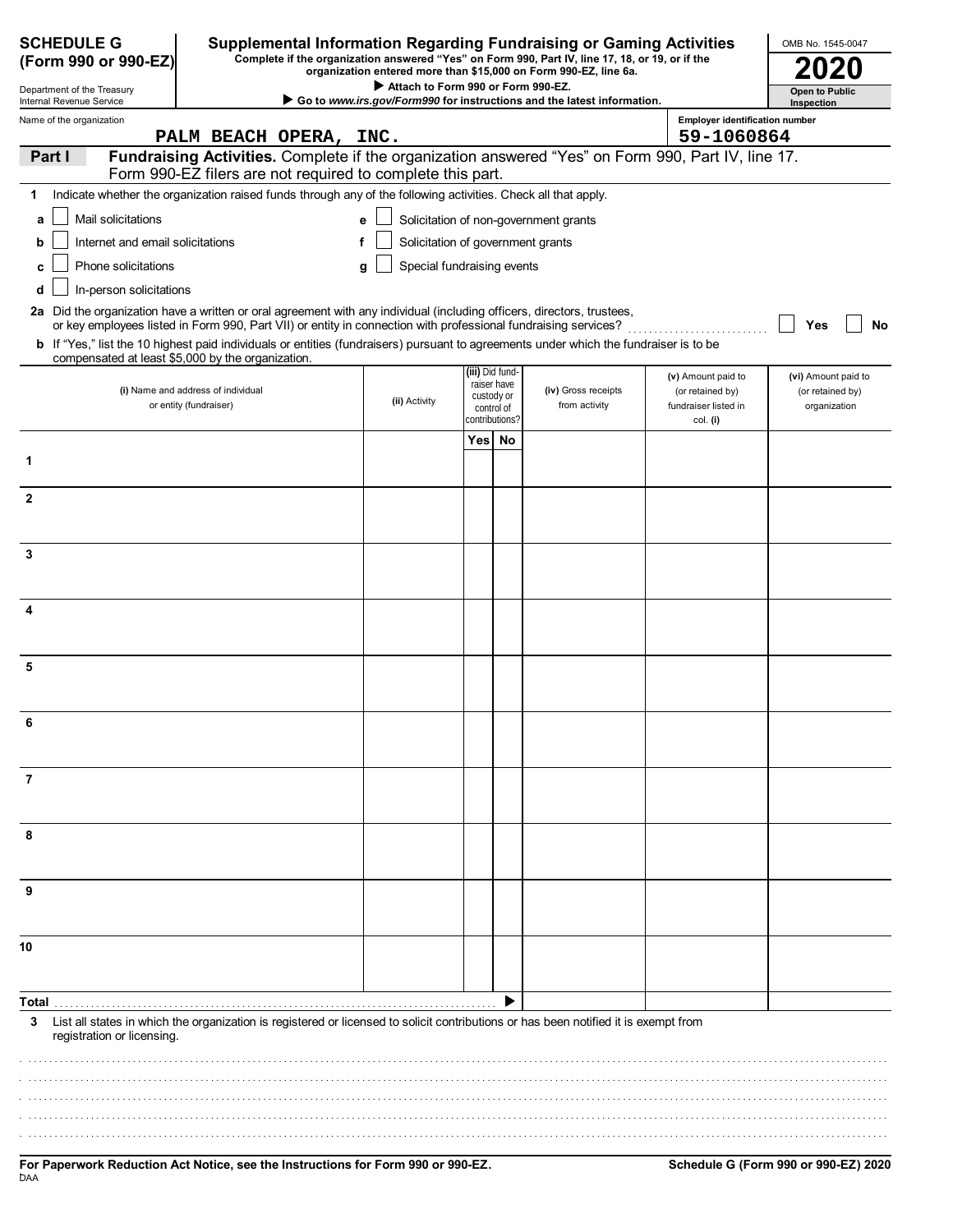**SCHEDULE G (Form 990 or 990-EZ)**

Department of the Treasury
Internal Revenue Service

# Supplemental Information Regarding Fundraising or Gaming Activities

**Complete if the organization answered "Yes" on Form 990, Part IV, line 17, 18, or 19, or if the organization entered more than $15,000 on Form 990-EZ, line 6a.**

▶ Attach to Form 990 or Form 990-EZ.

▶ Go to *www.irs.gov/Form990* for instructions and the latest information.

OMB No. 1545-0047

**2020**

**Open to Public Inspection**

Name of the organization: PALM BEACH OPERA, INC.

Employer identification number: 59-1060864

**Part I** **Fundraising Activities.** Complete if the organization answered "Yes" on Form 990, Part IV, line 17. Form 990-EZ filers are not required to complete this part.

1 Indicate whether the organization raised funds through any of the following activities. Check all that apply.

- a ☐ Mail solicitations
- b ☐ Internet and email solicitations
- c ☐ Phone solicitations
- d ☐ In-person solicitations
- e ☐ Solicitation of non-government grants
- f ☐ Solicitation of government grants
- g ☐ Special fundraising events

**2a** Did the organization have a written or oral agreement with any individual (including officers, directors, trustees, or key employees listed in Form 990, Part VII) or entity in connection with professional fundraising services? ☐ Yes ☐ No

**b** If "Yes," list the 10 highest paid individuals or entities (fundraisers) pursuant to agreements under which the fundraiser is to be compensated at least $5,000 by the organization.

| | (i) Name and address of individual or entity (fundraiser) | (ii) Activity | (iii) Did fundraiser have custody or control of contributions? Yes | No | (iv) Gross receipts from activity | (v) Amount paid to (or retained by) fundraiser listed in col. (i) | (vi) Amount paid to (or retained by) organization |
|---|---|---|---|---|---|---|---|
| 1 | | | | | | | |
| 2 | | | | | | | |
| 3 | | | | | | | |
| 4 | | | | | | | |
| 5 | | | | | | | |
| 6 | | | | | | | |
| 7 | | | | | | | |
| 8 | | | | | | | |
| 9 | | | | | | | |
| 10 | | | | | | | |
| **Total** | | | | ▶ | | | |

3 List all states in which the organization is registered or licensed to solicit contributions or has been notified it is exempt from registration or licensing.

**For Paperwork Reduction Act Notice, see the Instructions for Form 990 or 990-EZ.**

DAA

**Schedule G (Form 990 or 990-EZ) 2020**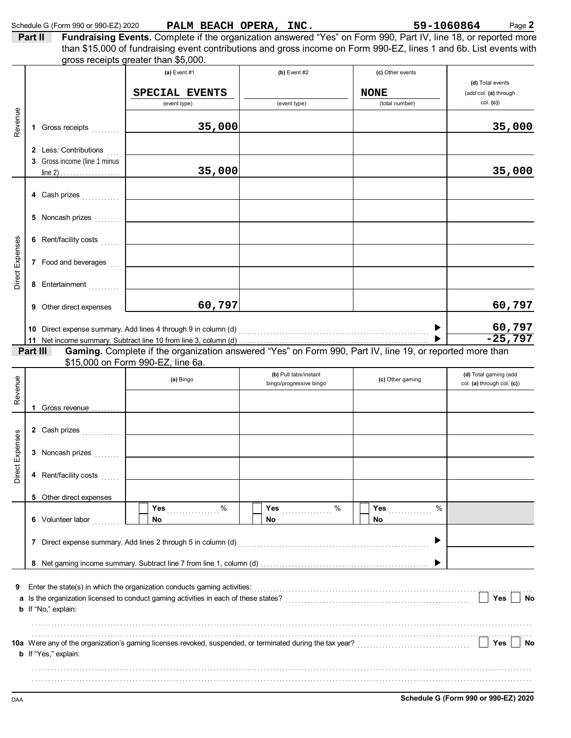Schedule G (Form 990 or 990-EZ) 2020 PALM BEACH OPERA, INC. 59-1060864 Page **2**

**Part II** **Fundraising Events.** Complete if the organization answered "Yes" on Form 990, Part IV, line 18, or reported more than $15,000 of fundraising event contributions and gross income on Form 990-EZ, lines 1 and 6b. List events with gross receipts greater than $5,000.

| | | (a) Event #1 | (b) Event #2 | (c) Other events | (d) Total events (add col. (a) through col. (c)) |
|---|---|---|---|---|---|
| | | SPECIAL EVENTS (event type) | (event type) | NONE (total number) | |
| Revenue | 1 Gross receipts | 35,000 | | | 35,000 |
| | 2 Less: Contributions | | | | |
| | 3 Gross income (line 1 minus line 2) | 35,000 | | | 35,000 |
| Direct Expenses | 4 Cash prizes | | | | |
| | 5 Noncash prizes | | | | |
| | 6 Rent/facility costs | | | | |
| | 7 Food and beverages | | | | |
| | 8 Entertainment | | | | |
| | 9 Other direct expenses | 60,797 | | | 60,797 |
| | 10 Direct expense summary. Add lines 4 through 9 in column (d) | | | ▶ | 60,797 |
| | 11 Net income summary. Subtract line 10 from line 3, column (d) | | | ▶ | -25,797 |

**Part III** **Gaming.** Complete if the organization answered "Yes" on Form 990, Part IV, line 19, or reported more than $15,000 on Form 990-EZ, line 6a.

| | | (a) Bingo | (b) Pull tabs/instant bingo/progressive bingo | (c) Other gaming | (d) Total gaming (add col. (a) through col. (c)) |
|---|---|---|---|---|---|
| Revenue | 1 Gross revenue | | | | |
| Direct Expenses | 2 Cash prizes | | | | |
| | 3 Noncash prizes | | | | |
| | 4 Rent/facility costs | | | | |
| | 5 Other direct expenses | | | | |
| | 6 Volunteer labor | ☐ Yes ____ % ☐ No | ☐ Yes ____ % ☐ No | ☐ Yes ____ % ☐ No | |
| | 7 Direct expense summary. Add lines 2 through 5 in column (d) | | | ▶ | |
| | 8 Net gaming income summary. Subtract line 7 from line 1, column (d) | | | ▶ | |

**9** Enter the state(s) in which the organization conducts gaming activities: ..........

**a** Is the organization licensed to conduct gaming activities in each of these states? ☐ Yes ☐ No

**b** If "No," explain:

..........

**10a** Were any of the organization's gaming licenses revoked, suspended, or terminated during the tax year? ☐ Yes ☐ No

**b** If "Yes," explain:

..........

DAA **Schedule G (Form 990 or 990-EZ) 2020**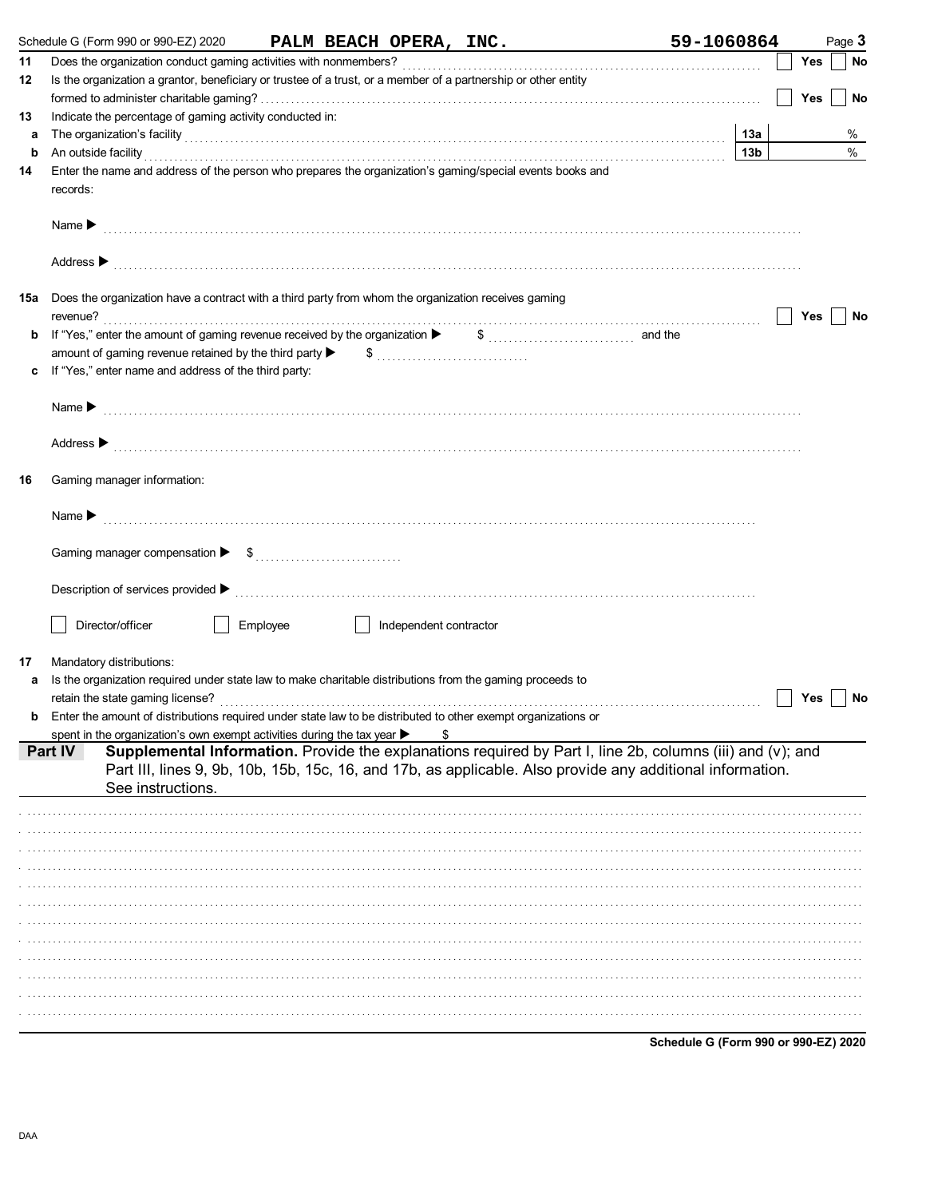Schedule G (Form 990 or 990-EZ) 2020 **PALM BEACH OPERA, INC.** **59-1060864**

11 Does the organization conduct gaming activities with nonmembers? ☐ Yes ☐ No

12 Is the organization a grantor, beneficiary or trustee of a trust, or a member of a partnership or other entity formed to administer charitable gaming? ☐ Yes ☐ No

13 Indicate the percentage of gaming activity conducted in:

a The organization's facility 13a %

b An outside facility 13b %

14 Enter the name and address of the person who prepares the organization's gaming/special events books and records:

Name ▶

Address ▶

15a Does the organization have a contract with a third party from whom the organization receives gaming revenue? ☐ Yes ☐ No

b If "Yes," enter the amount of gaming revenue received by the organization ▶ $ and the amount of gaming revenue retained by the third party ▶ $

c If "Yes," enter name and address of the third party:

Name ▶

Address ▶

16 Gaming manager information:

Name ▶

Gaming manager compensation ▶ $

Description of services provided ▶

☐ Director/officer ☐ Employee ☐ Independent contractor

17 Mandatory distributions:

a Is the organization required under state law to make charitable distributions from the gaming proceeds to retain the state gaming license? ☐ Yes ☐ No

b Enter the amount of distributions required under state law to be distributed to other exempt organizations or spent in the organization's own exempt activities during the tax year ▶ $

**Part IV** **Supplemental Information.** Provide the explanations required by Part I, line 2b, columns (iii) and (v); and Part III, lines 9, 9b, 10b, 15b, 15c, 16, and 17b, as applicable. Also provide any additional information. See instructions.

**Schedule G (Form 990 or 990-EZ) 2020**

DAA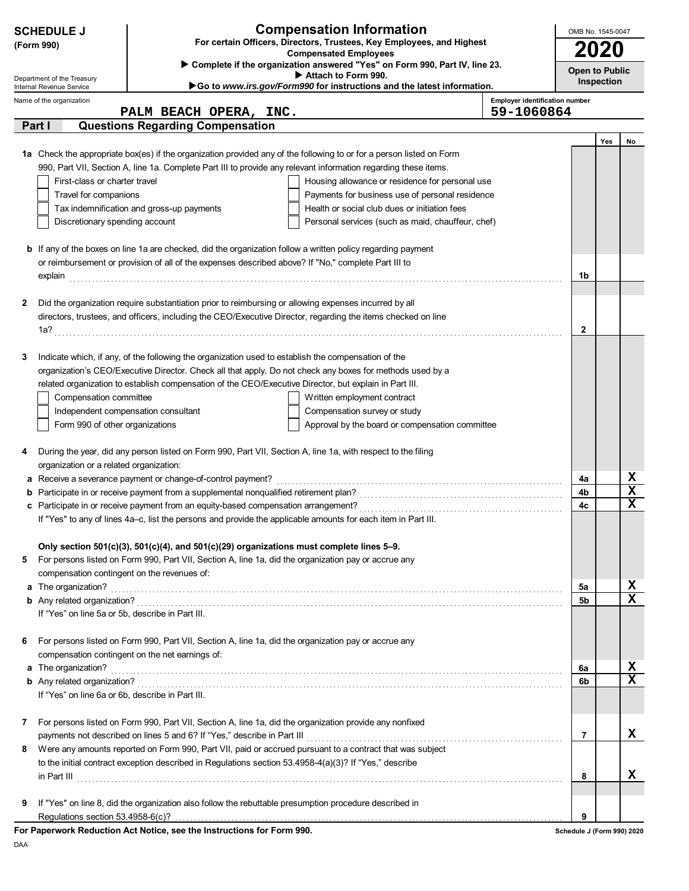**SCHEDULE J**
**(Form 990)**

Department of the Treasury
Internal Revenue Service

# Compensation Information

**For certain Officers, Directors, Trustees, Key Employees, and Highest Compensated Employees**

▶ **Complete if the organization answered "Yes" on Form 990, Part IV, line 23.**

▶ **Attach to Form 990.**

▶**Go to *www.irs.gov/Form990* for instructions and the latest information.**

OMB No. 1545-0047

**2020**

**Open to Public Inspection**

Name of the organization: **PALM BEACH OPERA, INC.**

Employer identification number: **59-1060864**

## Part I Questions Regarding Compensation

| | | | Yes | No |
|---|---|---|---|---|
| **1a** | Check the appropriate box(es) if the organization provided any of the following to or for a person listed on Form 990, Part VII, Section A, line 1a. Complete Part III to provide any relevant information regarding these items.<br>☐ First-class or charter travel ☐ Housing allowance or residence for personal use<br>☐ Travel for companions ☐ Payments for business use of personal residence<br>☐ Tax indemnification and gross-up payments ☐ Health or social club dues or initiation fees<br>☐ Discretionary spending account ☐ Personal services (such as maid, chauffeur, chef) | | | |
| **b** | If any of the boxes on line 1a are checked, did the organization follow a written policy regarding payment or reimbursement or provision of all of the expenses described above? If "No," complete Part III to explain | 1b | | |
| **2** | Did the organization require substantiation prior to reimbursing or allowing expenses incurred by all directors, trustees, and officers, including the CEO/Executive Director, regarding the items checked on line 1a? | 2 | | |
| **3** | Indicate which, if any, of the following the organization used to establish the compensation of the organization's CEO/Executive Director. Check all that apply. Do not check any boxes for methods used by a related organization to establish compensation of the CEO/Executive Director, but explain in Part III.<br>☐ Compensation committee ☐ Written employment contract<br>☐ Independent compensation consultant ☐ Compensation survey or study<br>☐ Form 990 of other organizations ☐ Approval by the board or compensation committee | | | |
| **4** | During the year, did any person listed on Form 990, Part VII, Section A, line 1a, with respect to the filing organization or a related organization: | | | |
| **a** | Receive a severance payment or change-of-control payment? | 4a | | X |
| **b** | Participate in or receive payment from a supplemental nonqualified retirement plan? | 4b | | X |
| **c** | Participate in or receive payment from an equity-based compensation arrangement?<br>If "Yes" to any of lines 4a–c, list the persons and provide the applicable amounts for each item in Part III. | 4c | | X |
| | **Only section 501(c)(3), 501(c)(4), and 501(c)(29) organizations must complete lines 5–9.** | | | |
| **5** | For persons listed on Form 990, Part VII, Section A, line 1a, did the organization pay or accrue any compensation contingent on the revenues of: | | | |
| **a** | The organization? | 5a | | X |
| **b** | Any related organization?<br>If "Yes" on line 5a or 5b, describe in Part III. | 5b | | X |
| **6** | For persons listed on Form 990, Part VII, Section A, line 1a, did the organization pay or accrue any compensation contingent on the net earnings of: | | | |
| **a** | The organization? | 6a | | X |
| **b** | Any related organization?<br>If "Yes" on line 6a or 6b, describe in Part III. | 6b | | X |
| **7** | For persons listed on Form 990, Part VII, Section A, line 1a, did the organization provide any nonfixed payments not described on lines 5 and 6? If "Yes," describe in Part III | 7 | | X |
| **8** | Were any amounts reported on Form 990, Part VII, paid or accrued pursuant to a contract that was subject to the initial contract exception described in Regulations section 53.4958-4(a)(3)? If "Yes," describe in Part III | 8 | | X |
| **9** | If "Yes" on line 8, did the organization also follow the rebuttable presumption procedure described in Regulations section 53.4958-6(c)? | 9 | | |

**For Paperwork Reduction Act Notice, see the Instructions for Form 990.**

Schedule J (Form 990) 2020

DAA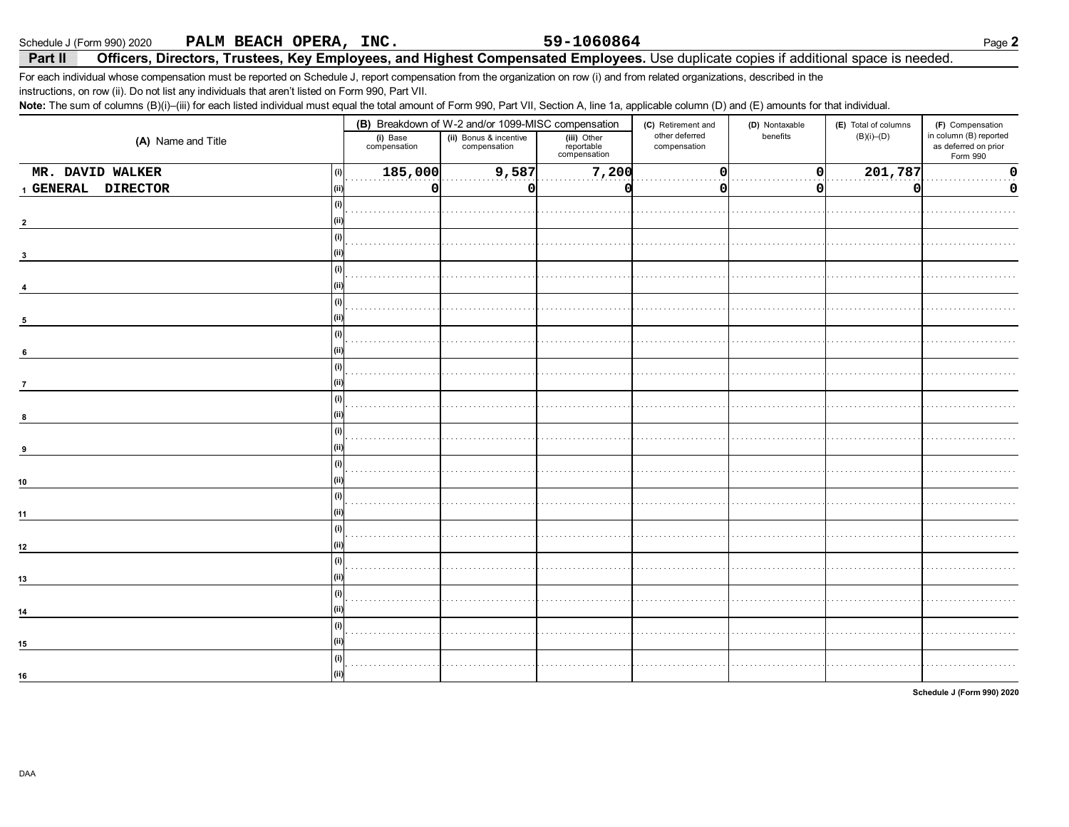Schedule J (Form 990) 2020 PALM BEACH OPERA, INC. 59-1060864

## Part II Officers, Directors, Trustees, Key Employees, and Highest Compensated Employees.

Use duplicate copies if additional space is needed.

For each individual whose compensation must be reported on Schedule J, report compensation from the organization on row (i) and from related organizations, described in the instructions, on row (ii). Do not list any individuals that aren't listed on Form 990, Part VII.

**Note:** The sum of columns (B)(i)–(iii) for each listed individual must equal the total amount of Form 990, Part VII, Section A, line 1a, applicable column (D) and (E) amounts for that individual.

| (A) Name and Title | | (B) Breakdown of W-2 and/or 1099-MISC compensation | | | (C) Retirement and other deferred compensation | (D) Nontaxable benefits | (E) Total of columns (B)(i)–(D) | (F) Compensation in column (B) reported as deferred on prior Form 990 |
|---|---|---|---|---|---|---|---|---|
| | | (i) Base compensation | (ii) Bonus & incentive compensation | (iii) Other reportable compensation | | | | |
| 1 MR. DAVID WALKER | (i) | 185,000 | 9,587 | 7,200 | 0 | 0 | 201,787 | 0 |
| GENERAL DIRECTOR | (ii) | 0 | 0 | 0 | 0 | 0 | 0 | 0 |
| 2 | (i) | | | | | | | |
| | (ii) | | | | | | | |
| 3 | (i) | | | | | | | |
| | (ii) | | | | | | | |
| 4 | (i) | | | | | | | |
| | (ii) | | | | | | | |
| 5 | (i) | | | | | | | |
| | (ii) | | | | | | | |
| 6 | (i) | | | | | | | |
| | (ii) | | | | | | | |
| 7 | (i) | | | | | | | |
| | (ii) | | | | | | | |
| 8 | (i) | | | | | | | |
| | (ii) | | | | | | | |
| 9 | (i) | | | | | | | |
| | (ii) | | | | | | | |
| 10 | (i) | | | | | | | |
| | (ii) | | | | | | | |
| 11 | (i) | | | | | | | |
| | (ii) | | | | | | | |
| 12 | (i) | | | | | | | |
| | (ii) | | | | | | | |
| 13 | (i) | | | | | | | |
| | (ii) | | | | | | | |
| 14 | (i) | | | | | | | |
| | (ii) | | | | | | | |
| 15 | (i) | | | | | | | |
| | (ii) | | | | | | | |
| 16 | (i) | | | | | | | |
| | (ii) | | | | | | | |

Schedule J (Form 990) 2020

DAA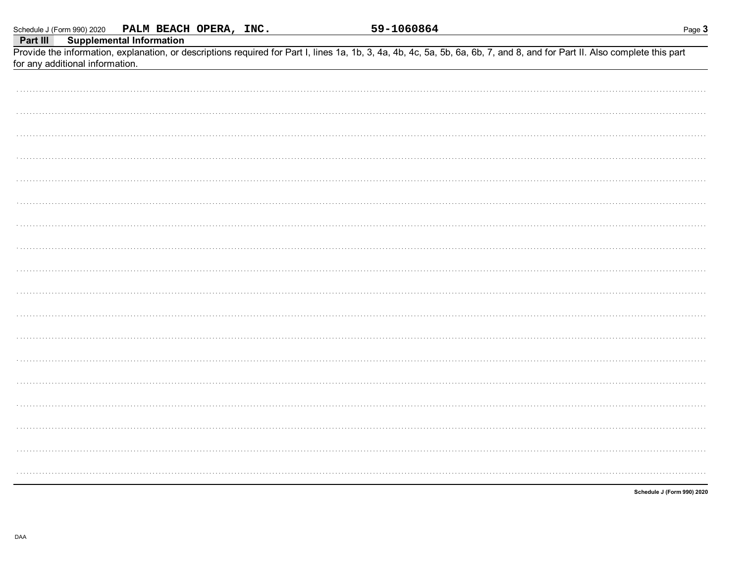Schedule J (Form 990) 2020 **PALM BEACH OPERA, INC.** **59-1060864**

**Part III Supplemental Information**

Provide the information, explanation, or descriptions required for Part I, lines 1a, 1b, 3, 4a, 4b, 4c, 5a, 5b, 6a, 6b, 7, and 8, and for Part II. Also complete this part for any additional information.

**Schedule J (Form 990) 2020**

DAA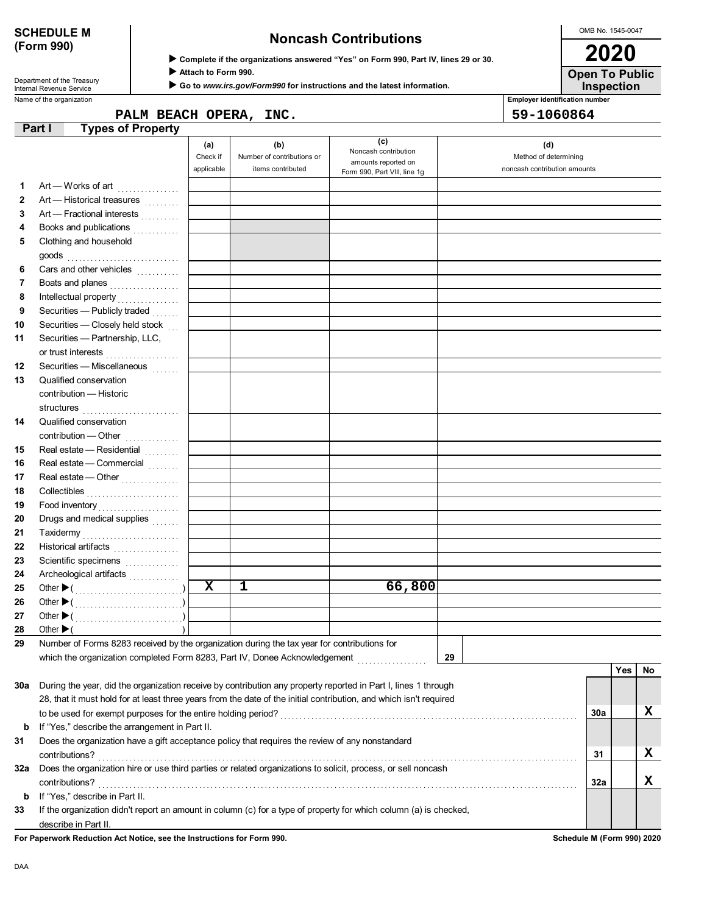**SCHEDULE M (Form 990)**

Department of the Treasury
Internal Revenue Service

# Noncash Contributions

▶ Complete if the organizations answered "Yes" on Form 990, Part IV, lines 29 or 30.
▶ Attach to Form 990.
▶ Go to www.irs.gov/Form990 for instructions and the latest information.

OMB No. 1545-0047

**2020**

**Open To Public Inspection**

Name of the organization: PALM BEACH OPERA, INC.

Employer identification number: 59-1060864

## Part I Types of Property

| | | (a) Check if applicable | (b) Number of contributions or items contributed | (c) Noncash contribution amounts reported on Form 990, Part VIII, line 1g | (d) Method of determining noncash contribution amounts |
|---|---|---|---|---|---|
| 1 | Art — Works of art | | | | |
| 2 | Art — Historical treasures | | | | |
| 3 | Art — Fractional interests | | | | |
| 4 | Books and publications | | | | |
| 5 | Clothing and household goods | | | | |
| 6 | Cars and other vehicles | | | | |
| 7 | Boats and planes | | | | |
| 8 | Intellectual property | | | | |
| 9 | Securities — Publicly traded | | | | |
| 10 | Securities — Closely held stock | | | | |
| 11 | Securities — Partnership, LLC, or trust interests | | | | |
| 12 | Securities — Miscellaneous | | | | |
| 13 | Qualified conservation contribution — Historic structures | | | | |
| 14 | Qualified conservation contribution — Other | | | | |
| 15 | Real estate — Residential | | | | |
| 16 | Real estate — Commercial | | | | |
| 17 | Real estate — Other | | | | |
| 18 | Collectibles | | | | |
| 19 | Food inventory | | | | |
| 20 | Drugs and medical supplies | | | | |
| 21 | Taxidermy | | | | |
| 22 | Historical artifacts | | | | |
| 23 | Scientific specimens | | | | |
| 24 | Archeological artifacts | | | | |
| 25 | Other ▶ ( ) | X | 1 | 66,800 | |
| 26 | Other ▶ ( ) | | | | |
| 27 | Other ▶ ( ) | | | | |
| 28 | Other ▶ ( ) | | | | |

29 Number of Forms 8283 received by the organization during the tax year for contributions for which the organization completed Form 8283, Part IV, Donee Acknowledgement ..... **29**

| | | | Yes | No |
|---|---|---|---|---|
| 30a | During the year, did the organization receive by contribution any property reported in Part I, lines 1 through 28, that it must hold for at least three years from the date of the initial contribution, and which isn't required to be used for exempt purposes for the entire holding period? | 30a | | X |
| b | If "Yes," describe the arrangement in Part II. | | | |
| 31 | Does the organization have a gift acceptance policy that requires the review of any nonstandard contributions? | 31 | | X |
| 32a | Does the organization hire or use third parties or related organizations to solicit, process, or sell noncash contributions? | 32a | | X |
| b | If "Yes," describe in Part II. | | | |
| 33 | If the organization didn't report an amount in column (c) for a type of property for which column (a) is checked, describe in Part II. | | | |

For Paperwork Reduction Act Notice, see the Instructions for Form 990.

Schedule M (Form 990) 2020

DAA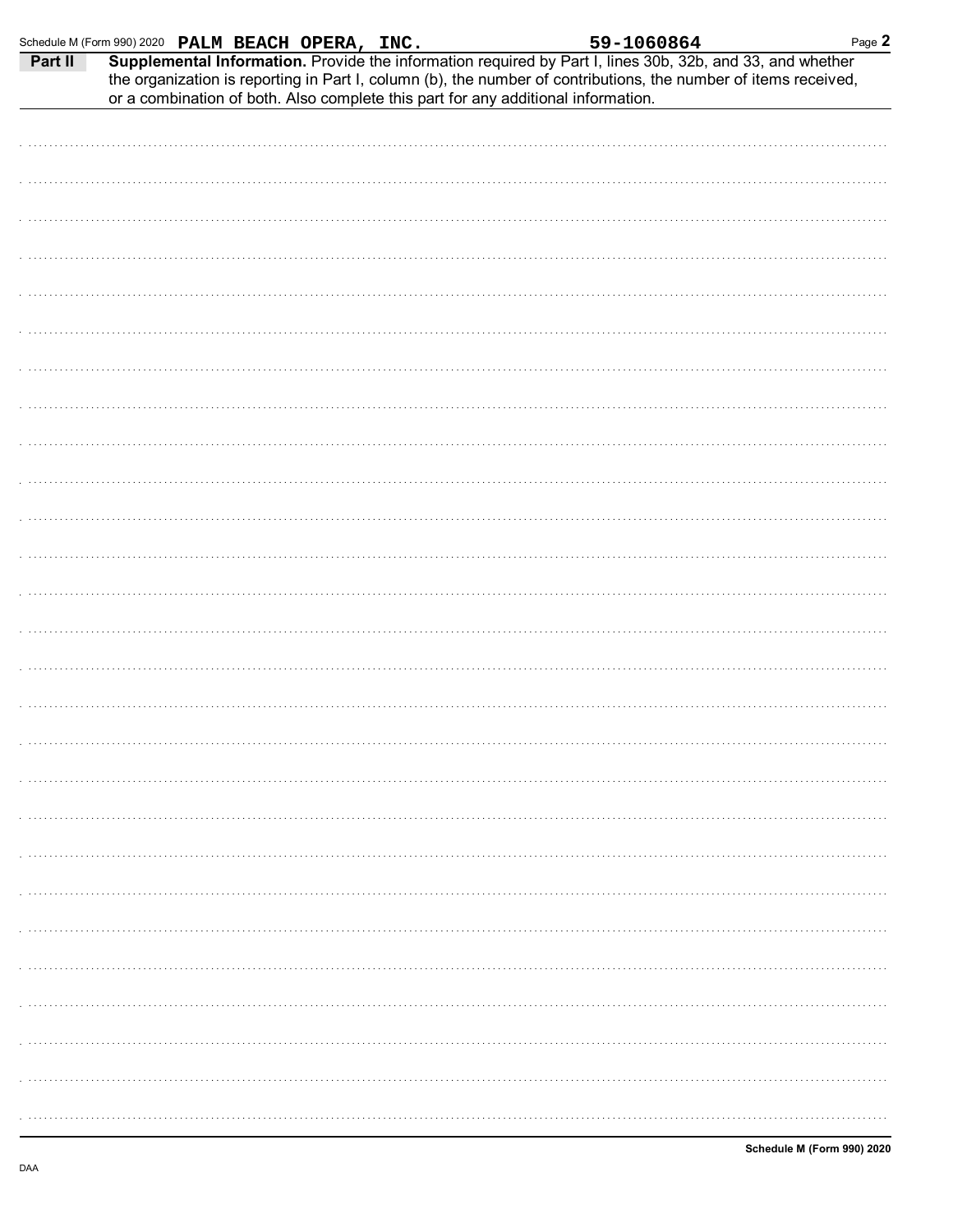Schedule M (Form 990) 2020 PALM BEACH OPERA, INC. 59-1060864

**Part II** **Supplemental Information.** Provide the information required by Part I, lines 30b, 32b, and 33, and whether the organization is reporting in Part I, column (b), the number of contributions, the number of items received, or a combination of both. Also complete this part for any additional information.

**Schedule M (Form 990) 2020**

DAA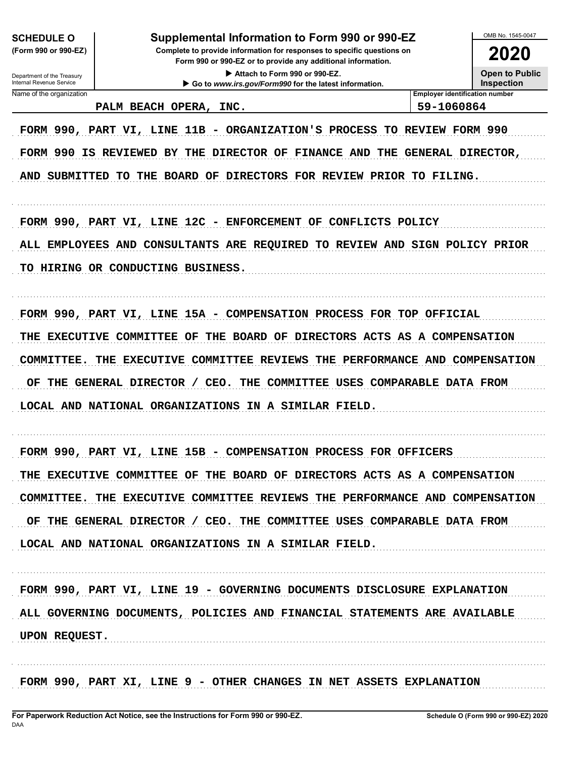**SCHEDULE O (Form 990 or 990-EZ)**

Department of the Treasury
Internal Revenue Service

# Supplemental Information to Form 990 or 990-EZ

**Complete to provide information for responses to specific questions on Form 990 or 990-EZ or to provide any additional information.**

▶ Attach to Form 990 or 990-EZ.

▶ Go to *www.irs.gov/Form990* for the latest information.

OMB No. 1545-0047

**2020**

**Open to Public Inspection**

| Name of the organization | Employer identification number |
|---|---|
| PALM BEACH OPERA, INC. | 59-1060864 |

FORM 990, PART VI, LINE 11B - ORGANIZATION'S PROCESS TO REVIEW FORM 990

FORM 990 IS REVIEWED BY THE DIRECTOR OF FINANCE AND THE GENERAL DIRECTOR, AND SUBMITTED TO THE BOARD OF DIRECTORS FOR REVIEW PRIOR TO FILING.

FORM 990, PART VI, LINE 12C - ENFORCEMENT OF CONFLICTS POLICY

ALL EMPLOYEES AND CONSULTANTS ARE REQUIRED TO REVIEW AND SIGN POLICY PRIOR TO HIRING OR CONDUCTING BUSINESS.

FORM 990, PART VI, LINE 15A - COMPENSATION PROCESS FOR TOP OFFICIAL

THE EXECUTIVE COMMITTEE OF THE BOARD OF DIRECTORS ACTS AS A COMPENSATION COMMITTEE. THE EXECUTIVE COMMITTEE REVIEWS THE PERFORMANCE AND COMPENSATION OF THE GENERAL DIRECTOR / CEO. THE COMMITTEE USES COMPARABLE DATA FROM LOCAL AND NATIONAL ORGANIZATIONS IN A SIMILAR FIELD.

FORM 990, PART VI, LINE 15B - COMPENSATION PROCESS FOR OFFICERS

THE EXECUTIVE COMMITTEE OF THE BOARD OF DIRECTORS ACTS AS A COMPENSATION COMMITTEE. THE EXECUTIVE COMMITTEE REVIEWS THE PERFORMANCE AND COMPENSATION OF THE GENERAL DIRECTOR / CEO. THE COMMITTEE USES COMPARABLE DATA FROM LOCAL AND NATIONAL ORGANIZATIONS IN A SIMILAR FIELD.

FORM 990, PART VI, LINE 19 - GOVERNING DOCUMENTS DISCLOSURE EXPLANATION

ALL GOVERNING DOCUMENTS, POLICIES AND FINANCIAL STATEMENTS ARE AVAILABLE UPON REQUEST.

FORM 990, PART XI, LINE 9 - OTHER CHANGES IN NET ASSETS EXPLANATION

For Paperwork Reduction Act Notice, see the Instructions for Form 990 or 990-EZ. Schedule O (Form 990 or 990-EZ) 2020

DAA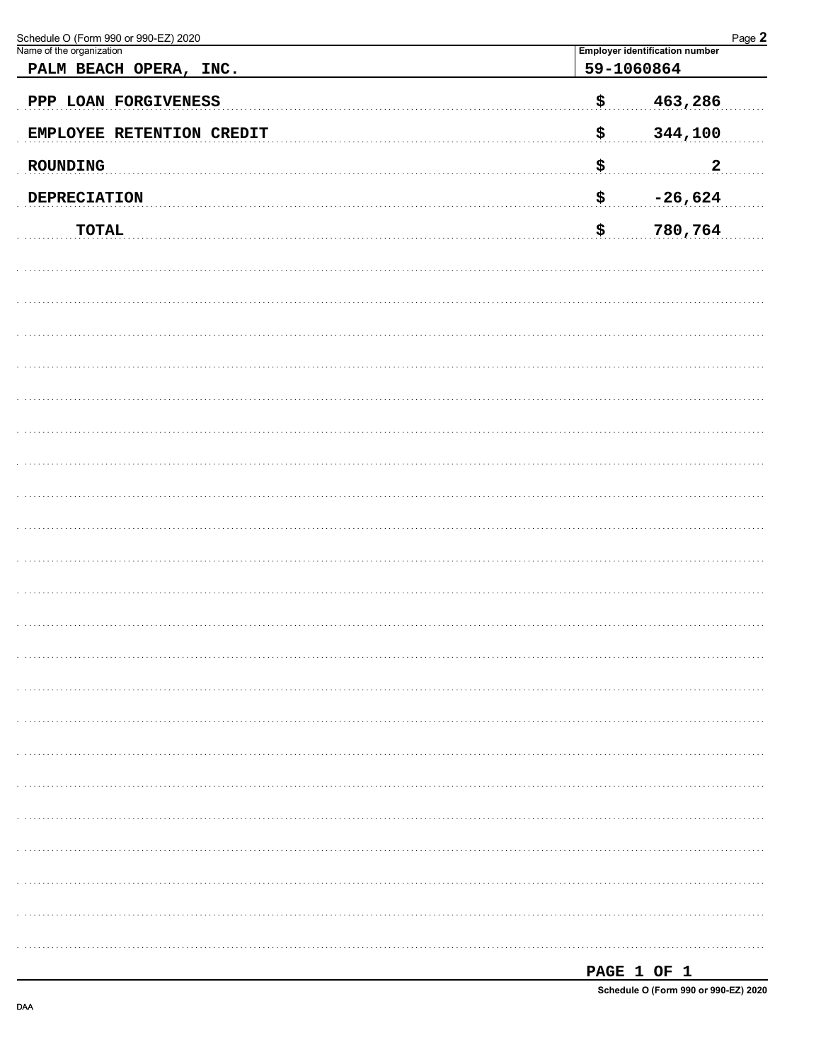Schedule O (Form 990 or 990-EZ) 2020

Name of the organization: PALM BEACH OPERA, INC.

Employer identification number: 59-1060864

| | |
|---|---|
| PPP LOAN FORGIVENESS | $ 463,286 |
| EMPLOYEE RETENTION CREDIT | $ 344,100 |
| ROUNDING | $ 2 |
| DEPRECIATION | $ -26,624 |
| TOTAL | $ 780,764 |

PAGE 1 OF 1

Schedule O (Form 990 or 990-EZ) 2020

DAA